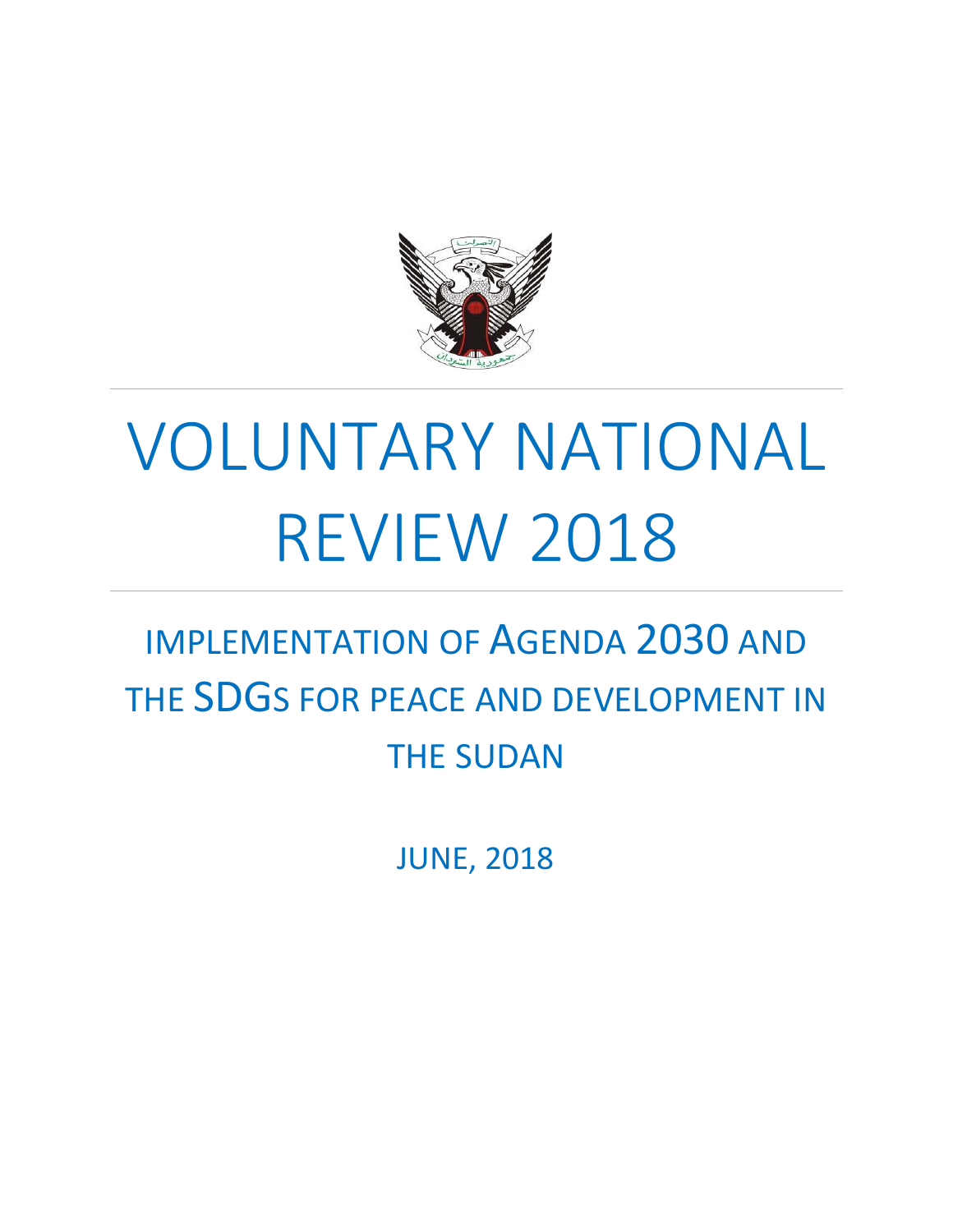# VOLUNTARY NATIONAL REVIEW 2018

## IMPLEMENTATION OF AGENDA 2030 AND THE SDGS FOR PEACE AND DEVELOPMENT IN THE SUDAN

JUNE, 2018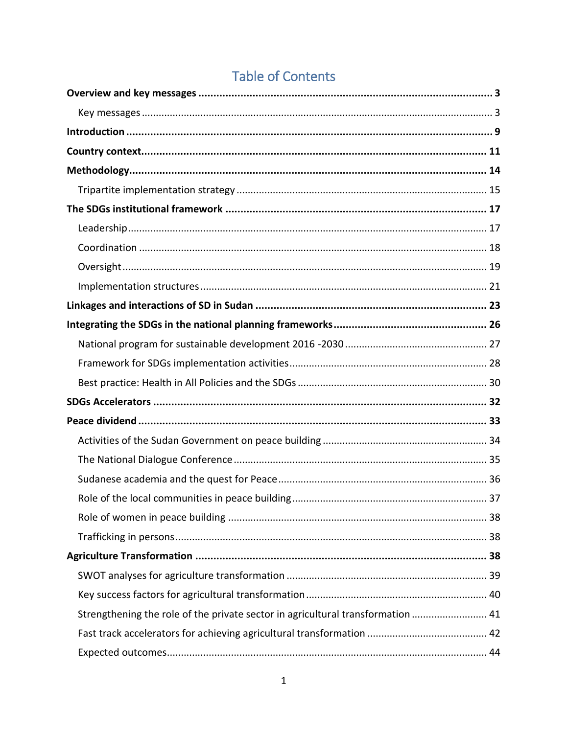# Table of Contents

**Overview and key messages** ..... **3**

- Key messages ..... 3

**Introduction** ..... **9**

**Country context** ..... **11**

**Methodology** ..... **14**

- Tripartite implementation strategy ..... 15

**The SDGs institutional framework** ..... **17**

- Leadership ..... 17
- Coordination ..... 18
- Oversight ..... 19
- Implementation structures ..... 21

**Linkages and interactions of SD in Sudan** ..... **23**

**Integrating the SDGs in the national planning frameworks** ..... **26**

- National program for sustainable development 2016 -2030 ..... 27
- Framework for SDGs implementation activities ..... 28
- Best practice: Health in All Policies and the SDGs ..... 30

**SDGs Accelerators** ..... **32**

**Peace dividend** ..... **33**

- Activities of the Sudan Government on peace building ..... 34
- The National Dialogue Conference ..... 35
- Sudanese academia and the quest for Peace ..... 36
- Role of the local communities in peace building ..... 37
- Role of women in peace building ..... 38
- Trafficking in persons ..... 38

**Agriculture Transformation** ..... **38**

- SWOT analyses for agriculture transformation ..... 39
- Key success factors for agricultural transformation ..... 40
- Strengthening the role of the private sector in agricultural transformation ..... 41
- Fast track accelerators for achieving agricultural transformation ..... 42
- Expected outcomes ..... 44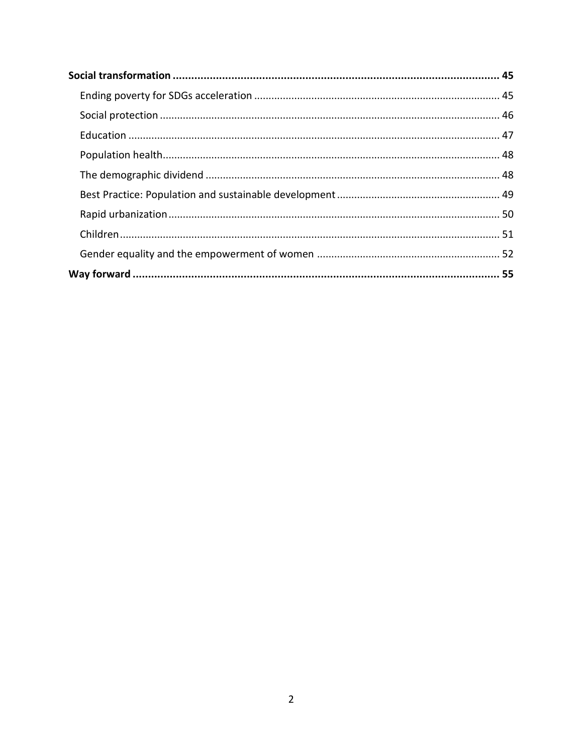**Social transformation ........................................................................................................ 45**

Ending poverty for SDGs acceleration ..................................................................................... 45

Social protection ....................................................................................................................... 46

Education .................................................................................................................................. 47

Population health...................................................................................................................... 48

The demographic dividend ....................................................................................................... 48

Best Practice: Population and sustainable development ......................................................... 49

Rapid urbanization .................................................................................................................... 50

Children ..................................................................................................................................... 51

Gender equality and the empowerment of women ................................................................. 52

**Way forward ................................................................................................................... 55**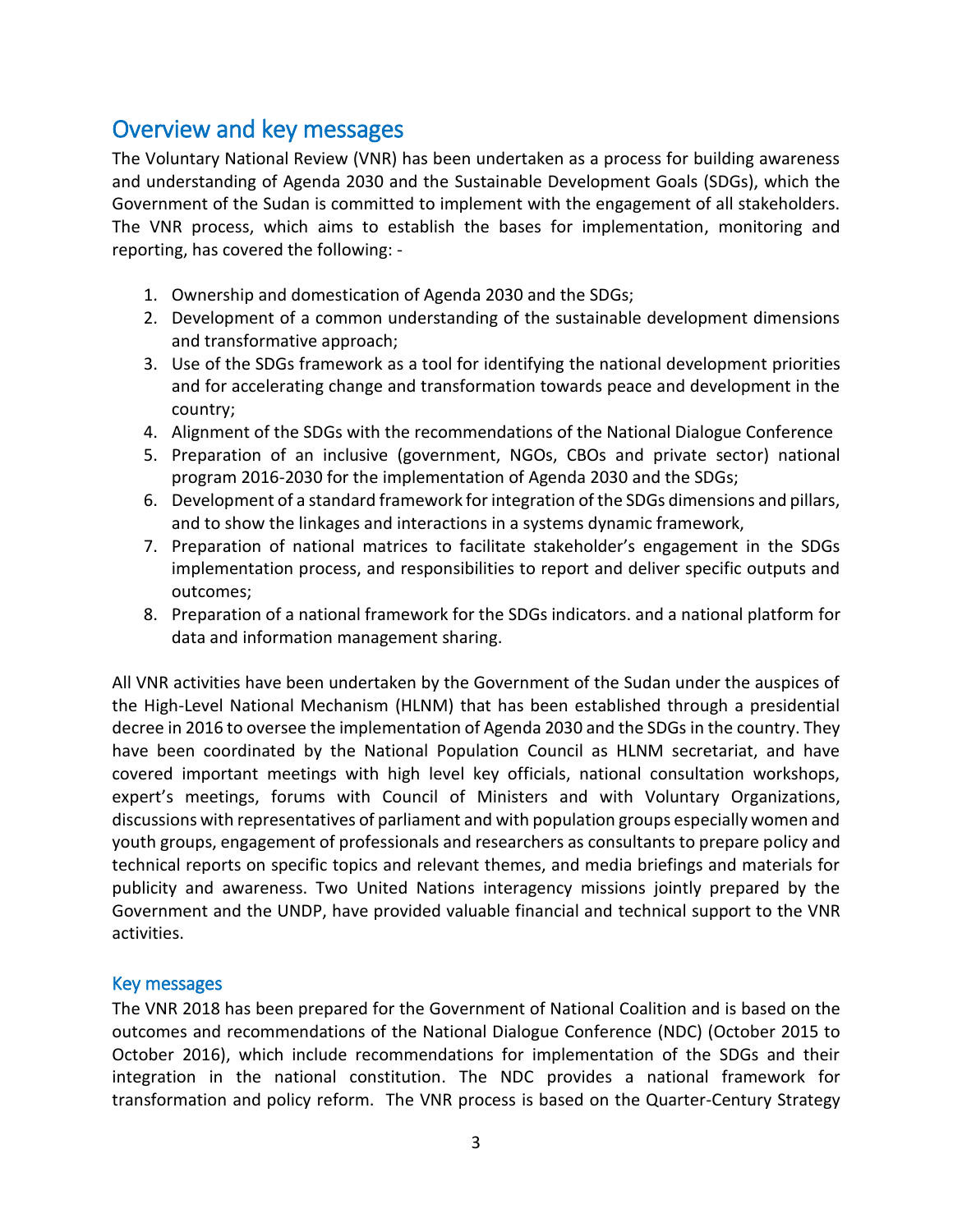## Overview and key messages

The Voluntary National Review (VNR) has been undertaken as a process for building awareness and understanding of Agenda 2030 and the Sustainable Development Goals (SDGs), which the Government of the Sudan is committed to implement with the engagement of all stakeholders. The VNR process, which aims to establish the bases for implementation, monitoring and reporting, has covered the following: -

1. Ownership and domestication of Agenda 2030 and the SDGs;
2. Development of a common understanding of the sustainable development dimensions and transformative approach;
3. Use of the SDGs framework as a tool for identifying the national development priorities and for accelerating change and transformation towards peace and development in the country;
4. Alignment of the SDGs with the recommendations of the National Dialogue Conference
5. Preparation of an inclusive (government, NGOs, CBOs and private sector) national program 2016-2030 for the implementation of Agenda 2030 and the SDGs;
6. Development of a standard framework for integration of the SDGs dimensions and pillars, and to show the linkages and interactions in a systems dynamic framework,
7. Preparation of national matrices to facilitate stakeholder's engagement in the SDGs implementation process, and responsibilities to report and deliver specific outputs and outcomes;
8. Preparation of a national framework for the SDGs indicators. and a national platform for data and information management sharing.

All VNR activities have been undertaken by the Government of the Sudan under the auspices of the High-Level National Mechanism (HLNM) that has been established through a presidential decree in 2016 to oversee the implementation of Agenda 2030 and the SDGs in the country. They have been coordinated by the National Population Council as HLNM secretariat, and have covered important meetings with high level key officials, national consultation workshops, expert's meetings, forums with Council of Ministers and with Voluntary Organizations, discussions with representatives of parliament and with population groups especially women and youth groups, engagement of professionals and researchers as consultants to prepare policy and technical reports on specific topics and relevant themes, and media briefings and materials for publicity and awareness. Two United Nations interagency missions jointly prepared by the Government and the UNDP, have provided valuable financial and technical support to the VNR activities.

### Key messages

The VNR 2018 has been prepared for the Government of National Coalition and is based on the outcomes and recommendations of the National Dialogue Conference (NDC) (October 2015 to October 2016), which include recommendations for implementation of the SDGs and their integration in the national constitution. The NDC provides a national framework for transformation and policy reform. The VNR process is based on the Quarter-Century Strategy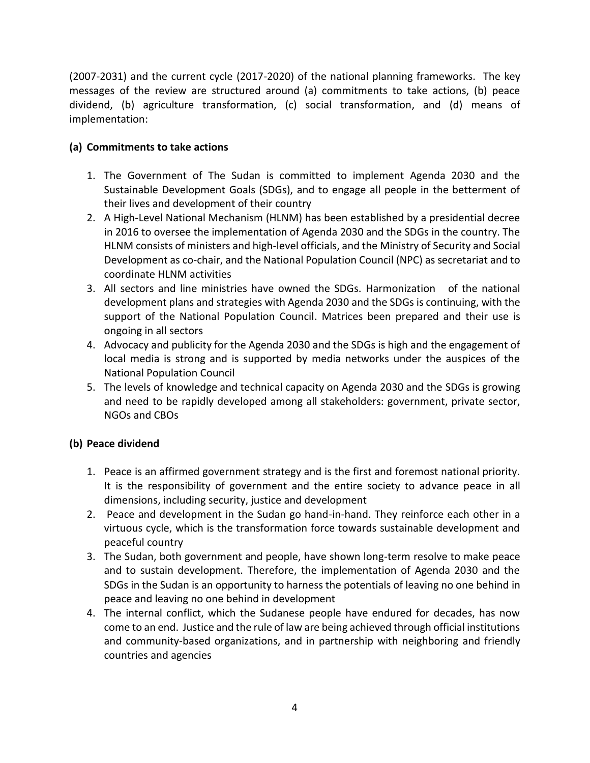(2007-2031) and the current cycle (2017-2020) of the national planning frameworks. The key messages of the review are structured around (a) commitments to take actions, (b) peace dividend, (b) agriculture transformation, (c) social transformation, and (d) means of implementation:

### (a) Commitments to take actions

1. The Government of The Sudan is committed to implement Agenda 2030 and the Sustainable Development Goals (SDGs), and to engage all people in the betterment of their lives and development of their country
2. A High-Level National Mechanism (HLNM) has been established by a presidential decree in 2016 to oversee the implementation of Agenda 2030 and the SDGs in the country. The HLNM consists of ministers and high-level officials, and the Ministry of Security and Social Development as co-chair, and the National Population Council (NPC) as secretariat and to coordinate HLNM activities
3. All sectors and line ministries have owned the SDGs. Harmonization of the national development plans and strategies with Agenda 2030 and the SDGs is continuing, with the support of the National Population Council. Matrices been prepared and their use is ongoing in all sectors
4. Advocacy and publicity for the Agenda 2030 and the SDGs is high and the engagement of local media is strong and is supported by media networks under the auspices of the National Population Council
5. The levels of knowledge and technical capacity on Agenda 2030 and the SDGs is growing and need to be rapidly developed among all stakeholders: government, private sector, NGOs and CBOs

### (b) Peace dividend

1. Peace is an affirmed government strategy and is the first and foremost national priority. It is the responsibility of government and the entire society to advance peace in all dimensions, including security, justice and development
2. Peace and development in the Sudan go hand-in-hand. They reinforce each other in a virtuous cycle, which is the transformation force towards sustainable development and peaceful country
3. The Sudan, both government and people, have shown long-term resolve to make peace and to sustain development. Therefore, the implementation of Agenda 2030 and the SDGs in the Sudan is an opportunity to harness the potentials of leaving no one behind in peace and leaving no one behind in development
4. The internal conflict, which the Sudanese people have endured for decades, has now come to an end. Justice and the rule of law are being achieved through official institutions and community-based organizations, and in partnership with neighboring and friendly countries and agencies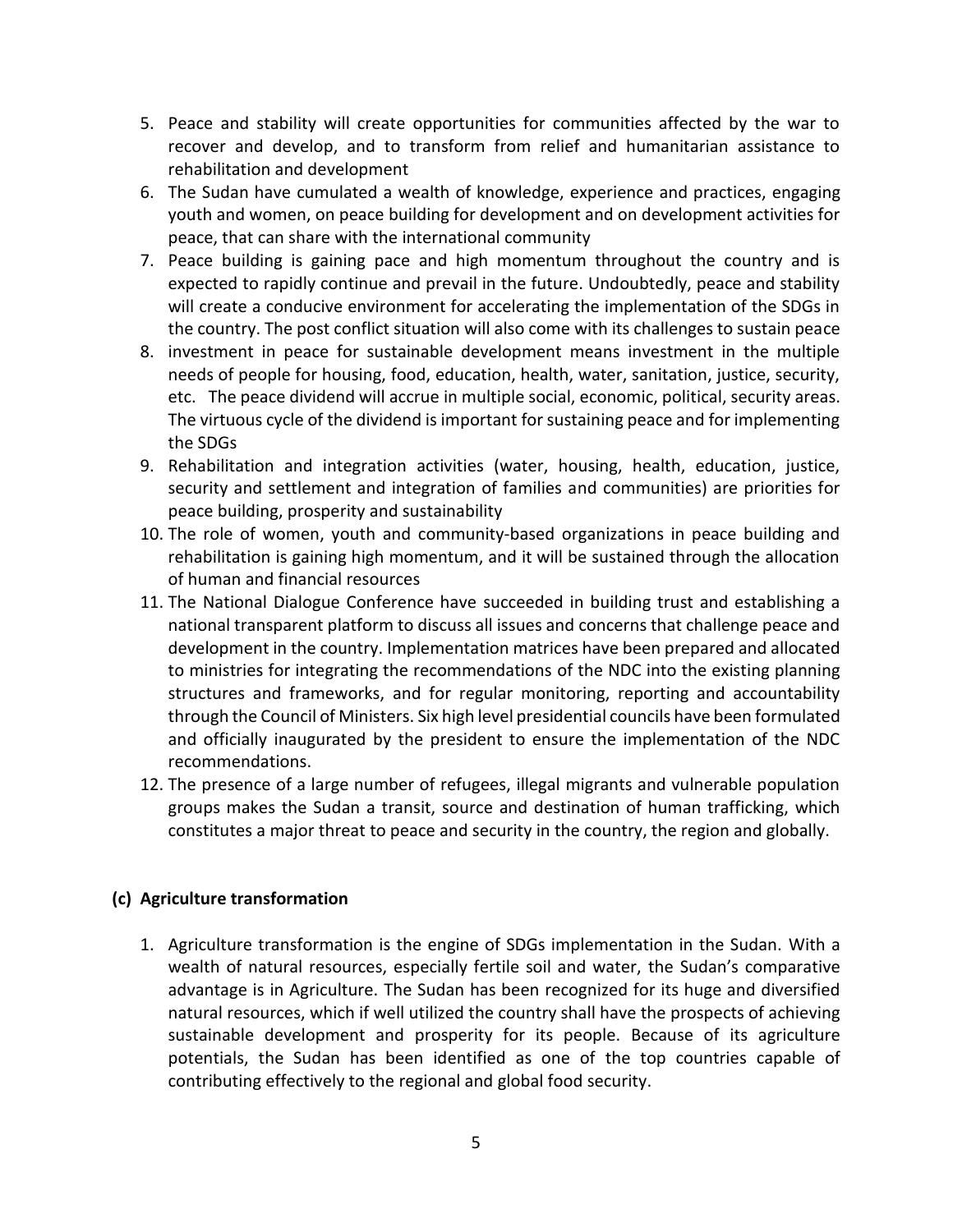5. Peace and stability will create opportunities for communities affected by the war to recover and develop, and to transform from relief and humanitarian assistance to rehabilitation and development
6. The Sudan have cumulated a wealth of knowledge, experience and practices, engaging youth and women, on peace building for development and on development activities for peace, that can share with the international community
7. Peace building is gaining pace and high momentum throughout the country and is expected to rapidly continue and prevail in the future. Undoubtedly, peace and stability will create a conducive environment for accelerating the implementation of the SDGs in the country. The post conflict situation will also come with its challenges to sustain peace
8. investment in peace for sustainable development means investment in the multiple needs of people for housing, food, education, health, water, sanitation, justice, security, etc. The peace dividend will accrue in multiple social, economic, political, security areas. The virtuous cycle of the dividend is important for sustaining peace and for implementing the SDGs
9. Rehabilitation and integration activities (water, housing, health, education, justice, security and settlement and integration of families and communities) are priorities for peace building, prosperity and sustainability
10. The role of women, youth and community-based organizations in peace building and rehabilitation is gaining high momentum, and it will be sustained through the allocation of human and financial resources
11. The National Dialogue Conference have succeeded in building trust and establishing a national transparent platform to discuss all issues and concerns that challenge peace and development in the country. Implementation matrices have been prepared and allocated to ministries for integrating the recommendations of the NDC into the existing planning structures and frameworks, and for regular monitoring, reporting and accountability through the Council of Ministers. Six high level presidential councils have been formulated and officially inaugurated by the president to ensure the implementation of the NDC recommendations.
12. The presence of a large number of refugees, illegal migrants and vulnerable population groups makes the Sudan a transit, source and destination of human trafficking, which constitutes a major threat to peace and security in the country, the region and globally.

### (c) Agriculture transformation

1. Agriculture transformation is the engine of SDGs implementation in the Sudan. With a wealth of natural resources, especially fertile soil and water, the Sudan's comparative advantage is in Agriculture. The Sudan has been recognized for its huge and diversified natural resources, which if well utilized the country shall have the prospects of achieving sustainable development and prosperity for its people. Because of its agriculture potentials, the Sudan has been identified as one of the top countries capable of contributing effectively to the regional and global food security.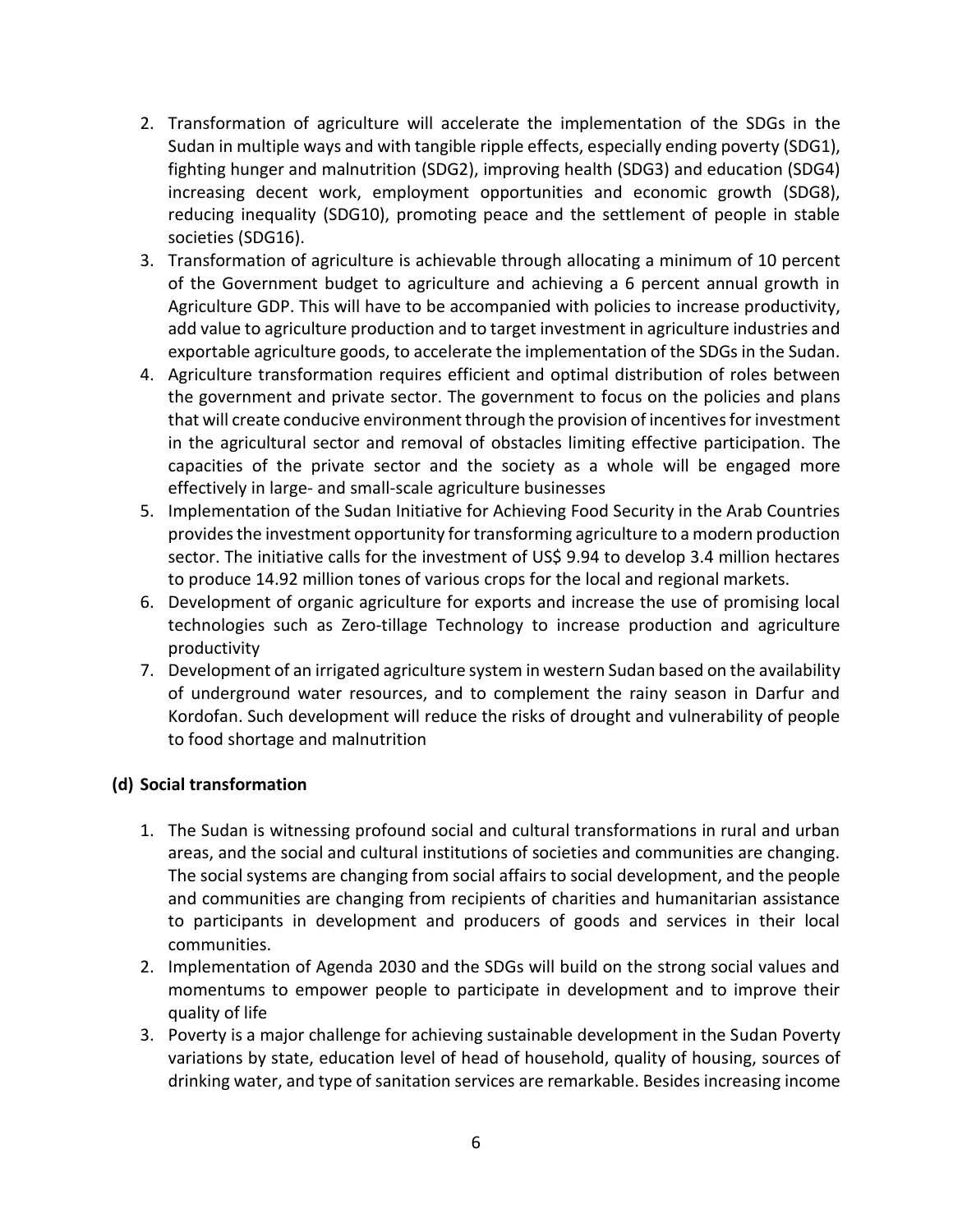2. Transformation of agriculture will accelerate the implementation of the SDGs in the Sudan in multiple ways and with tangible ripple effects, especially ending poverty (SDG1), fighting hunger and malnutrition (SDG2), improving health (SDG3) and education (SDG4) increasing decent work, employment opportunities and economic growth (SDG8), reducing inequality (SDG10), promoting peace and the settlement of people in stable societies (SDG16).
3. Transformation of agriculture is achievable through allocating a minimum of 10 percent of the Government budget to agriculture and achieving a 6 percent annual growth in Agriculture GDP. This will have to be accompanied with policies to increase productivity, add value to agriculture production and to target investment in agriculture industries and exportable agriculture goods, to accelerate the implementation of the SDGs in the Sudan.
4. Agriculture transformation requires efficient and optimal distribution of roles between the government and private sector. The government to focus on the policies and plans that will create conducive environment through the provision of incentives for investment in the agricultural sector and removal of obstacles limiting effective participation. The capacities of the private sector and the society as a whole will be engaged more effectively in large- and small-scale agriculture businesses
5. Implementation of the Sudan Initiative for Achieving Food Security in the Arab Countries provides the investment opportunity for transforming agriculture to a modern production sector. The initiative calls for the investment of US$ 9.94 to develop 3.4 million hectares to produce 14.92 million tones of various crops for the local and regional markets.
6. Development of organic agriculture for exports and increase the use of promising local technologies such as Zero-tillage Technology to increase production and agriculture productivity
7. Development of an irrigated agriculture system in western Sudan based on the availability of underground water resources, and to complement the rainy season in Darfur and Kordofan. Such development will reduce the risks of drought and vulnerability of people to food shortage and malnutrition

### (d) Social transformation

1. The Sudan is witnessing profound social and cultural transformations in rural and urban areas, and the social and cultural institutions of societies and communities are changing. The social systems are changing from social affairs to social development, and the people and communities are changing from recipients of charities and humanitarian assistance to participants in development and producers of goods and services in their local communities.
2. Implementation of Agenda 2030 and the SDGs will build on the strong social values and momentums to empower people to participate in development and to improve their quality of life
3. Poverty is a major challenge for achieving sustainable development in the Sudan Poverty variations by state, education level of head of household, quality of housing, sources of drinking water, and type of sanitation services are remarkable. Besides increasing income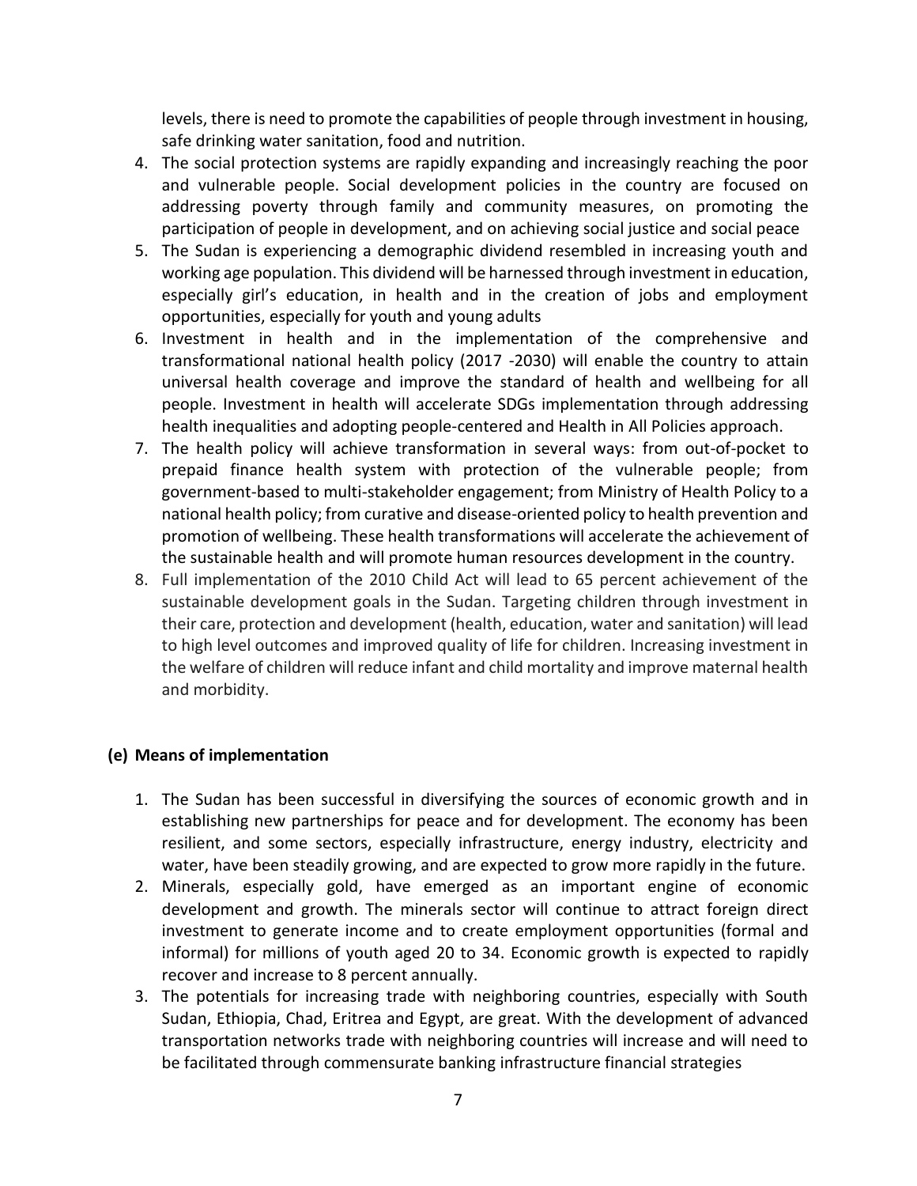levels, there is need to promote the capabilities of people through investment in housing, safe drinking water sanitation, food and nutrition.

4. The social protection systems are rapidly expanding and increasingly reaching the poor and vulnerable people. Social development policies in the country are focused on addressing poverty through family and community measures, on promoting the participation of people in development, and on achieving social justice and social peace
5. The Sudan is experiencing a demographic dividend resembled in increasing youth and working age population. This dividend will be harnessed through investment in education, especially girl's education, in health and in the creation of jobs and employment opportunities, especially for youth and young adults
6. Investment in health and in the implementation of the comprehensive and transformational national health policy (2017 -2030) will enable the country to attain universal health coverage and improve the standard of health and wellbeing for all people. Investment in health will accelerate SDGs implementation through addressing health inequalities and adopting people-centered and Health in All Policies approach.
7. The health policy will achieve transformation in several ways: from out-of-pocket to prepaid finance health system with protection of the vulnerable people; from government-based to multi-stakeholder engagement; from Ministry of Health Policy to a national health policy; from curative and disease-oriented policy to health prevention and promotion of wellbeing. These health transformations will accelerate the achievement of the sustainable health and will promote human resources development in the country.
8. Full implementation of the 2010 Child Act will lead to 65 percent achievement of the sustainable development goals in the Sudan. Targeting children through investment in their care, protection and development (health, education, water and sanitation) will lead to high level outcomes and improved quality of life for children. Increasing investment in the welfare of children will reduce infant and child mortality and improve maternal health and morbidity.

**(e) Means of implementation**

1. The Sudan has been successful in diversifying the sources of economic growth and in establishing new partnerships for peace and for development. The economy has been resilient, and some sectors, especially infrastructure, energy industry, electricity and water, have been steadily growing, and are expected to grow more rapidly in the future.
2. Minerals, especially gold, have emerged as an important engine of economic development and growth. The minerals sector will continue to attract foreign direct investment to generate income and to create employment opportunities (formal and informal) for millions of youth aged 20 to 34. Economic growth is expected to rapidly recover and increase to 8 percent annually.
3. The potentials for increasing trade with neighboring countries, especially with South Sudan, Ethiopia, Chad, Eritrea and Egypt, are great. With the development of advanced transportation networks trade with neighboring countries will increase and will need to be facilitated through commensurate banking infrastructure financial strategies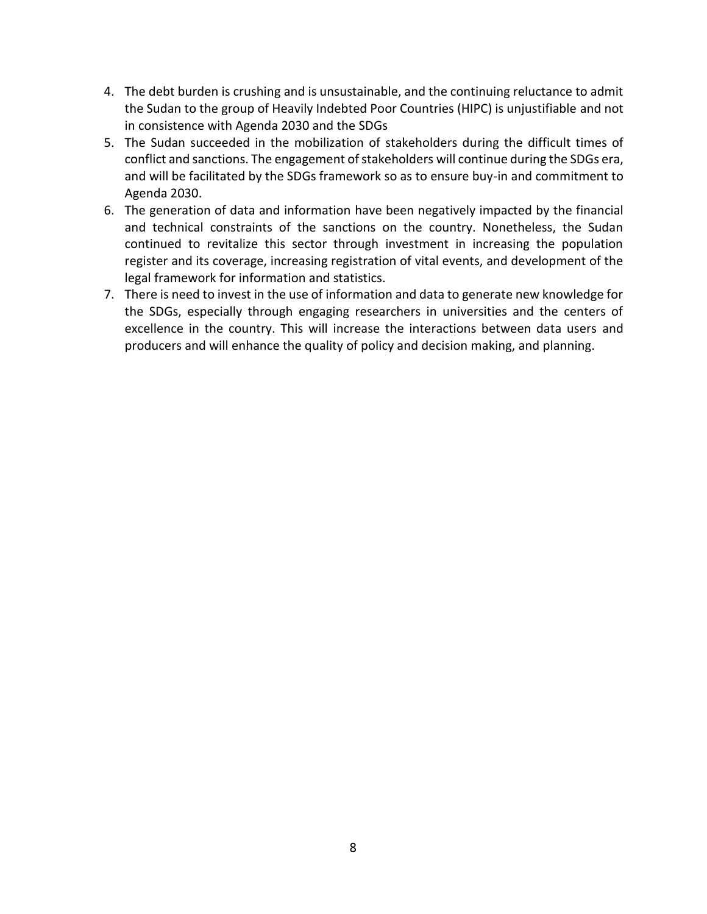4. The debt burden is crushing and is unsustainable, and the continuing reluctance to admit the Sudan to the group of Heavily Indebted Poor Countries (HIPC) is unjustifiable and not in consistence with Agenda 2030 and the SDGs
5. The Sudan succeeded in the mobilization of stakeholders during the difficult times of conflict and sanctions. The engagement of stakeholders will continue during the SDGs era, and will be facilitated by the SDGs framework so as to ensure buy-in and commitment to Agenda 2030.
6. The generation of data and information have been negatively impacted by the financial and technical constraints of the sanctions on the country. Nonetheless, the Sudan continued to revitalize this sector through investment in increasing the population register and its coverage, increasing registration of vital events, and development of the legal framework for information and statistics.
7. There is need to invest in the use of information and data to generate new knowledge for the SDGs, especially through engaging researchers in universities and the centers of excellence in the country. This will increase the interactions between data users and producers and will enhance the quality of policy and decision making, and planning.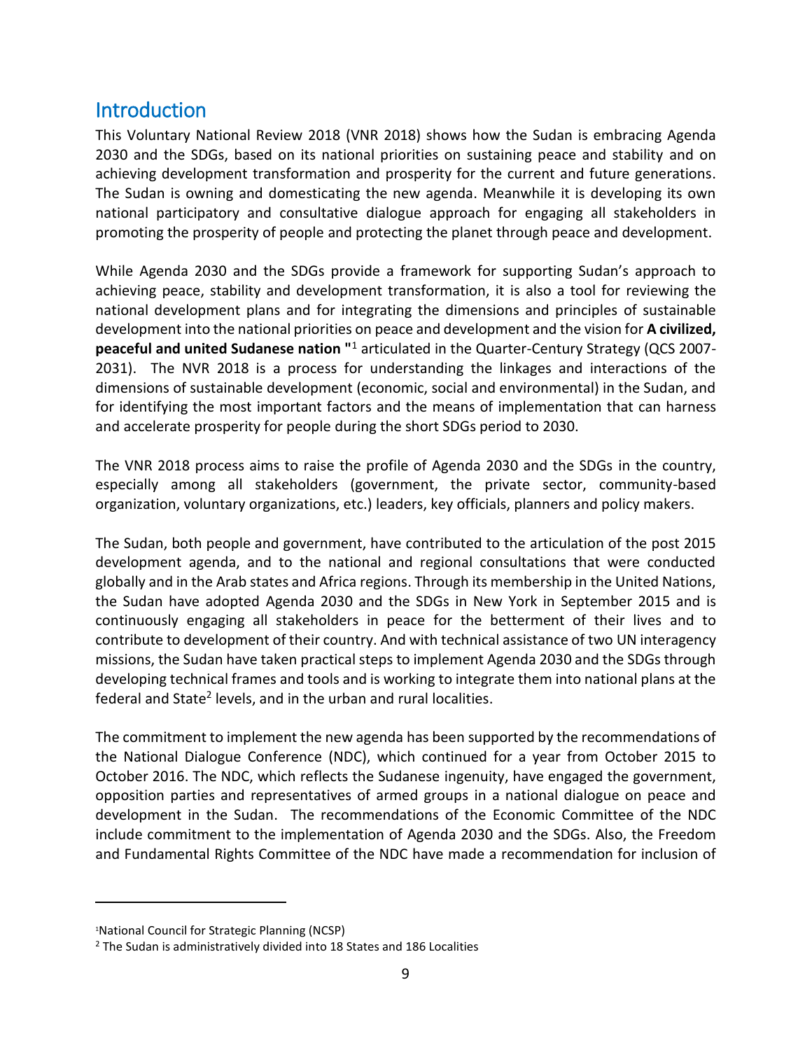## Introduction

This Voluntary National Review 2018 (VNR 2018) shows how the Sudan is embracing Agenda 2030 and the SDGs, based on its national priorities on sustaining peace and stability and on achieving development transformation and prosperity for the current and future generations. The Sudan is owning and domesticating the new agenda. Meanwhile it is developing its own national participatory and consultative dialogue approach for engaging all stakeholders in promoting the prosperity of people and protecting the planet through peace and development.

While Agenda 2030 and the SDGs provide a framework for supporting Sudan's approach to achieving peace, stability and development transformation, it is also a tool for reviewing the national development plans and for integrating the dimensions and principles of sustainable development into the national priorities on peace and development and the vision for **A civilized, peaceful and united Sudanese nation "**[1] articulated in the Quarter-Century Strategy (QCS 2007-2031). The NVR 2018 is a process for understanding the linkages and interactions of the dimensions of sustainable development (economic, social and environmental) in the Sudan, and for identifying the most important factors and the means of implementation that can harness and accelerate prosperity for people during the short SDGs period to 2030.

The VNR 2018 process aims to raise the profile of Agenda 2030 and the SDGs in the country, especially among all stakeholders (government, the private sector, community-based organization, voluntary organizations, etc.) leaders, key officials, planners and policy makers.

The Sudan, both people and government, have contributed to the articulation of the post 2015 development agenda, and to the national and regional consultations that were conducted globally and in the Arab states and Africa regions. Through its membership in the United Nations, the Sudan have adopted Agenda 2030 and the SDGs in New York in September 2015 and is continuously engaging all stakeholders in peace for the betterment of their lives and to contribute to development of their country. And with technical assistance of two UN interagency missions, the Sudan have taken practical steps to implement Agenda 2030 and the SDGs through developing technical frames and tools and is working to integrate them into national plans at the federal and State[2] levels, and in the urban and rural localities.

The commitment to implement the new agenda has been supported by the recommendations of the National Dialogue Conference (NDC), which continued for a year from October 2015 to October 2016. The NDC, which reflects the Sudanese ingenuity, have engaged the government, opposition parties and representatives of armed groups in a national dialogue on peace and development in the Sudan. The recommendations of the Economic Committee of the NDC include commitment to the implementation of Agenda 2030 and the SDGs. Also, the Freedom and Fundamental Rights Committee of the NDC have made a recommendation for inclusion of

---

[1] National Council for Strategic Planning (NCSP)

[2] The Sudan is administratively divided into 18 States and 186 Localities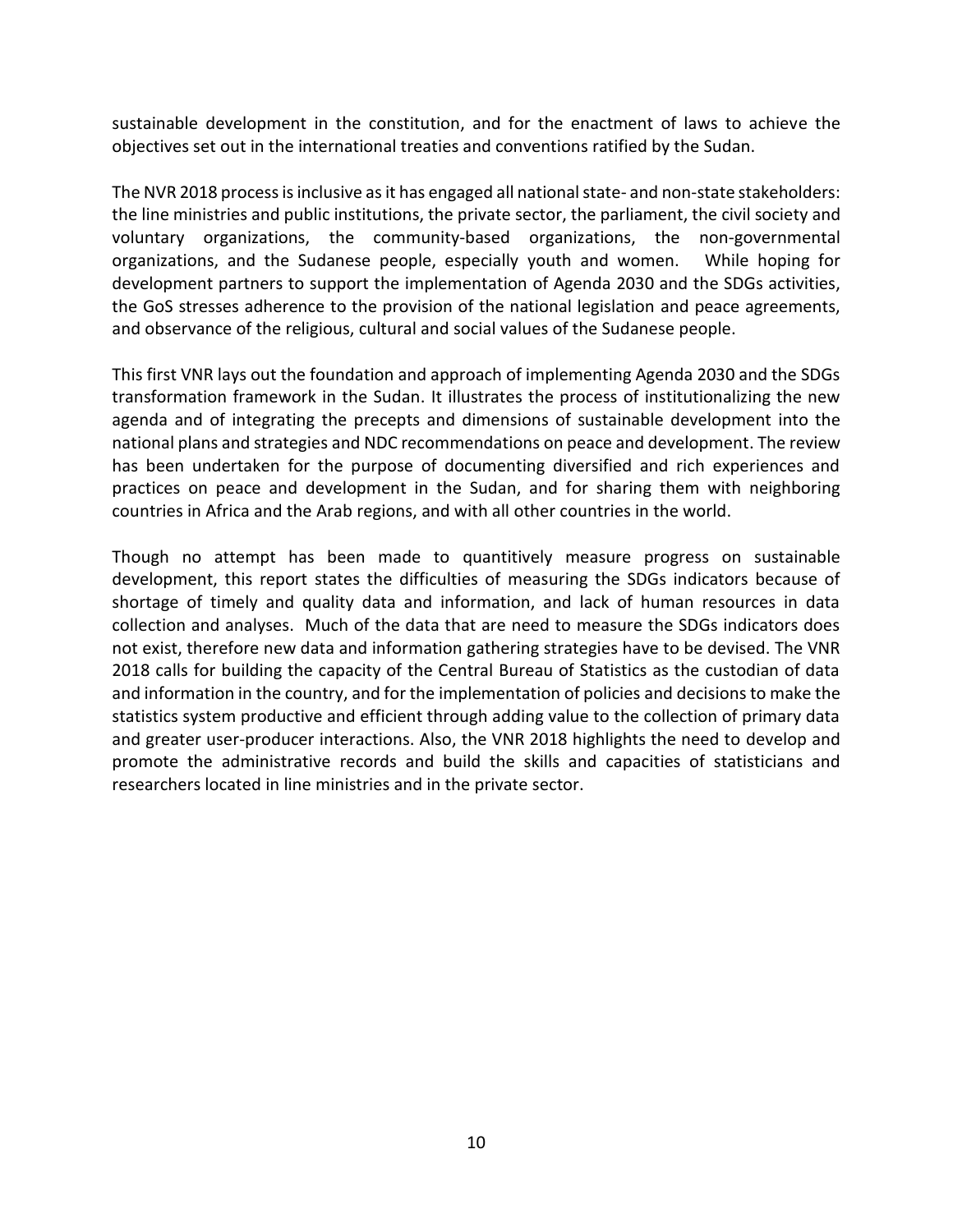sustainable development in the constitution, and for the enactment of laws to achieve the objectives set out in the international treaties and conventions ratified by the Sudan.

The NVR 2018 process is inclusive as it has engaged all national state- and non-state stakeholders: the line ministries and public institutions, the private sector, the parliament, the civil society and voluntary organizations, the community-based organizations, the non-governmental organizations, and the Sudanese people, especially youth and women. While hoping for development partners to support the implementation of Agenda 2030 and the SDGs activities, the GoS stresses adherence to the provision of the national legislation and peace agreements, and observance of the religious, cultural and social values of the Sudanese people.

This first VNR lays out the foundation and approach of implementing Agenda 2030 and the SDGs transformation framework in the Sudan. It illustrates the process of institutionalizing the new agenda and of integrating the precepts and dimensions of sustainable development into the national plans and strategies and NDC recommendations on peace and development. The review has been undertaken for the purpose of documenting diversified and rich experiences and practices on peace and development in the Sudan, and for sharing them with neighboring countries in Africa and the Arab regions, and with all other countries in the world.

Though no attempt has been made to quantitively measure progress on sustainable development, this report states the difficulties of measuring the SDGs indicators because of shortage of timely and quality data and information, and lack of human resources in data collection and analyses. Much of the data that are need to measure the SDGs indicators does not exist, therefore new data and information gathering strategies have to be devised. The VNR 2018 calls for building the capacity of the Central Bureau of Statistics as the custodian of data and information in the country, and for the implementation of policies and decisions to make the statistics system productive and efficient through adding value to the collection of primary data and greater user-producer interactions. Also, the VNR 2018 highlights the need to develop and promote the administrative records and build the skills and capacities of statisticians and researchers located in line ministries and in the private sector.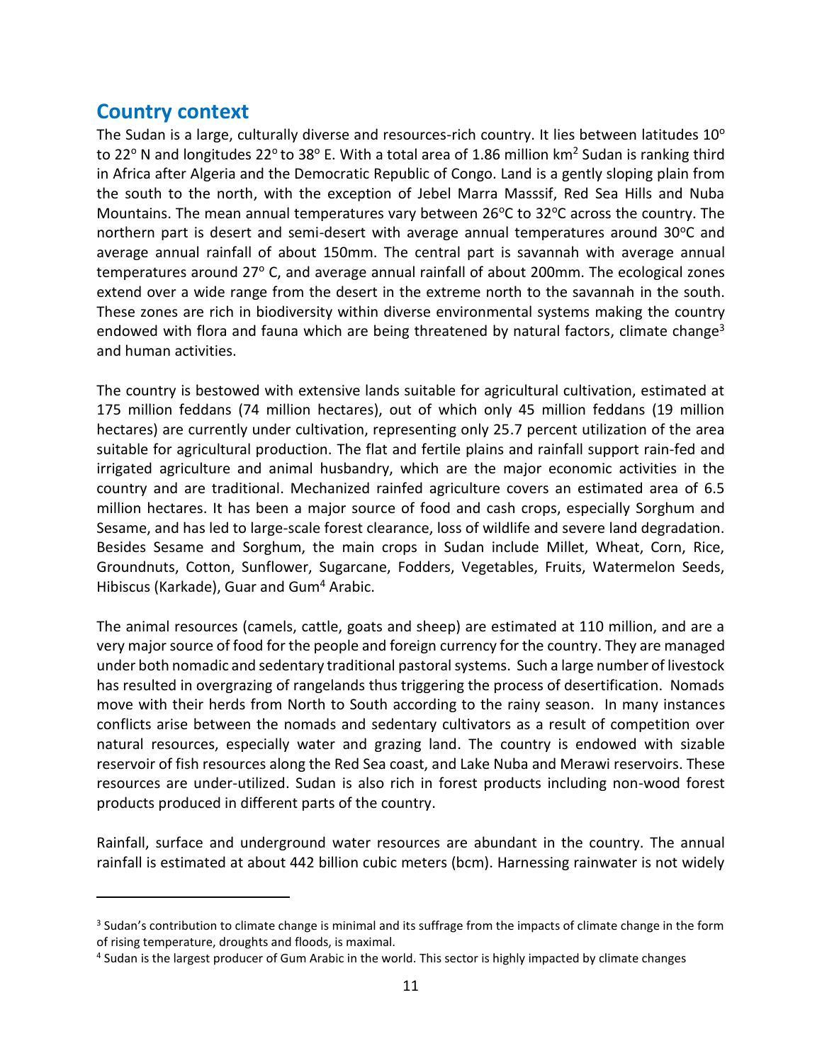## Country context

The Sudan is a large, culturally diverse and resources-rich country. It lies between latitudes $10^o$ to $22^o$ N and longitudes $22^o$ to $38^o$ E. With a total area of 1.86 million $km^2$ Sudan is ranking third in Africa after Algeria and the Democratic Republic of Congo. Land is a gently sloping plain from the south to the north, with the exception of Jebel Marra Masssif, Red Sea Hills and Nuba Mountains. The mean annual temperatures vary between $26^oC$ to $32^oC$ across the country. The northern part is desert and semi-desert with average annual temperatures around $30^oC$ and average annual rainfall of about 150mm. The central part is savannah with average annual temperatures around $27^o$ C, and average annual rainfall of about 200mm. The ecological zones extend over a wide range from the desert in the extreme north to the savannah in the south. These zones are rich in biodiversity within diverse environmental systems making the country endowed with flora and fauna which are being threatened by natural factors, climate change[3] and human activities.

The country is bestowed with extensive lands suitable for agricultural cultivation, estimated at 175 million feddans (74 million hectares), out of which only 45 million feddans (19 million hectares) are currently under cultivation, representing only 25.7 percent utilization of the area suitable for agricultural production. The flat and fertile plains and rainfall support rain-fed and irrigated agriculture and animal husbandry, which are the major economic activities in the country and are traditional. Mechanized rainfed agriculture covers an estimated area of 6.5 million hectares. It has been a major source of food and cash crops, especially Sorghum and Sesame, and has led to large-scale forest clearance, loss of wildlife and severe land degradation. Besides Sesame and Sorghum, the main crops in Sudan include Millet, Wheat, Corn, Rice, Groundnuts, Cotton, Sunflower, Sugarcane, Fodders, Vegetables, Fruits, Watermelon Seeds, Hibiscus (Karkade), Guar and Gum[4] Arabic.

The animal resources (camels, cattle, goats and sheep) are estimated at 110 million, and are a very major source of food for the people and foreign currency for the country. They are managed under both nomadic and sedentary traditional pastoral systems. Such a large number of livestock has resulted in overgrazing of rangelands thus triggering the process of desertification. Nomads move with their herds from North to South according to the rainy season. In many instances conflicts arise between the nomads and sedentary cultivators as a result of competition over natural resources, especially water and grazing land. The country is endowed with sizable reservoir of fish resources along the Red Sea coast, and Lake Nuba and Merawi reservoirs. These resources are under-utilized. Sudan is also rich in forest products including non-wood forest products produced in different parts of the country.

Rainfall, surface and underground water resources are abundant in the country. The annual rainfall is estimated at about 442 billion cubic meters (bcm). Harnessing rainwater is not widely

[3] Sudan's contribution to climate change is minimal and its suffrage from the impacts of climate change in the form of rising temperature, droughts and floods, is maximal.

[4] Sudan is the largest producer of Gum Arabic in the world. This sector is highly impacted by climate changes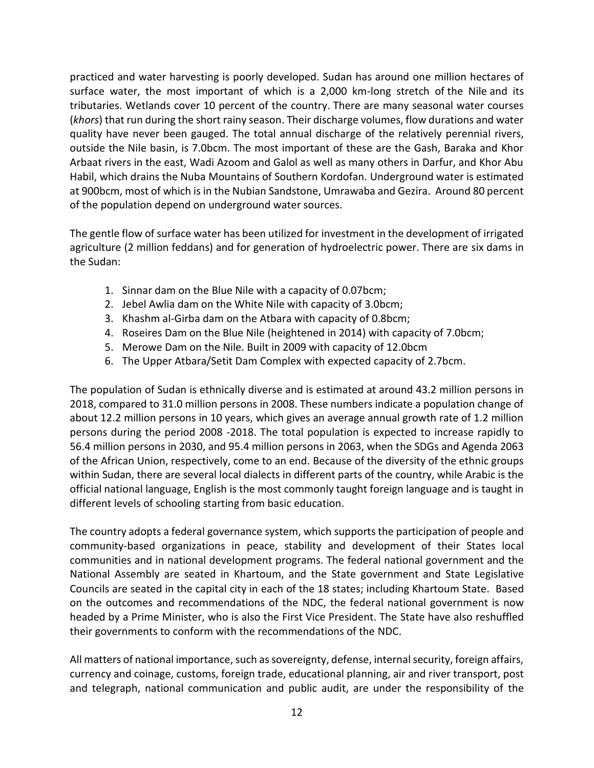practiced and water harvesting is poorly developed. Sudan has around one million hectares of surface water, the most important of which is a 2,000 km-long stretch of the Nile and its tributaries. Wetlands cover 10 percent of the country. There are many seasonal water courses (*khors*) that run during the short rainy season. Their discharge volumes, flow durations and water quality have never been gauged. The total annual discharge of the relatively perennial rivers, outside the Nile basin, is 7.0bcm. The most important of these are the Gash, Baraka and Khor Arbaat rivers in the east, Wadi Azoom and Galol as well as many others in Darfur, and Khor Abu Habil, which drains the Nuba Mountains of Southern Kordofan. Underground water is estimated at 900bcm, most of which is in the Nubian Sandstone, Umrawaba and Gezira. Around 80 percent of the population depend on underground water sources.

The gentle flow of surface water has been utilized for investment in the development of irrigated agriculture (2 million feddans) and for generation of hydroelectric power. There are six dams in the Sudan:

1. Sinnar dam on the Blue Nile with a capacity of 0.07bcm;
2. Jebel Awlia dam on the White Nile with capacity of 3.0bcm;
3. Khashm al-Girba dam on the Atbara with capacity of 0.8bcm;
4. Roseires Dam on the Blue Nile (heightened in 2014) with capacity of 7.0bcm;
5. Merowe Dam on the Nile. Built in 2009 with capacity of 12.0bcm
6. The Upper Atbara/Setit Dam Complex with expected capacity of 2.7bcm.

The population of Sudan is ethnically diverse and is estimated at around 43.2 million persons in 2018, compared to 31.0 million persons in 2008. These numbers indicate a population change of about 12.2 million persons in 10 years, which gives an average annual growth rate of 1.2 million persons during the period 2008 -2018. The total population is expected to increase rapidly to 56.4 million persons in 2030, and 95.4 million persons in 2063, when the SDGs and Agenda 2063 of the African Union, respectively, come to an end. Because of the diversity of the ethnic groups within Sudan, there are several local dialects in different parts of the country, while Arabic is the official national language, English is the most commonly taught foreign language and is taught in different levels of schooling starting from basic education.

The country adopts a federal governance system, which supports the participation of people and community-based organizations in peace, stability and development of their States local communities and in national development programs. The federal national government and the National Assembly are seated in Khartoum, and the State government and State Legislative Councils are seated in the capital city in each of the 18 states; including Khartoum State. Based on the outcomes and recommendations of the NDC, the federal national government is now headed by a Prime Minister, who is also the First Vice President. The State have also reshuffled their governments to conform with the recommendations of the NDC.

All matters of national importance, such as sovereignty, defense, internal security, foreign affairs, currency and coinage, customs, foreign trade, educational planning, air and river transport, post and telegraph, national communication and public audit, are under the responsibility of the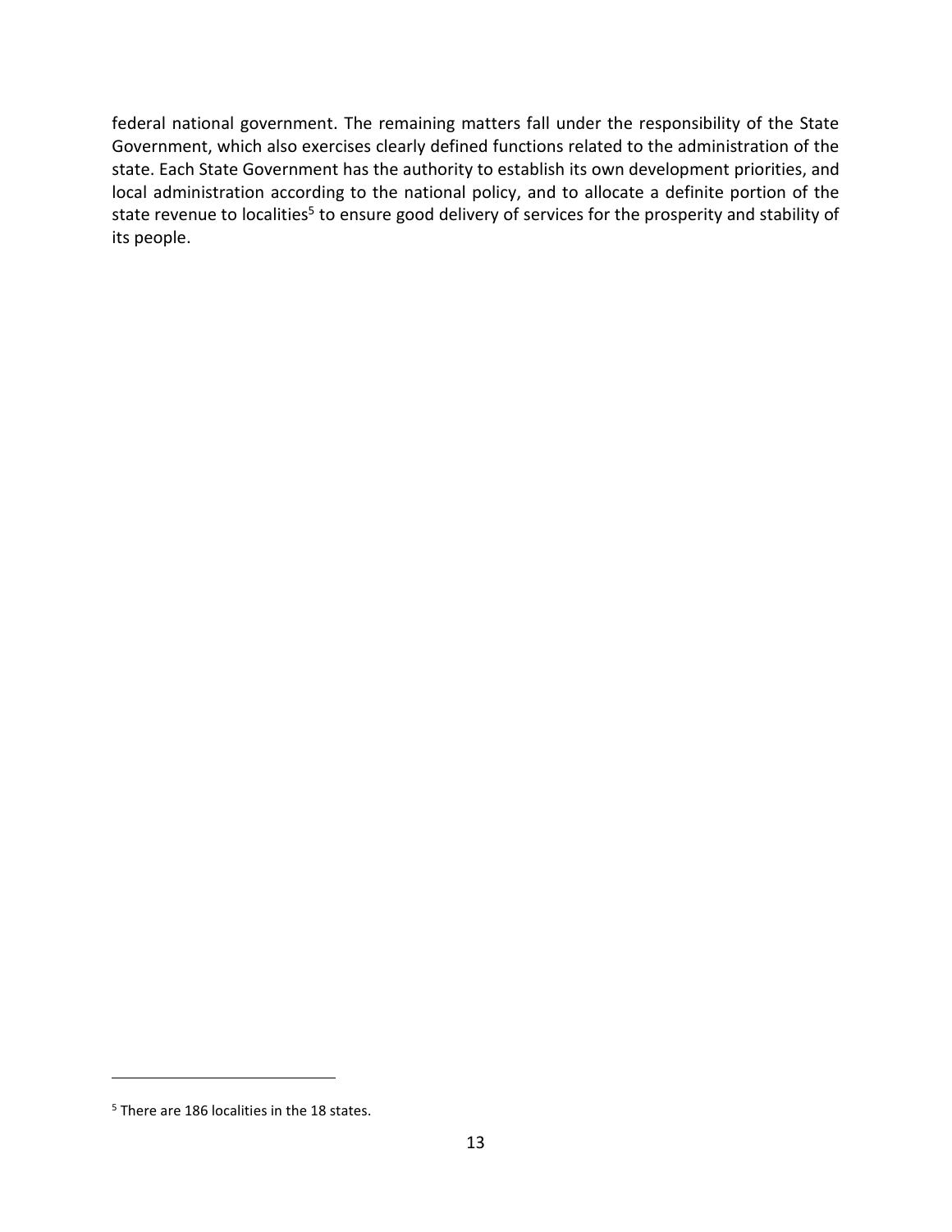federal national government. The remaining matters fall under the responsibility of the State Government, which also exercises clearly defined functions related to the administration of the state. Each State Government has the authority to establish its own development priorities, and local administration according to the national policy, and to allocate a definite portion of the state revenue to localities[5] to ensure good delivery of services for the prosperity and stability of its people.

---

[5] There are 186 localities in the 18 states.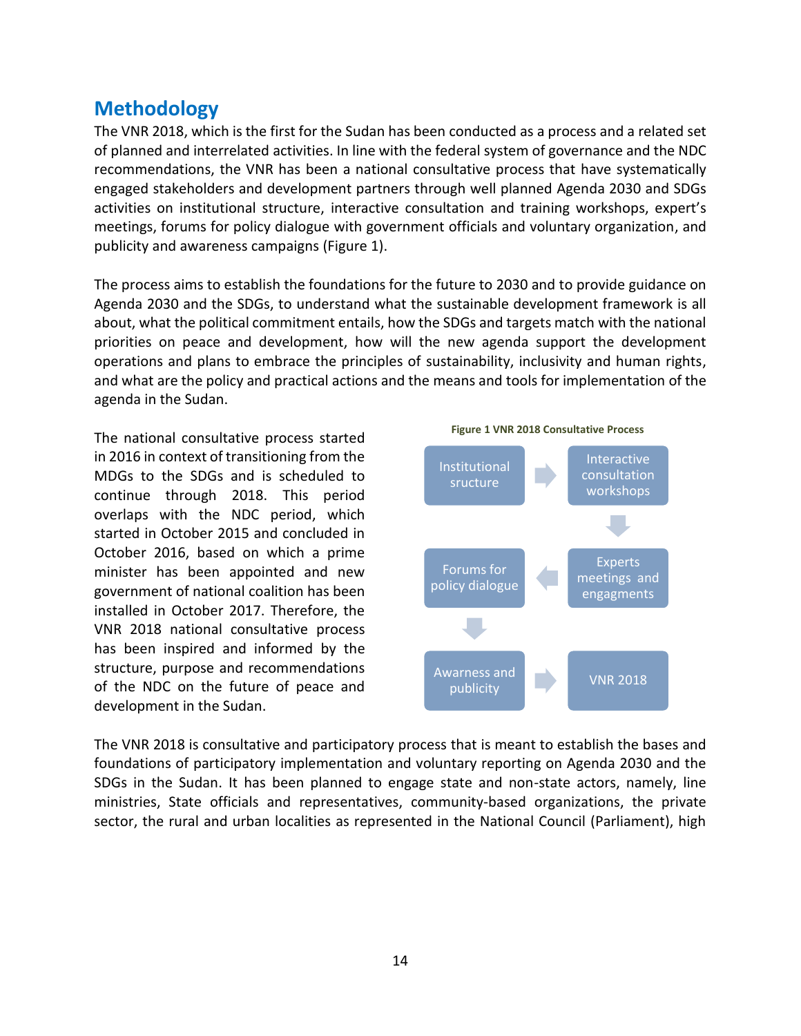## Methodology

The VNR 2018, which is the first for the Sudan has been conducted as a process and a related set of planned and interrelated activities. In line with the federal system of governance and the NDC recommendations, the VNR has been a national consultative process that have systematically engaged stakeholders and development partners through well planned Agenda 2030 and SDGs activities on institutional structure, interactive consultation and training workshops, expert's meetings, forums for policy dialogue with government officials and voluntary organization, and publicity and awareness campaigns (Figure 1).

The process aims to establish the foundations for the future to 2030 and to provide guidance on Agenda 2030 and the SDGs, to understand what the sustainable development framework is all about, what the political commitment entails, how the SDGs and targets match with the national priorities on peace and development, how will the new agenda support the development operations and plans to embrace the principles of sustainability, inclusivity and human rights, and what are the policy and practical actions and the means and tools for implementation of the agenda in the Sudan.

The national consultative process started in 2016 in context of transitioning from the MDGs to the SDGs and is scheduled to continue through 2018. This period overlaps with the NDC period, which started in October 2015 and concluded in October 2016, based on which a prime minister has been appointed and new government of national coalition has been installed in October 2017. Therefore, the VNR 2018 national consultative process has been inspired and informed by the structure, purpose and recommendations of the NDC on the future of peace and development in the Sudan.

**Figure 1 VNR 2018 Consultative Process**

Institutional sructure → Interactive consultation workshops → Experts meetings and engagments → Forums for policy dialogue → Awarness and publicity → VNR 2018

The VNR 2018 is consultative and participatory process that is meant to establish the bases and foundations of participatory implementation and voluntary reporting on Agenda 2030 and the SDGs in the Sudan. It has been planned to engage state and non-state actors, namely, line ministries, State officials and representatives, community-based organizations, the private sector, the rural and urban localities as represented in the National Council (Parliament), high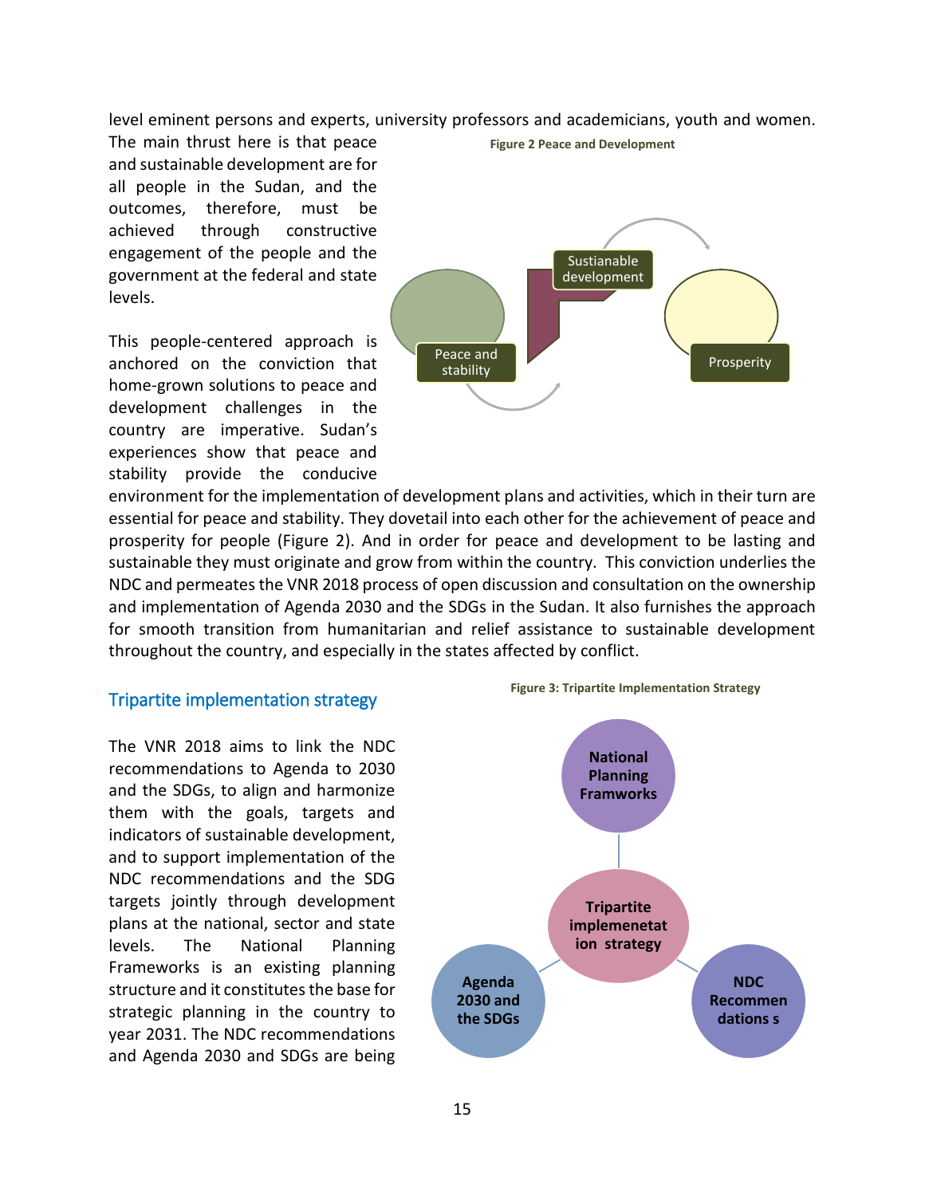level eminent persons and experts, university professors and academicians, youth and women. The main thrust here is that peace and sustainable development are for all people in the Sudan, and the outcomes, therefore, must be achieved through constructive engagement of the people and the government at the federal and state levels.

Figure 2 Peace and Development

This people-centered approach is anchored on the conviction that home-grown solutions to peace and development challenges in the country are imperative. Sudan's experiences show that peace and stability provide the conducive environment for the implementation of development plans and activities, which in their turn are essential for peace and stability. They dovetail into each other for the achievement of peace and prosperity for people (Figure 2). And in order for peace and development to be lasting and sustainable they must originate and grow from within the country. This conviction underlies the NDC and permeates the VNR 2018 process of open discussion and consultation on the ownership and implementation of Agenda 2030 and the SDGs in the Sudan. It also furnishes the approach for smooth transition from humanitarian and relief assistance to sustainable development throughout the country, and especially in the states affected by conflict.

## Tripartite implementation strategy

The VNR 2018 aims to link the NDC recommendations to Agenda to 2030 and the SDGs, to align and harmonize them with the goals, targets and indicators of sustainable development, and to support implementation of the NDC recommendations and the SDG targets jointly through development plans at the national, sector and state levels. The National Planning Frameworks is an existing planning structure and it constitutes the base for strategic planning in the country to year 2031. The NDC recommendations and Agenda 2030 and SDGs are being

Figure 3: Tripartite Implementation Strategy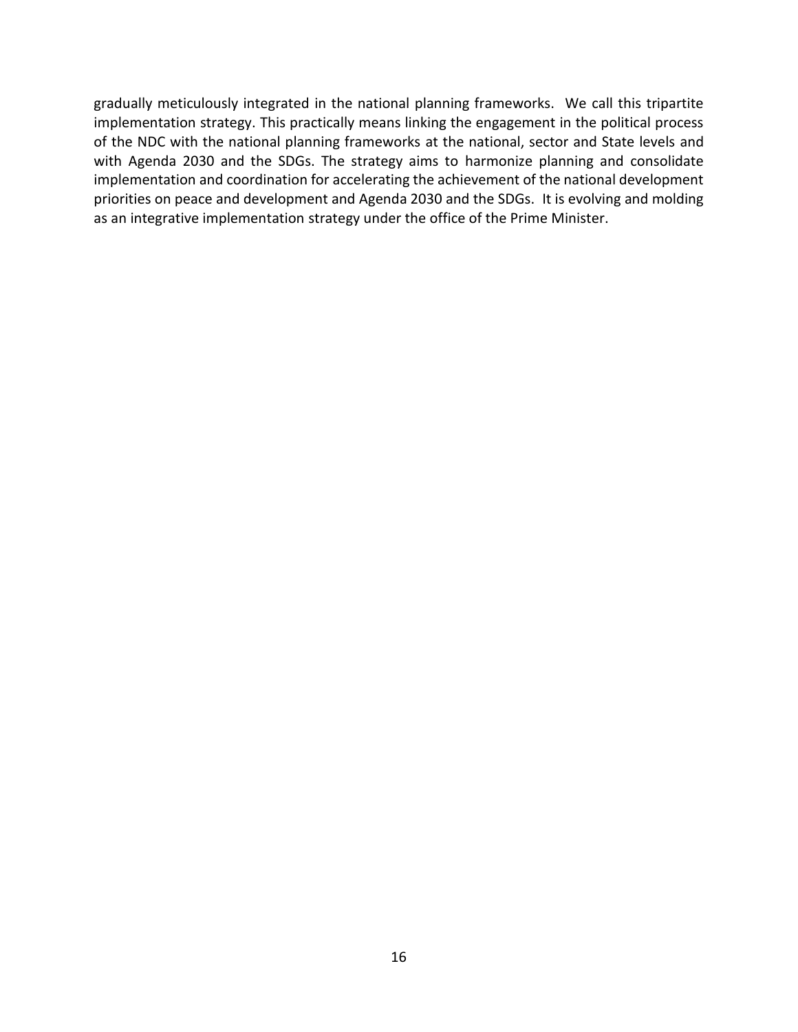gradually meticulously integrated in the national planning frameworks. We call this tripartite implementation strategy. This practically means linking the engagement in the political process of the NDC with the national planning frameworks at the national, sector and State levels and with Agenda 2030 and the SDGs. The strategy aims to harmonize planning and consolidate implementation and coordination for accelerating the achievement of the national development priorities on peace and development and Agenda 2030 and the SDGs. It is evolving and molding as an integrative implementation strategy under the office of the Prime Minister.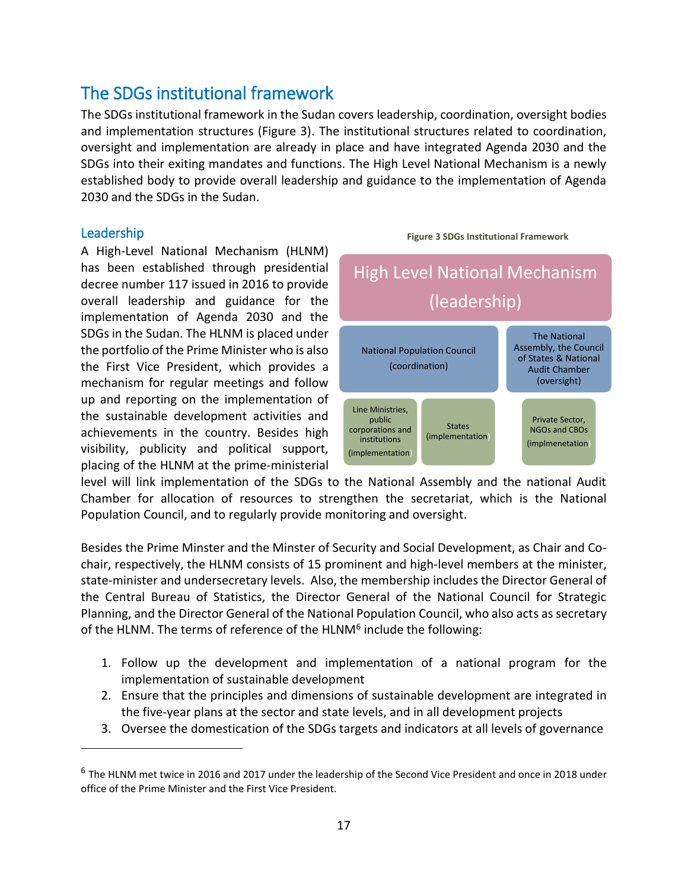## The SDGs institutional framework

The SDGs institutional framework in the Sudan covers leadership, coordination, oversight bodies and implementation structures (Figure 3). The institutional structures related to coordination, oversight and implementation are already in place and have integrated Agenda 2030 and the SDGs into their exiting mandates and functions. The High Level National Mechanism is a newly established body to provide overall leadership and guidance to the implementation of Agenda 2030 and the SDGs in the Sudan.

### Leadership

A High-Level National Mechanism (HLNM) has been established through presidential decree number 117 issued in 2016 to provide overall leadership and guidance for the implementation of Agenda 2030 and the SDGs in the Sudan. The HLNM is placed under the portfolio of the Prime Minister who is also the First Vice President, which provides a mechanism for regular meetings and follow up and reporting on the implementation of the sustainable development activities and achievements in the country. Besides high visibility, publicity and political support, placing of the HLNM at the prime-ministerial level will link implementation of the SDGs to the National Assembly and the national Audit Chamber for allocation of resources to strengthen the secretariat, which is the National Population Council, and to regularly provide monitoring and oversight.

**Figure 3 SDGs Institutional Framework**

High Level National Mechanism (leadership)

National Population Council (coordination)

The National Assembly, the Council of States & National Audit Chamber (oversight)

Line Ministries, public corporations and institutions (implementation)

States (implementation)

Private Sector, NGOs and CBOs (implmenetation)

Besides the Prime Minster and the Minster of Security and Social Development, as Chair and Co-chair, respectively, the HLNM consists of 15 prominent and high-level members at the minister, state-minister and undersecretary levels. Also, the membership includes the Director General of the Central Bureau of Statistics, the Director General of the National Council for Strategic Planning, and the Director General of the National Population Council, who also acts as secretary of the HLNM. The terms of reference of the HLNM[6] include the following:

1. Follow up the development and implementation of a national program for the implementation of sustainable development
2. Ensure that the principles and dimensions of sustainable development are integrated in the five-year plans at the sector and state levels, and in all development projects
3. Oversee the domestication of the SDGs targets and indicators at all levels of governance

[6] The HLNM met twice in 2016 and 2017 under the leadership of the Second Vice President and once in 2018 under office of the Prime Minister and the First Vice President.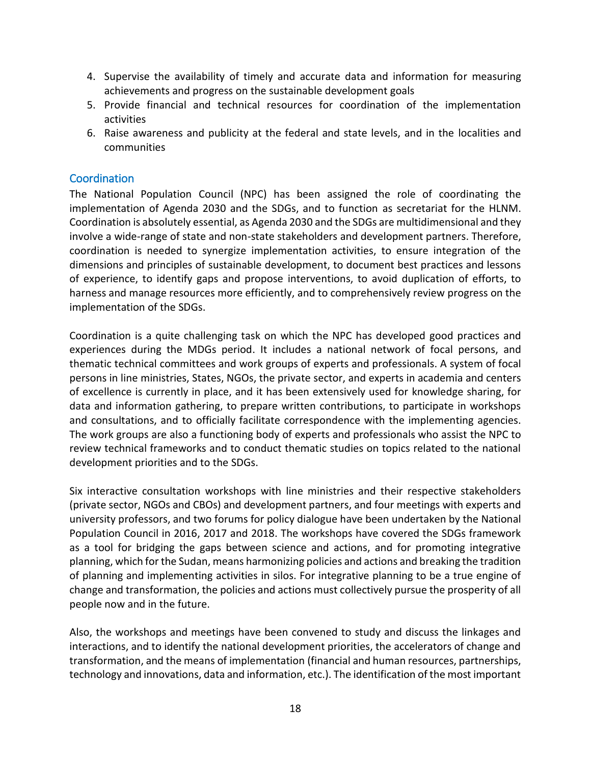4. Supervise the availability of timely and accurate data and information for measuring achievements and progress on the sustainable development goals
5. Provide financial and technical resources for coordination of the implementation activities
6. Raise awareness and publicity at the federal and state levels, and in the localities and communities

## Coordination

The National Population Council (NPC) has been assigned the role of coordinating the implementation of Agenda 2030 and the SDGs, and to function as secretariat for the HLNM. Coordination is absolutely essential, as Agenda 2030 and the SDGs are multidimensional and they involve a wide-range of state and non-state stakeholders and development partners. Therefore, coordination is needed to synergize implementation activities, to ensure integration of the dimensions and principles of sustainable development, to document best practices and lessons of experience, to identify gaps and propose interventions, to avoid duplication of efforts, to harness and manage resources more efficiently, and to comprehensively review progress on the implementation of the SDGs.

Coordination is a quite challenging task on which the NPC has developed good practices and experiences during the MDGs period. It includes a national network of focal persons, and thematic technical committees and work groups of experts and professionals. A system of focal persons in line ministries, States, NGOs, the private sector, and experts in academia and centers of excellence is currently in place, and it has been extensively used for knowledge sharing, for data and information gathering, to prepare written contributions, to participate in workshops and consultations, and to officially facilitate correspondence with the implementing agencies. The work groups are also a functioning body of experts and professionals who assist the NPC to review technical frameworks and to conduct thematic studies on topics related to the national development priorities and to the SDGs.

Six interactive consultation workshops with line ministries and their respective stakeholders (private sector, NGOs and CBOs) and development partners, and four meetings with experts and university professors, and two forums for policy dialogue have been undertaken by the National Population Council in 2016, 2017 and 2018. The workshops have covered the SDGs framework as a tool for bridging the gaps between science and actions, and for promoting integrative planning, which for the Sudan, means harmonizing policies and actions and breaking the tradition of planning and implementing activities in silos. For integrative planning to be a true engine of change and transformation, the policies and actions must collectively pursue the prosperity of all people now and in the future.

Also, the workshops and meetings have been convened to study and discuss the linkages and interactions, and to identify the national development priorities, the accelerators of change and transformation, and the means of implementation (financial and human resources, partnerships, technology and innovations, data and information, etc.). The identification of the most important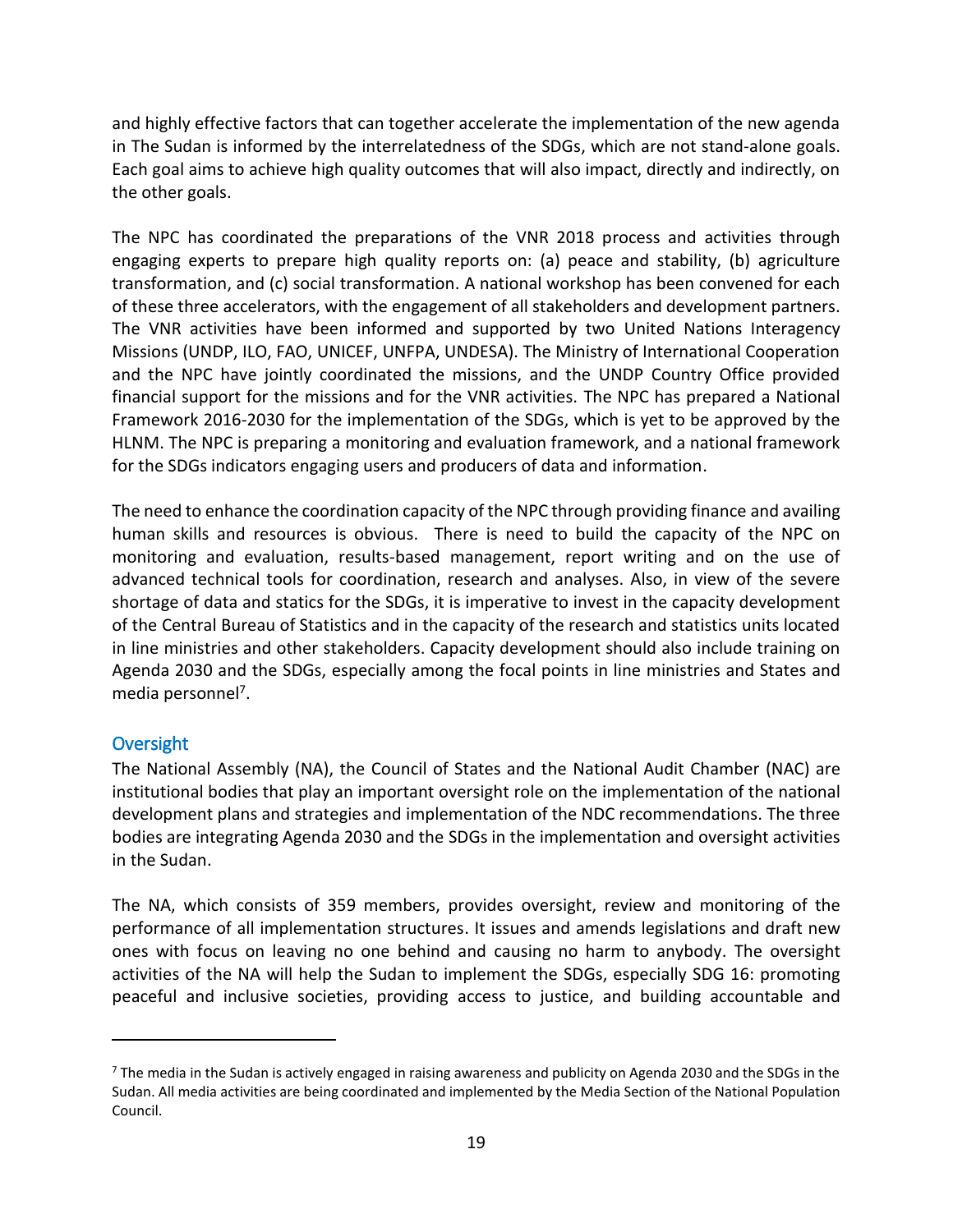and highly effective factors that can together accelerate the implementation of the new agenda in The Sudan is informed by the interrelatedness of the SDGs, which are not stand-alone goals. Each goal aims to achieve high quality outcomes that will also impact, directly and indirectly, on the other goals.

The NPC has coordinated the preparations of the VNR 2018 process and activities through engaging experts to prepare high quality reports on: (a) peace and stability, (b) agriculture transformation, and (c) social transformation. A national workshop has been convened for each of these three accelerators, with the engagement of all stakeholders and development partners. The VNR activities have been informed and supported by two United Nations Interagency Missions (UNDP, ILO, FAO, UNICEF, UNFPA, UNDESA). The Ministry of International Cooperation and the NPC have jointly coordinated the missions, and the UNDP Country Office provided financial support for the missions and for the VNR activities. The NPC has prepared a National Framework 2016-2030 for the implementation of the SDGs, which is yet to be approved by the HLNM. The NPC is preparing a monitoring and evaluation framework, and a national framework for the SDGs indicators engaging users and producers of data and information.

The need to enhance the coordination capacity of the NPC through providing finance and availing human skills and resources is obvious. There is need to build the capacity of the NPC on monitoring and evaluation, results-based management, report writing and on the use of advanced technical tools for coordination, research and analyses. Also, in view of the severe shortage of data and statics for the SDGs, it is imperative to invest in the capacity development of the Central Bureau of Statistics and in the capacity of the research and statistics units located in line ministries and other stakeholders. Capacity development should also include training on Agenda 2030 and the SDGs, especially among the focal points in line ministries and States and media personnel[7].

## Oversight

The National Assembly (NA), the Council of States and the National Audit Chamber (NAC) are institutional bodies that play an important oversight role on the implementation of the national development plans and strategies and implementation of the NDC recommendations. The three bodies are integrating Agenda 2030 and the SDGs in the implementation and oversight activities in the Sudan.

The NA, which consists of 359 members, provides oversight, review and monitoring of the performance of all implementation structures. It issues and amends legislations and draft new ones with focus on leaving no one behind and causing no harm to anybody. The oversight activities of the NA will help the Sudan to implement the SDGs, especially SDG 16: promoting peaceful and inclusive societies, providing access to justice, and building accountable and

[7] The media in the Sudan is actively engaged in raising awareness and publicity on Agenda 2030 and the SDGs in the Sudan. All media activities are being coordinated and implemented by the Media Section of the National Population Council.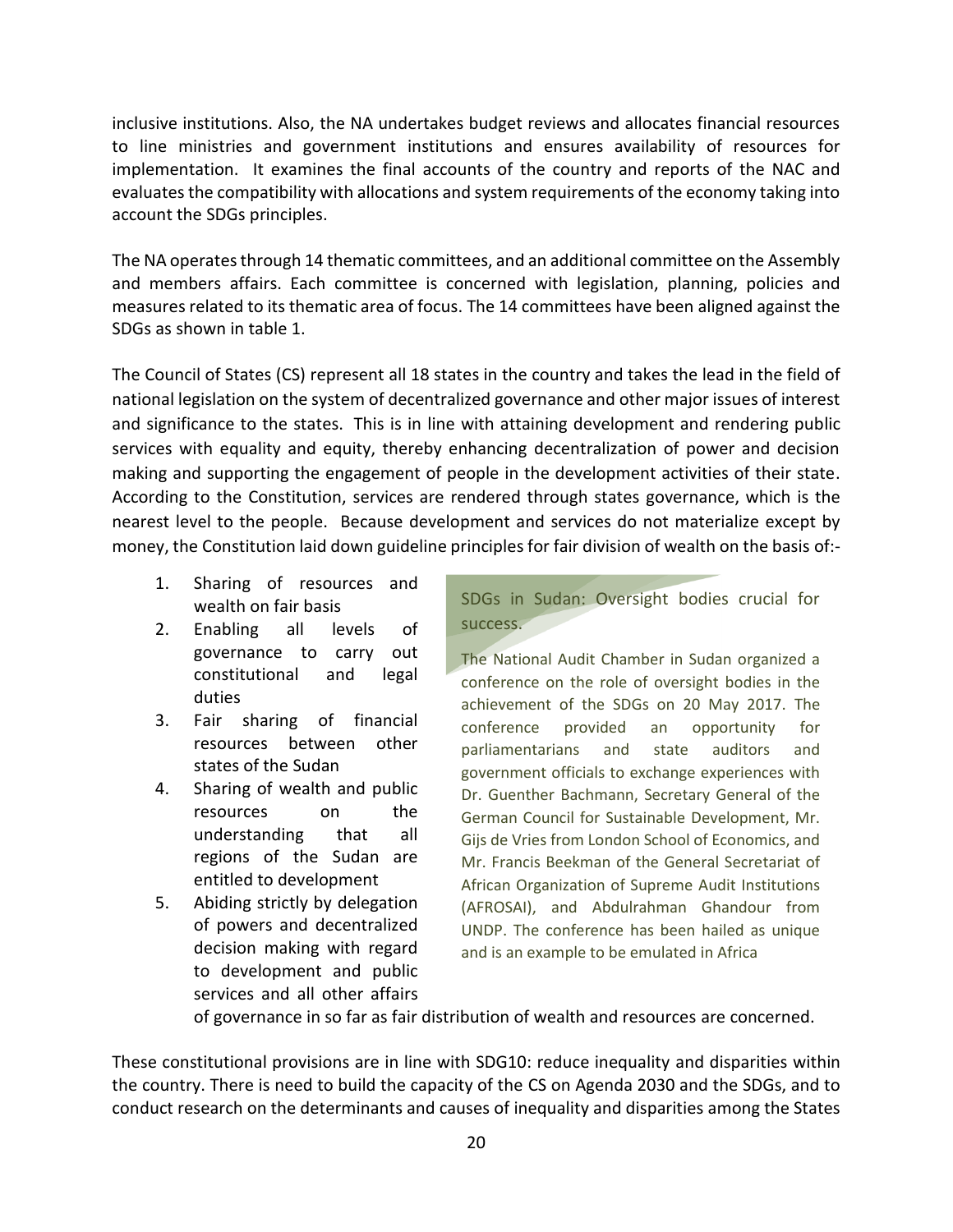inclusive institutions. Also, the NA undertakes budget reviews and allocates financial resources to line ministries and government institutions and ensures availability of resources for implementation. It examines the final accounts of the country and reports of the NAC and evaluates the compatibility with allocations and system requirements of the economy taking into account the SDGs principles.

The NA operates through 14 thematic committees, and an additional committee on the Assembly and members affairs. Each committee is concerned with legislation, planning, policies and measures related to its thematic area of focus. The 14 committees have been aligned against the SDGs as shown in table 1.

The Council of States (CS) represent all 18 states in the country and takes the lead in the field of national legislation on the system of decentralized governance and other major issues of interest and significance to the states. This is in line with attaining development and rendering public services with equality and equity, thereby enhancing decentralization of power and decision making and supporting the engagement of people in the development activities of their state. According to the Constitution, services are rendered through states governance, which is the nearest level to the people. Because development and services do not materialize except by money, the Constitution laid down guideline principles for fair division of wealth on the basis of:-

1. Sharing of resources and wealth on fair basis
2. Enabling all levels of governance to carry out constitutional and legal duties
3. Fair sharing of financial resources between other states of the Sudan
4. Sharing of wealth and public resources on the understanding that all regions of the Sudan are entitled to development
5. Abiding strictly by delegation of powers and decentralized decision making with regard to development and public services and all other affairs of governance in so far as fair distribution of wealth and resources are concerned.

> **SDGs in Sudan: Oversight bodies crucial for success.**
>
> The National Audit Chamber in Sudan organized a conference on the role of oversight bodies in the achievement of the SDGs on 20 May 2017. The conference provided an opportunity for parliamentarians and state auditors and government officials to exchange experiences with Dr. Guenther Bachmann, Secretary General of the German Council for Sustainable Development, Mr. Gijs de Vries from London School of Economics, and Mr. Francis Beekman of the General Secretariat of African Organization of Supreme Audit Institutions (AFROSAI), and Abdulrahman Ghandour from UNDP. The conference has been hailed as unique and is an example to be emulated in Africa

These constitutional provisions are in line with SDG10: reduce inequality and disparities within the country. There is need to build the capacity of the CS on Agenda 2030 and the SDGs, and to conduct research on the determinants and causes of inequality and disparities among the States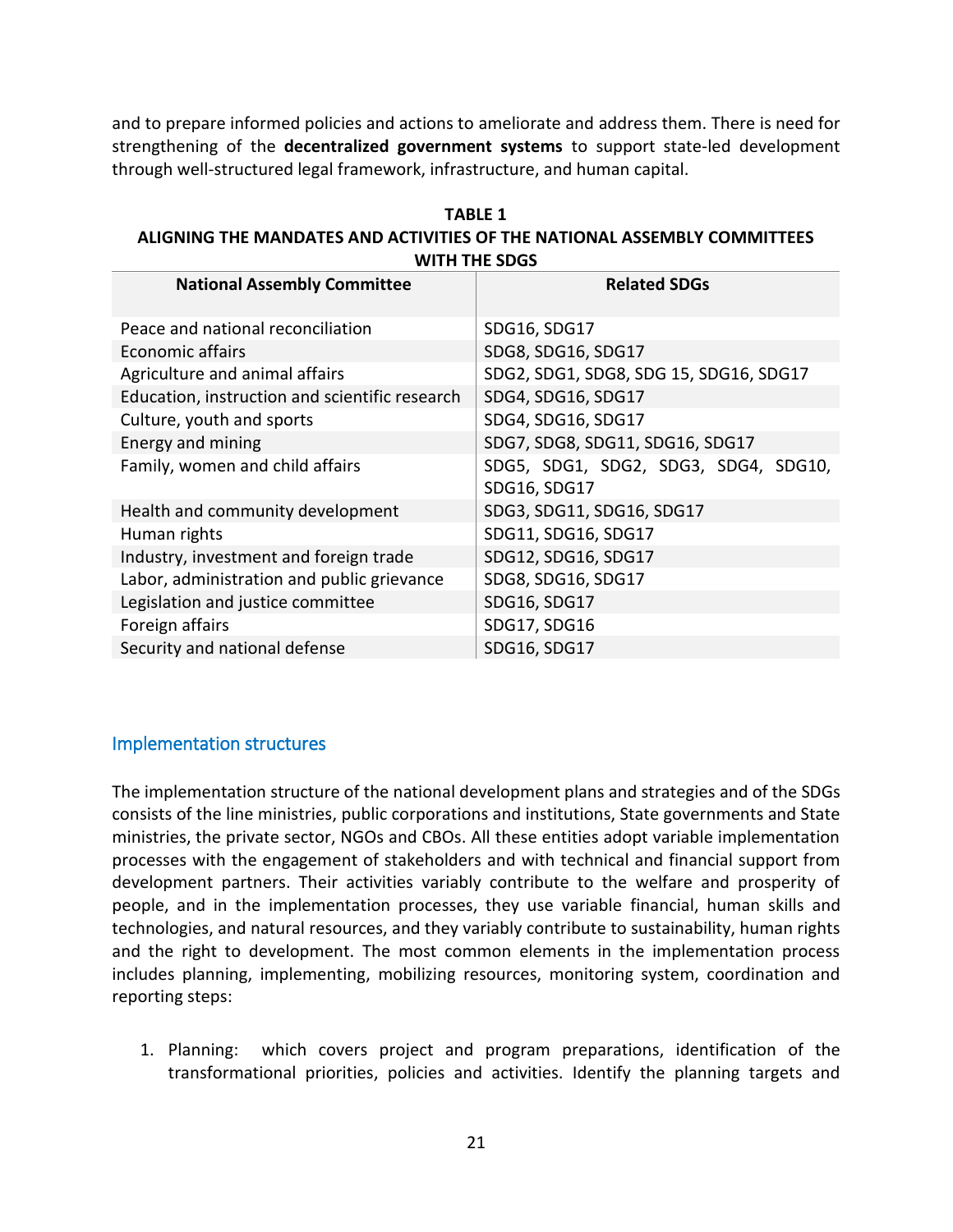and to prepare informed policies and actions to ameliorate and address them. There is need for strengthening of the **decentralized government systems** to support state-led development through well-structured legal framework, infrastructure, and human capital.

**TABLE 1**
**ALIGNING THE MANDATES AND ACTIVITIES OF THE NATIONAL ASSEMBLY COMMITTEES WITH THE SDGS**

| National Assembly Committee | Related SDGs |
|---|---|
| Peace and national reconciliation | SDG16, SDG17 |
| Economic affairs | SDG8, SDG16, SDG17 |
| Agriculture and animal affairs | SDG2, SDG1, SDG8, SDG 15, SDG16, SDG17 |
| Education, instruction and scientific research | SDG4, SDG16, SDG17 |
| Culture, youth and sports | SDG4, SDG16, SDG17 |
| Energy and mining | SDG7, SDG8, SDG11, SDG16, SDG17 |
| Family, women and child affairs | SDG5, SDG1, SDG2, SDG3, SDG4, SDG10, SDG16, SDG17 |
| Health and community development | SDG3, SDG11, SDG16, SDG17 |
| Human rights | SDG11, SDG16, SDG17 |
| Industry, investment and foreign trade | SDG12, SDG16, SDG17 |
| Labor, administration and public grievance | SDG8, SDG16, SDG17 |
| Legislation and justice committee | SDG16, SDG17 |
| Foreign affairs | SDG17, SDG16 |
| Security and national defense | SDG16, SDG17 |

## Implementation structures

The implementation structure of the national development plans and strategies and of the SDGs consists of the line ministries, public corporations and institutions, State governments and State ministries, the private sector, NGOs and CBOs. All these entities adopt variable implementation processes with the engagement of stakeholders and with technical and financial support from development partners. Their activities variably contribute to the welfare and prosperity of people, and in the implementation processes, they use variable financial, human skills and technologies, and natural resources, and they variably contribute to sustainability, human rights and the right to development. The most common elements in the implementation process includes planning, implementing, mobilizing resources, monitoring system, coordination and reporting steps:

1. Planning: which covers project and program preparations, identification of the transformational priorities, policies and activities. Identify the planning targets and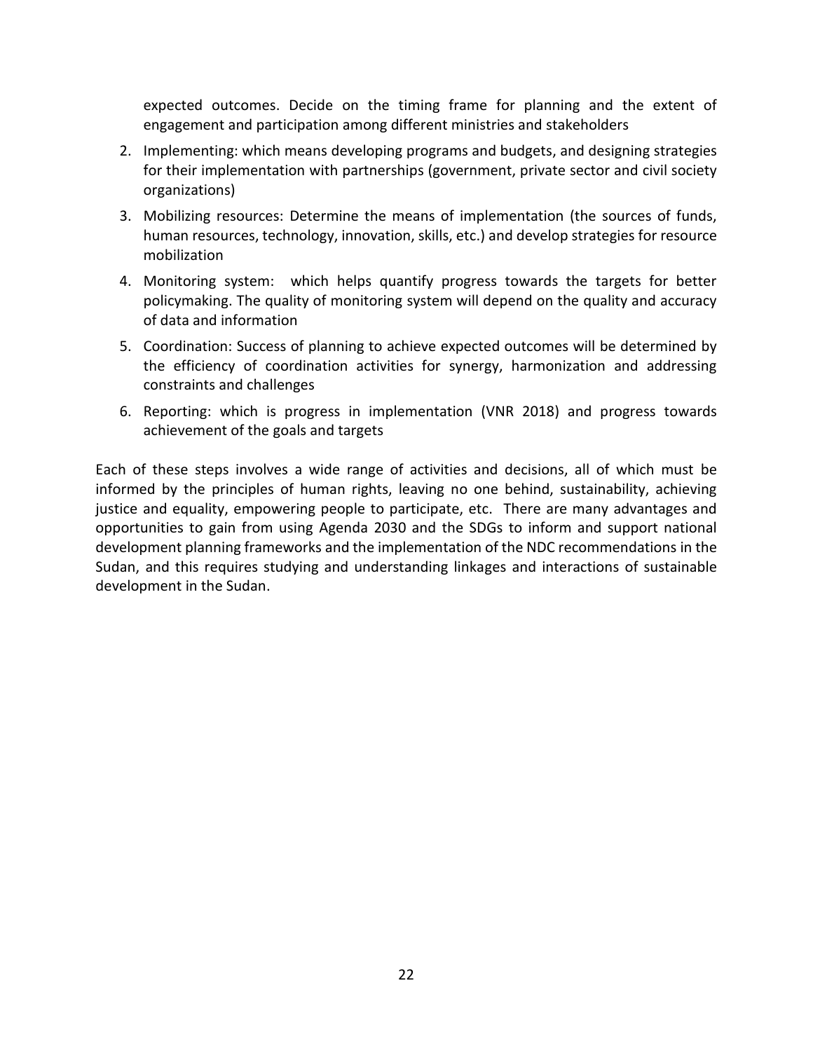expected outcomes. Decide on the timing frame for planning and the extent of engagement and participation among different ministries and stakeholders

2. Implementing: which means developing programs and budgets, and designing strategies for their implementation with partnerships (government, private sector and civil society organizations)
3. Mobilizing resources: Determine the means of implementation (the sources of funds, human resources, technology, innovation, skills, etc.) and develop strategies for resource mobilization
4. Monitoring system: which helps quantify progress towards the targets for better policymaking. The quality of monitoring system will depend on the quality and accuracy of data and information
5. Coordination: Success of planning to achieve expected outcomes will be determined by the efficiency of coordination activities for synergy, harmonization and addressing constraints and challenges
6. Reporting: which is progress in implementation (VNR 2018) and progress towards achievement of the goals and targets

Each of these steps involves a wide range of activities and decisions, all of which must be informed by the principles of human rights, leaving no one behind, sustainability, achieving justice and equality, empowering people to participate, etc. There are many advantages and opportunities to gain from using Agenda 2030 and the SDGs to inform and support national development planning frameworks and the implementation of the NDC recommendations in the Sudan, and this requires studying and understanding linkages and interactions of sustainable development in the Sudan.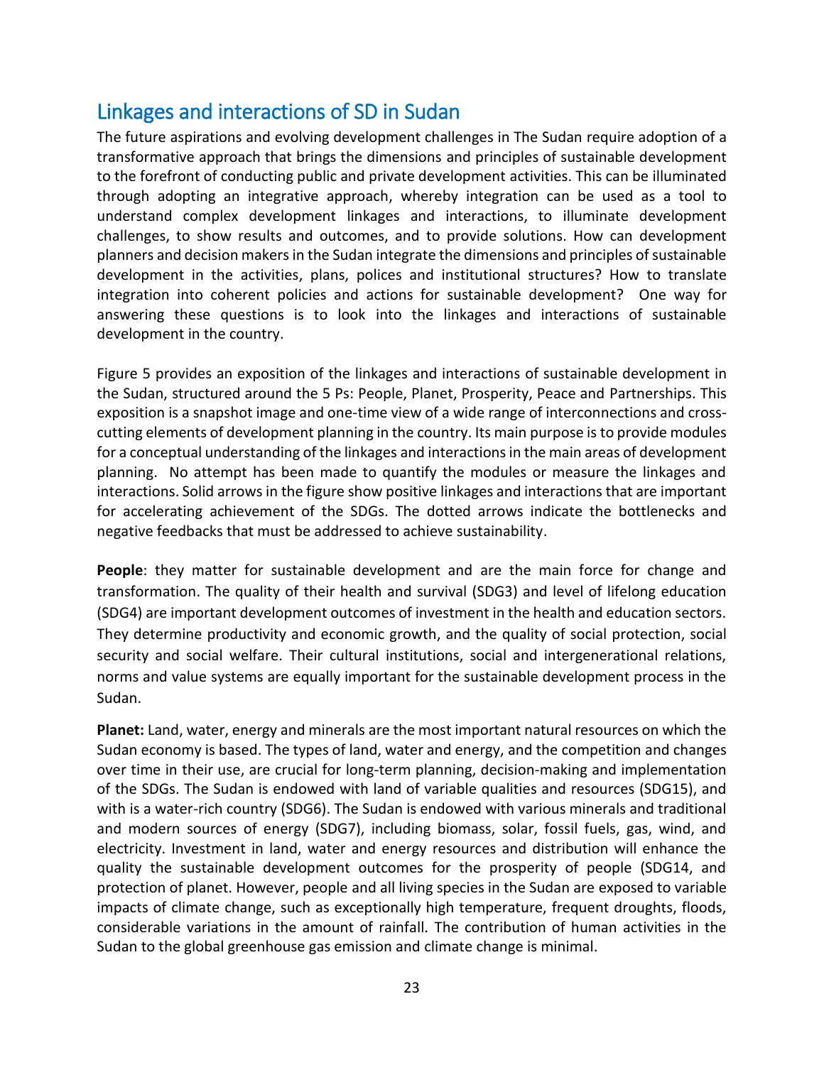## Linkages and interactions of SD in Sudan

The future aspirations and evolving development challenges in The Sudan require adoption of a transformative approach that brings the dimensions and principles of sustainable development to the forefront of conducting public and private development activities. This can be illuminated through adopting an integrative approach, whereby integration can be used as a tool to understand complex development linkages and interactions, to illuminate development challenges, to show results and outcomes, and to provide solutions. How can development planners and decision makers in the Sudan integrate the dimensions and principles of sustainable development in the activities, plans, polices and institutional structures? How to translate integration into coherent policies and actions for sustainable development? One way for answering these questions is to look into the linkages and interactions of sustainable development in the country.

Figure 5 provides an exposition of the linkages and interactions of sustainable development in the Sudan, structured around the 5 Ps: People, Planet, Prosperity, Peace and Partnerships. This exposition is a snapshot image and one-time view of a wide range of interconnections and cross-cutting elements of development planning in the country. Its main purpose is to provide modules for a conceptual understanding of the linkages and interactions in the main areas of development planning. No attempt has been made to quantify the modules or measure the linkages and interactions. Solid arrows in the figure show positive linkages and interactions that are important for accelerating achievement of the SDGs. The dotted arrows indicate the bottlenecks and negative feedbacks that must be addressed to achieve sustainability.

**People**: they matter for sustainable development and are the main force for change and transformation. The quality of their health and survival (SDG3) and level of lifelong education (SDG4) are important development outcomes of investment in the health and education sectors. They determine productivity and economic growth, and the quality of social protection, social security and social welfare. Their cultural institutions, social and intergenerational relations, norms and value systems are equally important for the sustainable development process in the Sudan.

**Planet:** Land, water, energy and minerals are the most important natural resources on which the Sudan economy is based. The types of land, water and energy, and the competition and changes over time in their use, are crucial for long-term planning, decision-making and implementation of the SDGs. The Sudan is endowed with land of variable qualities and resources (SDG15), and with is a water-rich country (SDG6). The Sudan is endowed with various minerals and traditional and modern sources of energy (SDG7), including biomass, solar, fossil fuels, gas, wind, and electricity. Investment in land, water and energy resources and distribution will enhance the quality the sustainable development outcomes for the prosperity of people (SDG14, and protection of planet. However, people and all living species in the Sudan are exposed to variable impacts of climate change, such as exceptionally high temperature, frequent droughts, floods, considerable variations in the amount of rainfall. The contribution of human activities in the Sudan to the global greenhouse gas emission and climate change is minimal.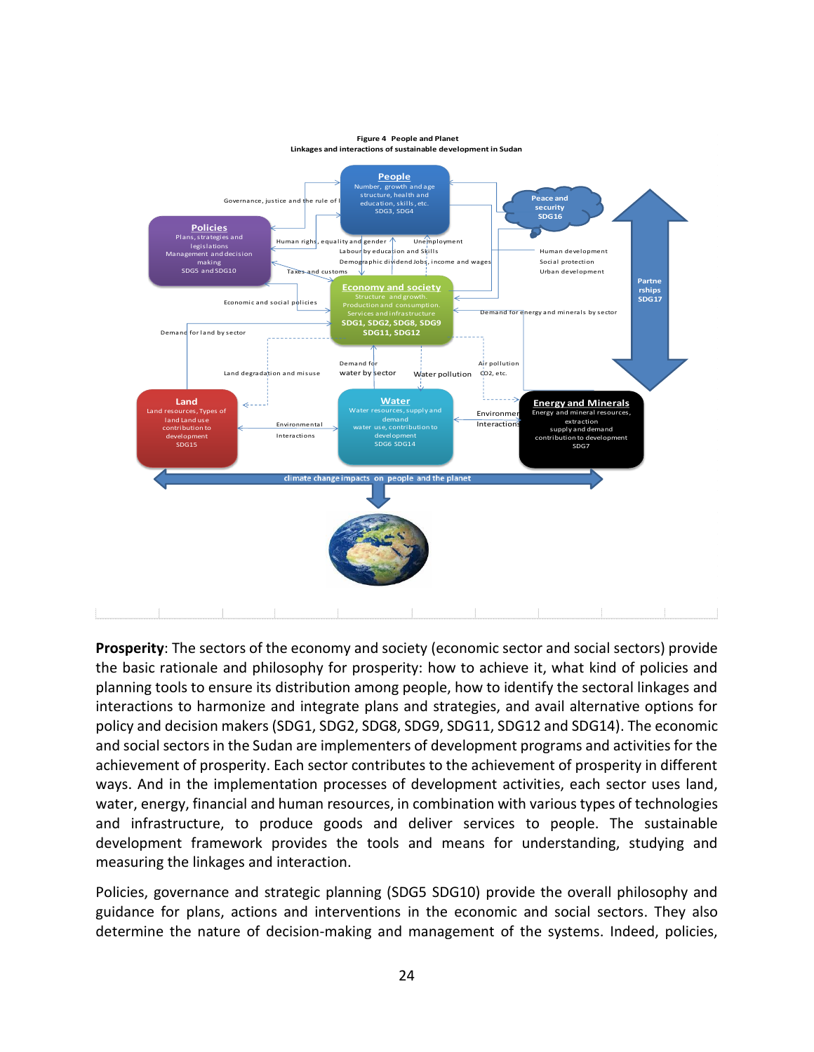**Figure 4 People and Planet**
**Linkages and interactions of sustainable development in Sudan**

**People**
Number, growth and age structure, health and education, skills, etc.
SDG3, SDG4

**Peace and security**
SDG16

**Policies**
Plans, strategies and legislations
Management and decision making
SDG5 and SDG10

**Economy and society**
Structure and growth.
Production and consumption.
Services and infrastructure
SDG1, SDG2, SDG8, SDG9
SDG11, SDG12

**Partnerships**
SDG17

**Land**
Land resources, Types of land Land use contribution to development
SDG15

**Water**
Water resources, supply and demand
water use, contribution to development
SDG6 SDG14

**Energy and Minerals**
Energy and mineral resources, extraction
supply and demand
contribution to development
SDG7

Governance, justice and the rule of l
Human righs, equality and gender
Unemployment
Labour by education and Skills
Demographic dividend Jobs, income and wages
Taxes and customs
Human development
Social protection
Urban development
Economic and social policies
Demand for energy and minerals by sector
Demand for land by sector
Demand for water by sector
Water pollution
Air pollution CO2, etc.
Land degradation and misuse
Environmental Interactions
Environmen Interactions
climate change impacts on people and the planet

**Prosperity**: The sectors of the economy and society (economic sector and social sectors) provide the basic rationale and philosophy for prosperity: how to achieve it, what kind of policies and planning tools to ensure its distribution among people, how to identify the sectoral linkages and interactions to harmonize and integrate plans and strategies, and avail alternative options for policy and decision makers (SDG1, SDG2, SDG8, SDG9, SDG11, SDG12 and SDG14). The economic and social sectors in the Sudan are implementers of development programs and activities for the achievement of prosperity. Each sector contributes to the achievement of prosperity in different ways. And in the implementation processes of development activities, each sector uses land, water, energy, financial and human resources, in combination with various types of technologies and infrastructure, to produce goods and deliver services to people. The sustainable development framework provides the tools and means for understanding, studying and measuring the linkages and interaction.

Policies, governance and strategic planning (SDG5 SDG10) provide the overall philosophy and guidance for plans, actions and interventions in the economic and social sectors. They also determine the nature of decision-making and management of the systems. Indeed, policies,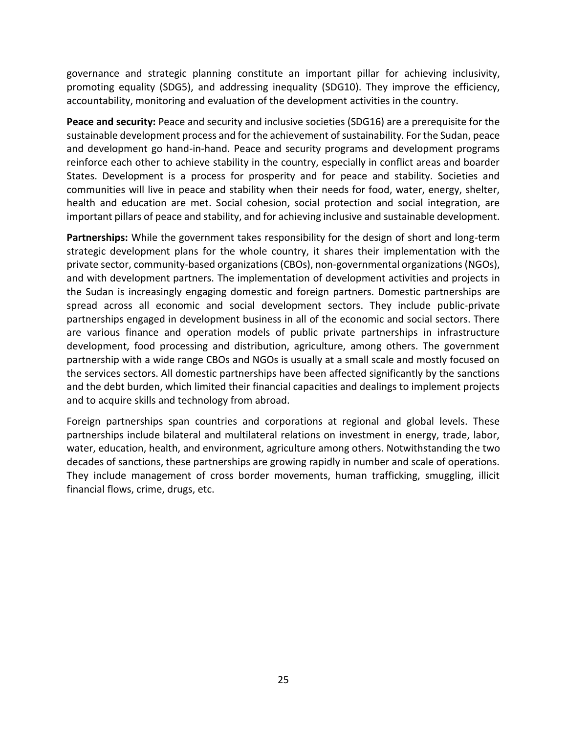governance and strategic planning constitute an important pillar for achieving inclusivity, promoting equality (SDG5), and addressing inequality (SDG10). They improve the efficiency, accountability, monitoring and evaluation of the development activities in the country.

**Peace and security:** Peace and security and inclusive societies (SDG16) are a prerequisite for the sustainable development process and for the achievement of sustainability. For the Sudan, peace and development go hand-in-hand. Peace and security programs and development programs reinforce each other to achieve stability in the country, especially in conflict areas and boarder States. Development is a process for prosperity and for peace and stability. Societies and communities will live in peace and stability when their needs for food, water, energy, shelter, health and education are met. Social cohesion, social protection and social integration, are important pillars of peace and stability, and for achieving inclusive and sustainable development.

**Partnerships:** While the government takes responsibility for the design of short and long-term strategic development plans for the whole country, it shares their implementation with the private sector, community-based organizations (CBOs), non-governmental organizations (NGOs), and with development partners. The implementation of development activities and projects in the Sudan is increasingly engaging domestic and foreign partners. Domestic partnerships are spread across all economic and social development sectors. They include public-private partnerships engaged in development business in all of the economic and social sectors. There are various finance and operation models of public private partnerships in infrastructure development, food processing and distribution, agriculture, among others. The government partnership with a wide range CBOs and NGOs is usually at a small scale and mostly focused on the services sectors. All domestic partnerships have been affected significantly by the sanctions and the debt burden, which limited their financial capacities and dealings to implement projects and to acquire skills and technology from abroad.

Foreign partnerships span countries and corporations at regional and global levels. These partnerships include bilateral and multilateral relations on investment in energy, trade, labor, water, education, health, and environment, agriculture among others. Notwithstanding the two decades of sanctions, these partnerships are growing rapidly in number and scale of operations. They include management of cross border movements, human trafficking, smuggling, illicit financial flows, crime, drugs, etc.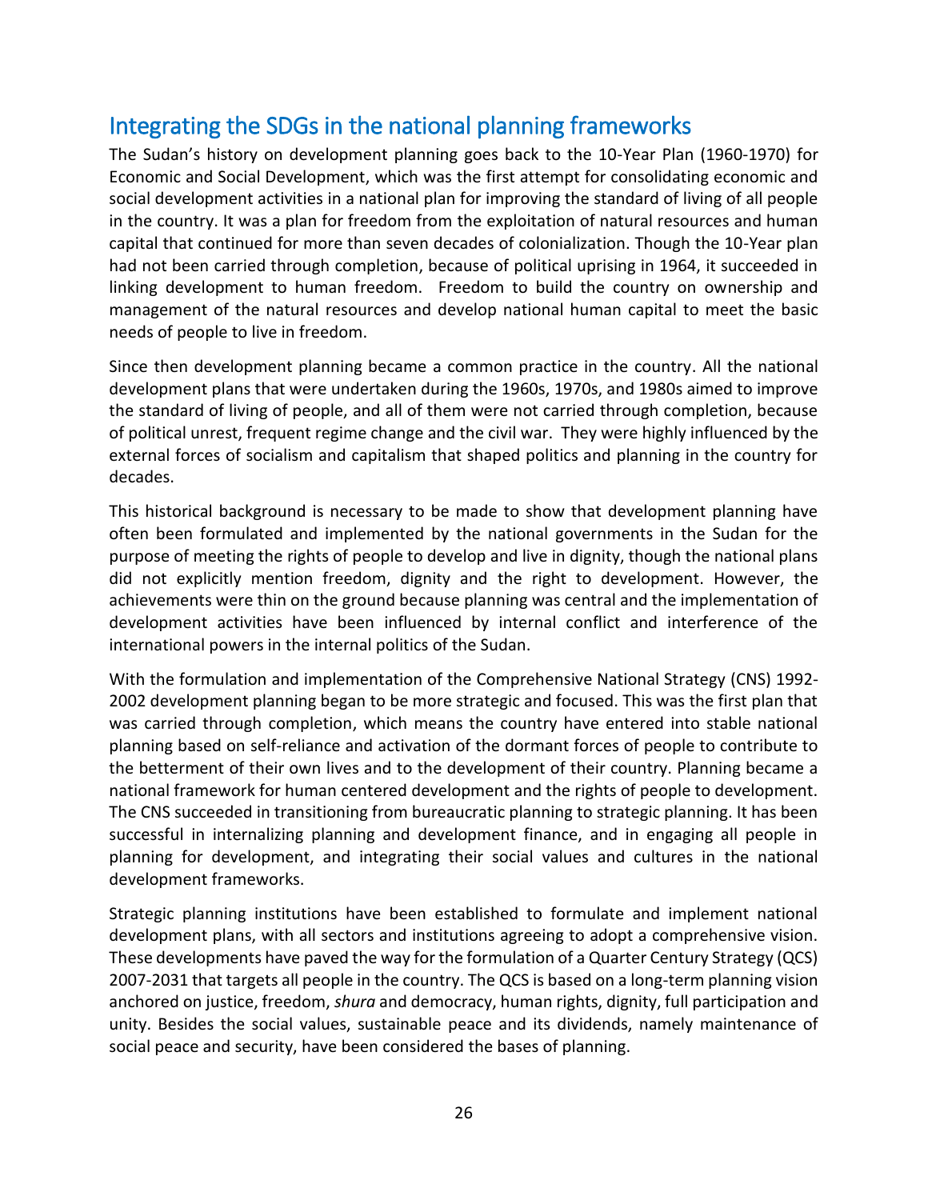## Integrating the SDGs in the national planning frameworks

The Sudan's history on development planning goes back to the 10-Year Plan (1960-1970) for Economic and Social Development, which was the first attempt for consolidating economic and social development activities in a national plan for improving the standard of living of all people in the country. It was a plan for freedom from the exploitation of natural resources and human capital that continued for more than seven decades of colonialization. Though the 10-Year plan had not been carried through completion, because of political uprising in 1964, it succeeded in linking development to human freedom. Freedom to build the country on ownership and management of the natural resources and develop national human capital to meet the basic needs of people to live in freedom.

Since then development planning became a common practice in the country. All the national development plans that were undertaken during the 1960s, 1970s, and 1980s aimed to improve the standard of living of people, and all of them were not carried through completion, because of political unrest, frequent regime change and the civil war. They were highly influenced by the external forces of socialism and capitalism that shaped politics and planning in the country for decades.

This historical background is necessary to be made to show that development planning have often been formulated and implemented by the national governments in the Sudan for the purpose of meeting the rights of people to develop and live in dignity, though the national plans did not explicitly mention freedom, dignity and the right to development. However, the achievements were thin on the ground because planning was central and the implementation of development activities have been influenced by internal conflict and interference of the international powers in the internal politics of the Sudan.

With the formulation and implementation of the Comprehensive National Strategy (CNS) 1992-2002 development planning began to be more strategic and focused. This was the first plan that was carried through completion, which means the country have entered into stable national planning based on self-reliance and activation of the dormant forces of people to contribute to the betterment of their own lives and to the development of their country. Planning became a national framework for human centered development and the rights of people to development. The CNS succeeded in transitioning from bureaucratic planning to strategic planning. It has been successful in internalizing planning and development finance, and in engaging all people in planning for development, and integrating their social values and cultures in the national development frameworks.

Strategic planning institutions have been established to formulate and implement national development plans, with all sectors and institutions agreeing to adopt a comprehensive vision. These developments have paved the way for the formulation of a Quarter Century Strategy (QCS) 2007-2031 that targets all people in the country. The QCS is based on a long-term planning vision anchored on justice, freedom, *shura* and democracy, human rights, dignity, full participation and unity. Besides the social values, sustainable peace and its dividends, namely maintenance of social peace and security, have been considered the bases of planning.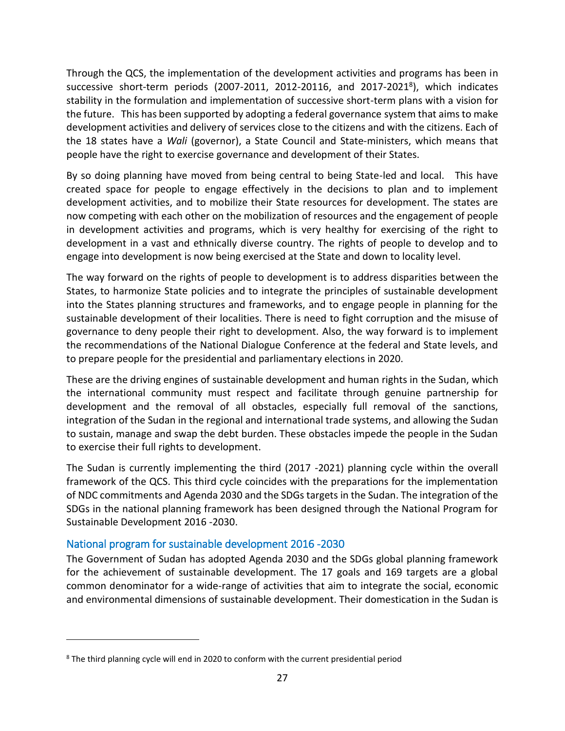Through the QCS, the implementation of the development activities and programs has been in successive short-term periods (2007-2011, 2012-20116, and 2017-2021[8]), which indicates stability in the formulation and implementation of successive short-term plans with a vision for the future. This has been supported by adopting a federal governance system that aims to make development activities and delivery of services close to the citizens and with the citizens. Each of the 18 states have a *Wali* (governor), a State Council and State-ministers, which means that people have the right to exercise governance and development of their States.

By so doing planning have moved from being central to being State-led and local. This have created space for people to engage effectively in the decisions to plan and to implement development activities, and to mobilize their State resources for development. The states are now competing with each other on the mobilization of resources and the engagement of people in development activities and programs, which is very healthy for exercising of the right to development in a vast and ethnically diverse country. The rights of people to develop and to engage into development is now being exercised at the State and down to locality level.

The way forward on the rights of people to development is to address disparities between the States, to harmonize State policies and to integrate the principles of sustainable development into the States planning structures and frameworks, and to engage people in planning for the sustainable development of their localities. There is need to fight corruption and the misuse of governance to deny people their right to development. Also, the way forward is to implement the recommendations of the National Dialogue Conference at the federal and State levels, and to prepare people for the presidential and parliamentary elections in 2020.

These are the driving engines of sustainable development and human rights in the Sudan, which the international community must respect and facilitate through genuine partnership for development and the removal of all obstacles, especially full removal of the sanctions, integration of the Sudan in the regional and international trade systems, and allowing the Sudan to sustain, manage and swap the debt burden. These obstacles impede the people in the Sudan to exercise their full rights to development.

The Sudan is currently implementing the third (2017 -2021) planning cycle within the overall framework of the QCS. This third cycle coincides with the preparations for the implementation of NDC commitments and Agenda 2030 and the SDGs targets in the Sudan. The integration of the SDGs in the national planning framework has been designed through the National Program for Sustainable Development 2016 -2030.

### National program for sustainable development 2016 -2030

The Government of Sudan has adopted Agenda 2030 and the SDGs global planning framework for the achievement of sustainable development. The 17 goals and 169 targets are a global common denominator for a wide-range of activities that aim to integrate the social, economic and environmental dimensions of sustainable development. Their domestication in the Sudan is

[8] The third planning cycle will end in 2020 to conform with the current presidential period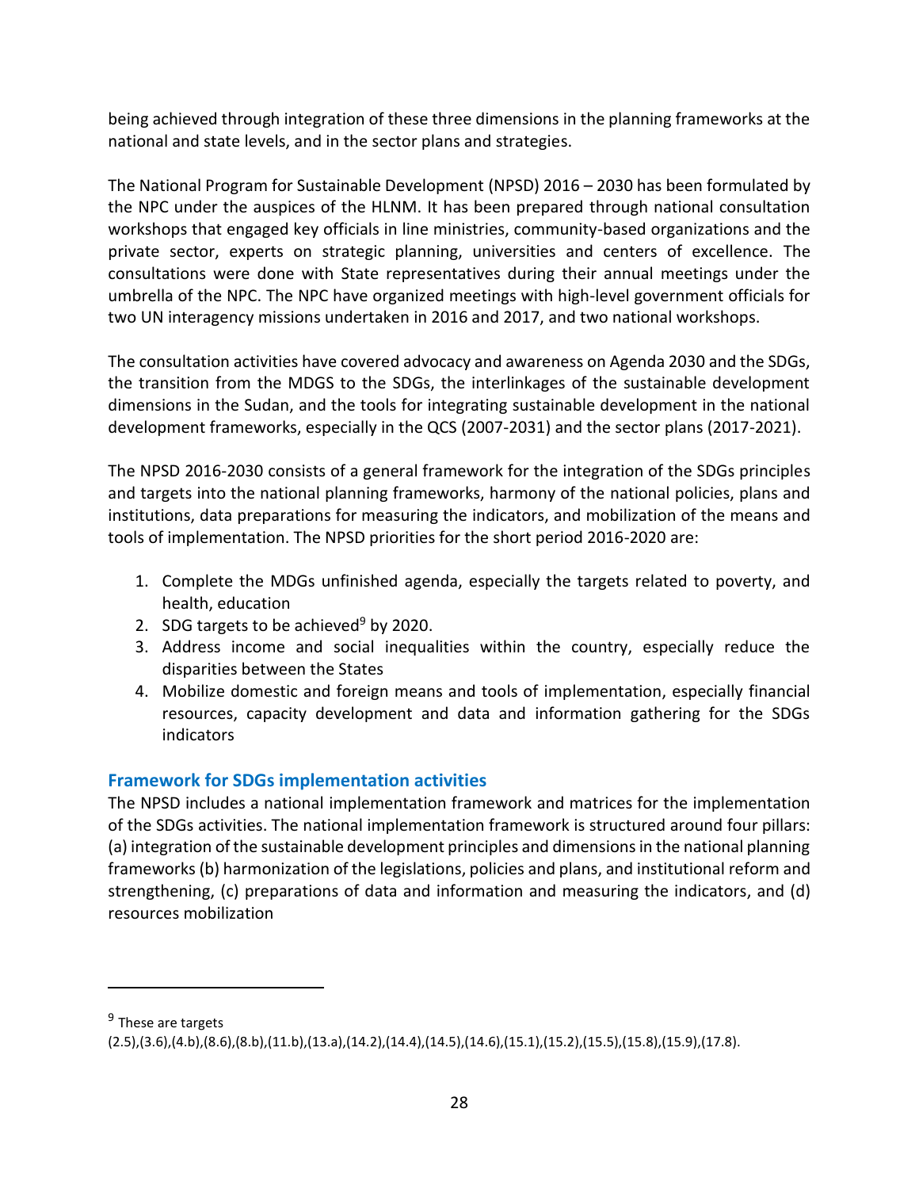being achieved through integration of these three dimensions in the planning frameworks at the national and state levels, and in the sector plans and strategies.

The National Program for Sustainable Development (NPSD) 2016 – 2030 has been formulated by the NPC under the auspices of the HLNM. It has been prepared through national consultation workshops that engaged key officials in line ministries, community-based organizations and the private sector, experts on strategic planning, universities and centers of excellence. The consultations were done with State representatives during their annual meetings under the umbrella of the NPC. The NPC have organized meetings with high-level government officials for two UN interagency missions undertaken in 2016 and 2017, and two national workshops.

The consultation activities have covered advocacy and awareness on Agenda 2030 and the SDGs, the transition from the MDGS to the SDGs, the interlinkages of the sustainable development dimensions in the Sudan, and the tools for integrating sustainable development in the national development frameworks, especially in the QCS (2007-2031) and the sector plans (2017-2021).

The NPSD 2016-2030 consists of a general framework for the integration of the SDGs principles and targets into the national planning frameworks, harmony of the national policies, plans and institutions, data preparations for measuring the indicators, and mobilization of the means and tools of implementation. The NPSD priorities for the short period 2016-2020 are:

1. Complete the MDGs unfinished agenda, especially the targets related to poverty, and health, education
2. SDG targets to be achieved[9] by 2020.
3. Address income and social inequalities within the country, especially reduce the disparities between the States
4. Mobilize domestic and foreign means and tools of implementation, especially financial resources, capacity development and data and information gathering for the SDGs indicators

### Framework for SDGs implementation activities

The NPSD includes a national implementation framework and matrices for the implementation of the SDGs activities. The national implementation framework is structured around four pillars: (a) integration of the sustainable development principles and dimensions in the national planning frameworks (b) harmonization of the legislations, policies and plans, and institutional reform and strengthening, (c) preparations of data and information and measuring the indicators, and (d) resources mobilization

---

[9] These are targets (2.5),(3.6),(4.b),(8.6),(8.b),(11.b),(13.a),(14.2),(14.4),(14.5),(14.6),(15.1),(15.2),(15.5),(15.8),(15.9),(17.8).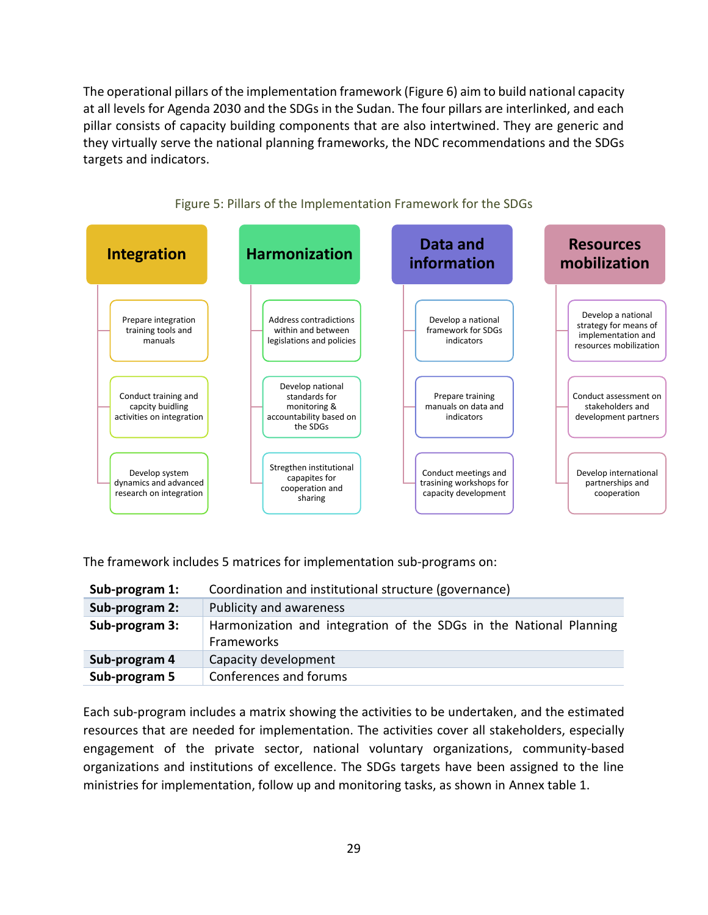The operational pillars of the implementation framework (Figure 6) aim to build national capacity at all levels for Agenda 2030 and the SDGs in the Sudan. The four pillars are interlinked, and each pillar consists of capacity building components that are also intertwined. They are generic and they virtually serve the national planning frameworks, the NDC recommendations and the SDGs targets and indicators.

Figure 5: Pillars of the Implementation Framework for the SDGs

| Integration | Harmonization | Data and information | Resources mobilization |
|---|---|---|---|
| Prepare integration training tools and manuals | Address contradictions within and between legislations and policies | Develop a national framework for SDGs indicators | Develop a national strategy for means of implementation and resources mobilization |
| Conduct training and capcity buidling activities on integration | Develop national standards for monitoring & accountability based on the SDGs | Prepare training manuals on data and indicators | Conduct assessment on stakeholders and development partners |
| Develop system dynamics and advanced research on integration | Stregthen institutional capapites for cooperation and sharing | Conduct meetings and trasining workshops for capacity development | Develop international partnerships and cooperation |

The framework includes 5 matrices for implementation sub-programs on:

| | |
|---|---|
| **Sub-program 1:** | Coordination and institutional structure (governance) |
| **Sub-program 2:** | Publicity and awareness |
| **Sub-program 3:** | Harmonization and integration of the SDGs in the National Planning Frameworks |
| **Sub-program 4** | Capacity development |
| **Sub-program 5** | Conferences and forums |

Each sub-program includes a matrix showing the activities to be undertaken, and the estimated resources that are needed for implementation. The activities cover all stakeholders, especially engagement of the private sector, national voluntary organizations, community-based organizations and institutions of excellence. The SDGs targets have been assigned to the line ministries for implementation, follow up and monitoring tasks, as shown in Annex table 1.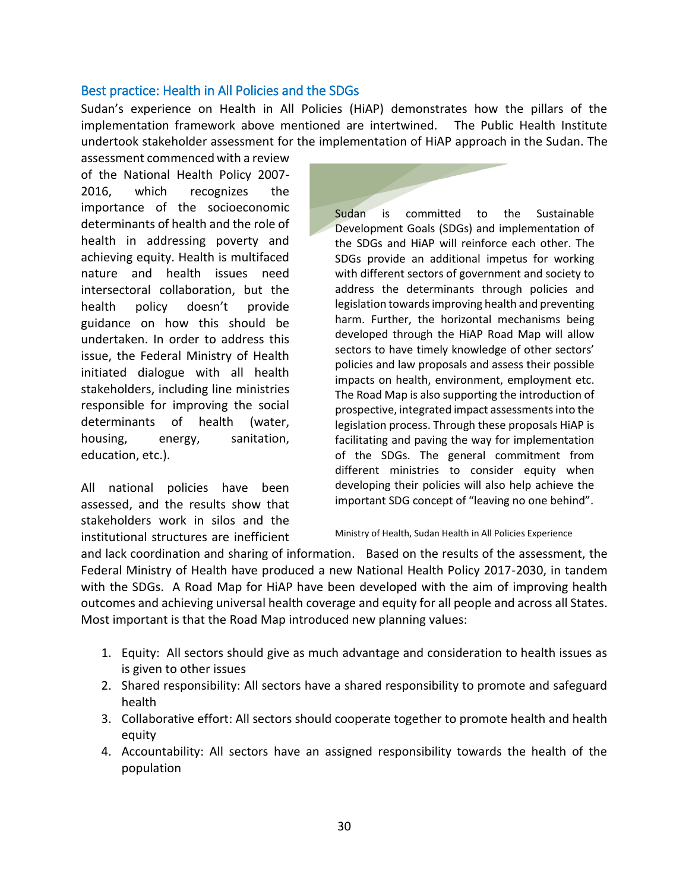## Best practice: Health in All Policies and the SDGs

Sudan's experience on Health in All Policies (HiAP) demonstrates how the pillars of the implementation framework above mentioned are intertwined. The Public Health Institute undertook stakeholder assessment for the implementation of HiAP approach in the Sudan. The assessment commenced with a review of the National Health Policy 2007-2016, which recognizes the importance of the socioeconomic determinants of health and the role of health in addressing poverty and achieving equity. Health is multifaced nature and health issues need intersectoral collaboration, but the health policy doesn't provide guidance on how this should be undertaken. In order to address this issue, the Federal Ministry of Health initiated dialogue with all health stakeholders, including line ministries responsible for improving the social determinants of health (water, housing, energy, sanitation, education, etc.).

All national policies have been assessed, and the results show that stakeholders work in silos and the institutional structures are inefficient and lack coordination and sharing of information. Based on the results of the assessment, the Federal Ministry of Health have produced a new National Health Policy 2017-2030, in tandem with the SDGs. A Road Map for HiAP have been developed with the aim of improving health outcomes and achieving universal health coverage and equity for all people and across all States. Most important is that the Road Map introduced new planning values:

> Sudan is committed to the Sustainable Development Goals (SDGs) and implementation of the SDGs and HiAP will reinforce each other. The SDGs provide an additional impetus for working with different sectors of government and society to address the determinants through policies and legislation towards improving health and preventing harm. Further, the horizontal mechanisms being developed through the HiAP Road Map will allow sectors to have timely knowledge of other sectors' policies and law proposals and assess their possible impacts on health, environment, employment etc. The Road Map is also supporting the introduction of prospective, integrated impact assessments into the legislation process. Through these proposals HiAP is facilitating and paving the way for implementation of the SDGs. The general commitment from different ministries to consider equity when developing their policies will also help achieve the important SDG concept of "leaving no one behind".
>
> Ministry of Health, Sudan Health in All Policies Experience

1. Equity: All sectors should give as much advantage and consideration to health issues as is given to other issues
2. Shared responsibility: All sectors have a shared responsibility to promote and safeguard health
3. Collaborative effort: All sectors should cooperate together to promote health and health equity
4. Accountability: All sectors have an assigned responsibility towards the health of the population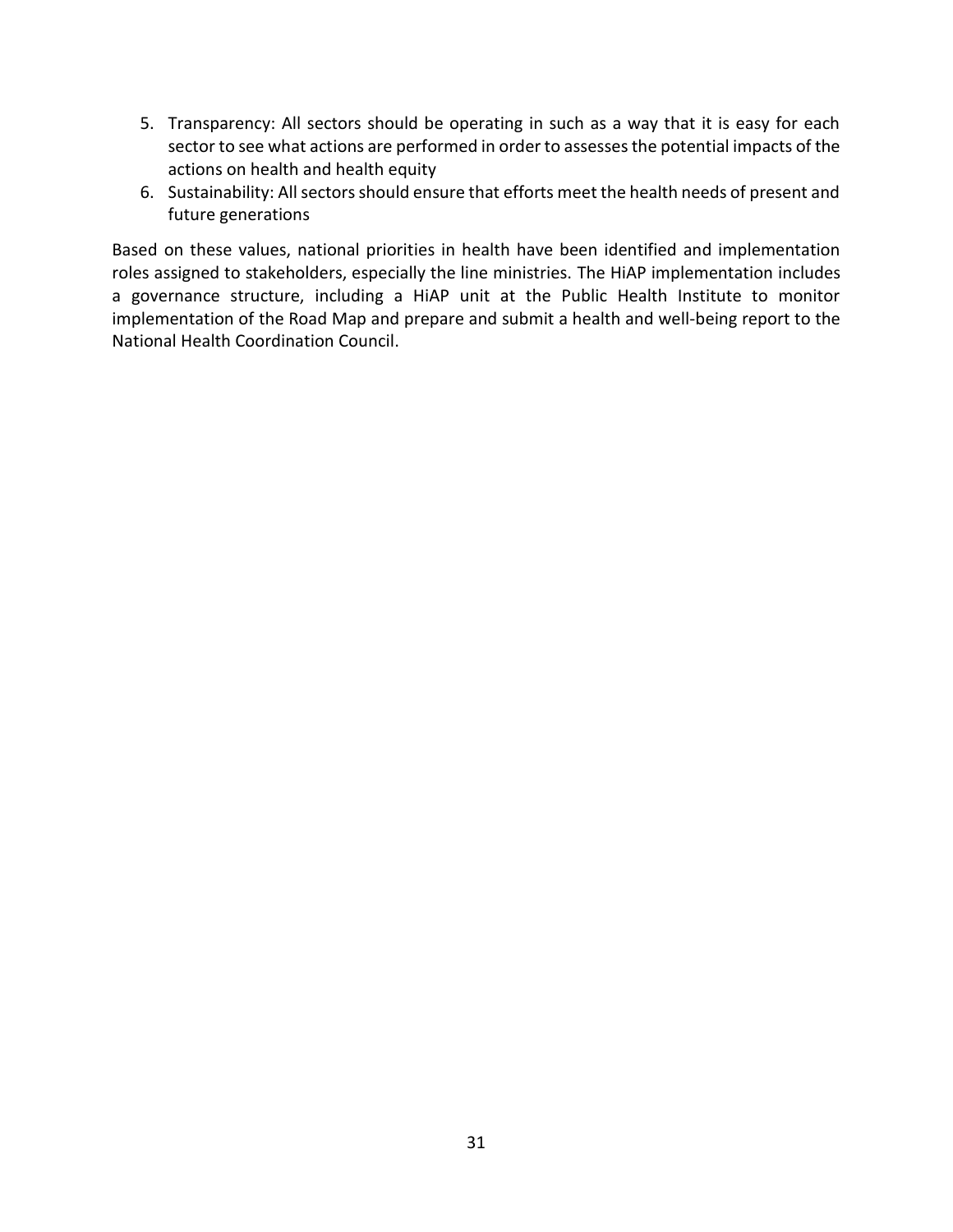5. Transparency: All sectors should be operating in such as a way that it is easy for each sector to see what actions are performed in order to assesses the potential impacts of the actions on health and health equity
6. Sustainability: All sectors should ensure that efforts meet the health needs of present and future generations

Based on these values, national priorities in health have been identified and implementation roles assigned to stakeholders, especially the line ministries. The HiAP implementation includes a governance structure, including a HiAP unit at the Public Health Institute to monitor implementation of the Road Map and prepare and submit a health and well-being report to the National Health Coordination Council.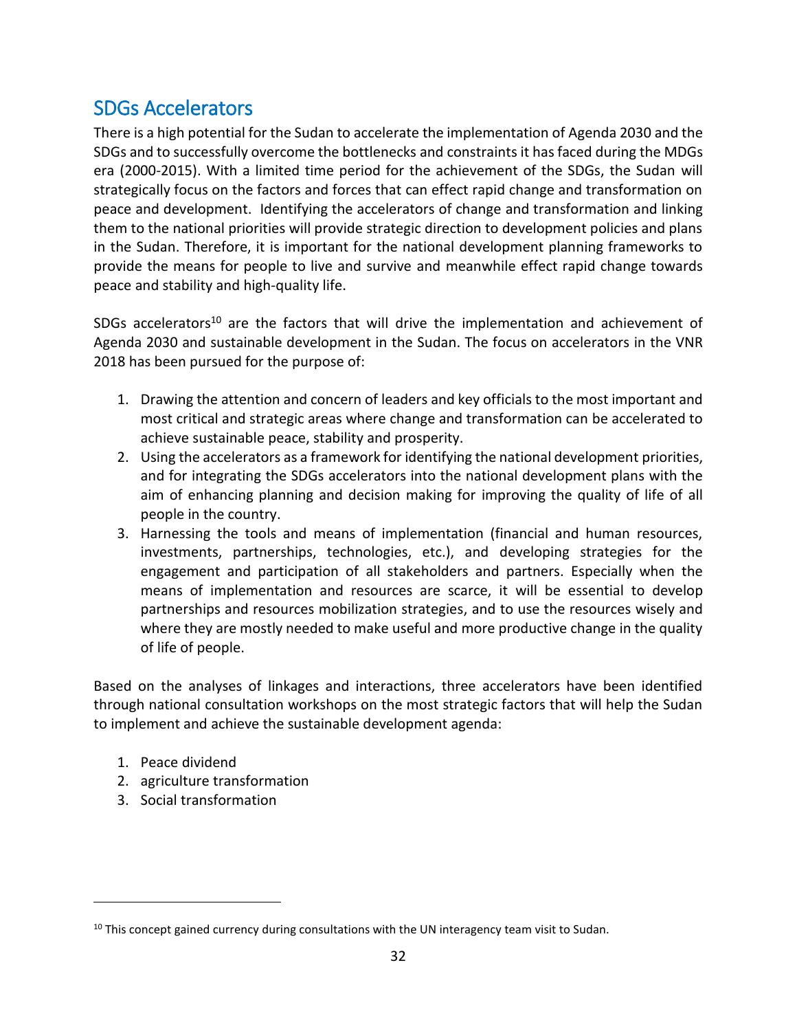## SDGs Accelerators

There is a high potential for the Sudan to accelerate the implementation of Agenda 2030 and the SDGs and to successfully overcome the bottlenecks and constraints it has faced during the MDGs era (2000-2015). With a limited time period for the achievement of the SDGs, the Sudan will strategically focus on the factors and forces that can effect rapid change and transformation on peace and development. Identifying the accelerators of change and transformation and linking them to the national priorities will provide strategic direction to development policies and plans in the Sudan. Therefore, it is important for the national development planning frameworks to provide the means for people to live and survive and meanwhile effect rapid change towards peace and stability and high-quality life.

SDGs accelerators[10] are the factors that will drive the implementation and achievement of Agenda 2030 and sustainable development in the Sudan. The focus on accelerators in the VNR 2018 has been pursued for the purpose of:

1. Drawing the attention and concern of leaders and key officials to the most important and most critical and strategic areas where change and transformation can be accelerated to achieve sustainable peace, stability and prosperity.
2. Using the accelerators as a framework for identifying the national development priorities, and for integrating the SDGs accelerators into the national development plans with the aim of enhancing planning and decision making for improving the quality of life of all people in the country.
3. Harnessing the tools and means of implementation (financial and human resources, investments, partnerships, technologies, etc.), and developing strategies for the engagement and participation of all stakeholders and partners. Especially when the means of implementation and resources are scarce, it will be essential to develop partnerships and resources mobilization strategies, and to use the resources wisely and where they are mostly needed to make useful and more productive change in the quality of life of people.

Based on the analyses of linkages and interactions, three accelerators have been identified through national consultation workshops on the most strategic factors that will help the Sudan to implement and achieve the sustainable development agenda:

1. Peace dividend
2. agriculture transformation
3. Social transformation

---

[10] This concept gained currency during consultations with the UN interagency team visit to Sudan.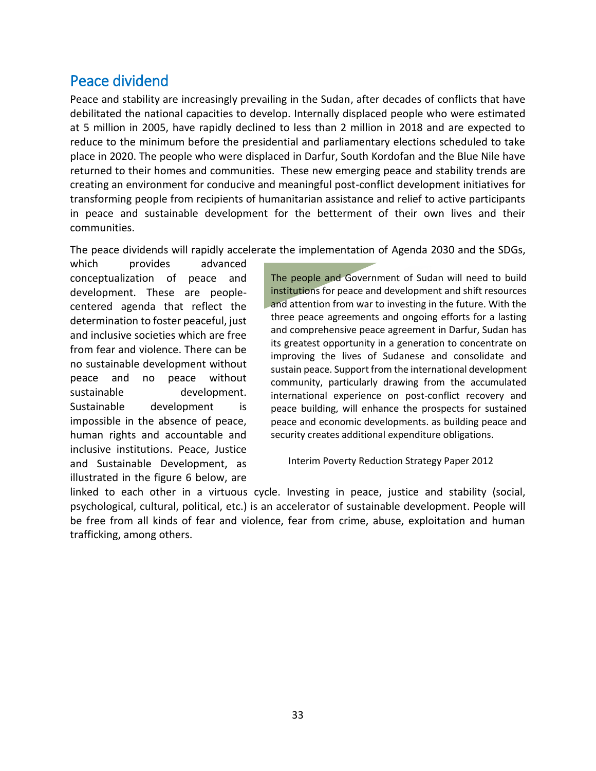## Peace dividend

Peace and stability are increasingly prevailing in the Sudan, after decades of conflicts that have debilitated the national capacities to develop. Internally displaced people who were estimated at 5 million in 2005, have rapidly declined to less than 2 million in 2018 and are expected to reduce to the minimum before the presidential and parliamentary elections scheduled to take place in 2020. The people who were displaced in Darfur, South Kordofan and the Blue Nile have returned to their homes and communities. These new emerging peace and stability trends are creating an environment for conducive and meaningful post-conflict development initiatives for transforming people from recipients of humanitarian assistance and relief to active participants in peace and sustainable development for the betterment of their own lives and their communities.

The peace dividends will rapidly accelerate the implementation of Agenda 2030 and the SDGs, which provides advanced conceptualization of peace and development. These are people-centered agenda that reflect the determination to foster peaceful, just and inclusive societies which are free from fear and violence. There can be no sustainable development without peace and no peace without sustainable development. Sustainable development is impossible in the absence of peace, human rights and accountable and inclusive institutions. Peace, Justice and Sustainable Development, as illustrated in the figure 6 below, are linked to each other in a virtuous cycle. Investing in peace, justice and stability (social, psychological, cultural, political, etc.) is an accelerator of sustainable development. People will be free from all kinds of fear and violence, fear from crime, abuse, exploitation and human trafficking, among others.

> The people and Government of Sudan will need to build institutions for peace and development and shift resources and attention from war to investing in the future. With the three peace agreements and ongoing efforts for a lasting and comprehensive peace agreement in Darfur, Sudan has its greatest opportunity in a generation to concentrate on improving the lives of Sudanese and consolidate and sustain peace. Support from the international development community, particularly drawing from the accumulated international experience on post-conflict recovery and peace building, will enhance the prospects for sustained peace and economic developments. as building peace and security creates additional expenditure obligations.
>
> Interim Poverty Reduction Strategy Paper 2012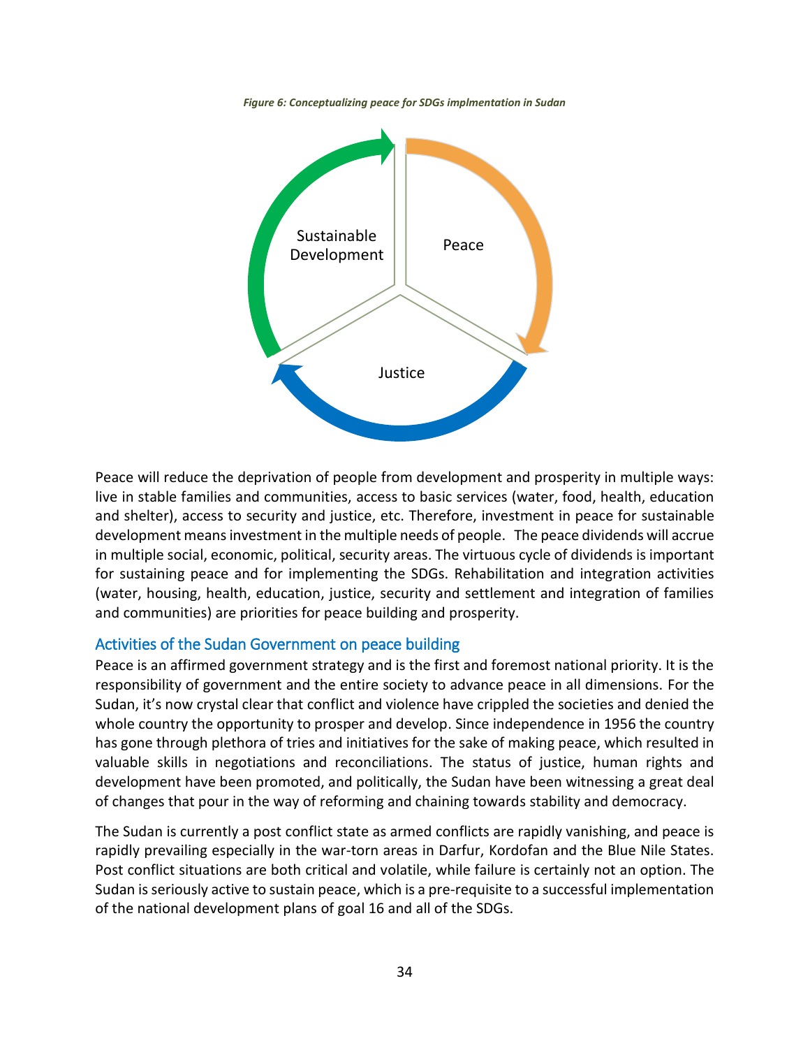*Figure 6: Conceptualizing peace for SDGs implmentation in Sudan*

Sustainable Development

Peace

Justice

Peace will reduce the deprivation of people from development and prosperity in multiple ways: live in stable families and communities, access to basic services (water, food, health, education and shelter), access to security and justice, etc. Therefore, investment in peace for sustainable development means investment in the multiple needs of people. The peace dividends will accrue in multiple social, economic, political, security areas. The virtuous cycle of dividends is important for sustaining peace and for implementing the SDGs. Rehabilitation and integration activities (water, housing, health, education, justice, security and settlement and integration of families and communities) are priorities for peace building and prosperity.

## Activities of the Sudan Government on peace building

Peace is an affirmed government strategy and is the first and foremost national priority. It is the responsibility of government and the entire society to advance peace in all dimensions. For the Sudan, it's now crystal clear that conflict and violence have crippled the societies and denied the whole country the opportunity to prosper and develop. Since independence in 1956 the country has gone through plethora of tries and initiatives for the sake of making peace, which resulted in valuable skills in negotiations and reconciliations. The status of justice, human rights and development have been promoted, and politically, the Sudan have been witnessing a great deal of changes that pour in the way of reforming and chaining towards stability and democracy.

The Sudan is currently a post conflict state as armed conflicts are rapidly vanishing, and peace is rapidly prevailing especially in the war-torn areas in Darfur, Kordofan and the Blue Nile States. Post conflict situations are both critical and volatile, while failure is certainly not an option. The Sudan is seriously active to sustain peace, which is a pre-requisite to a successful implementation of the national development plans of goal 16 and all of the SDGs.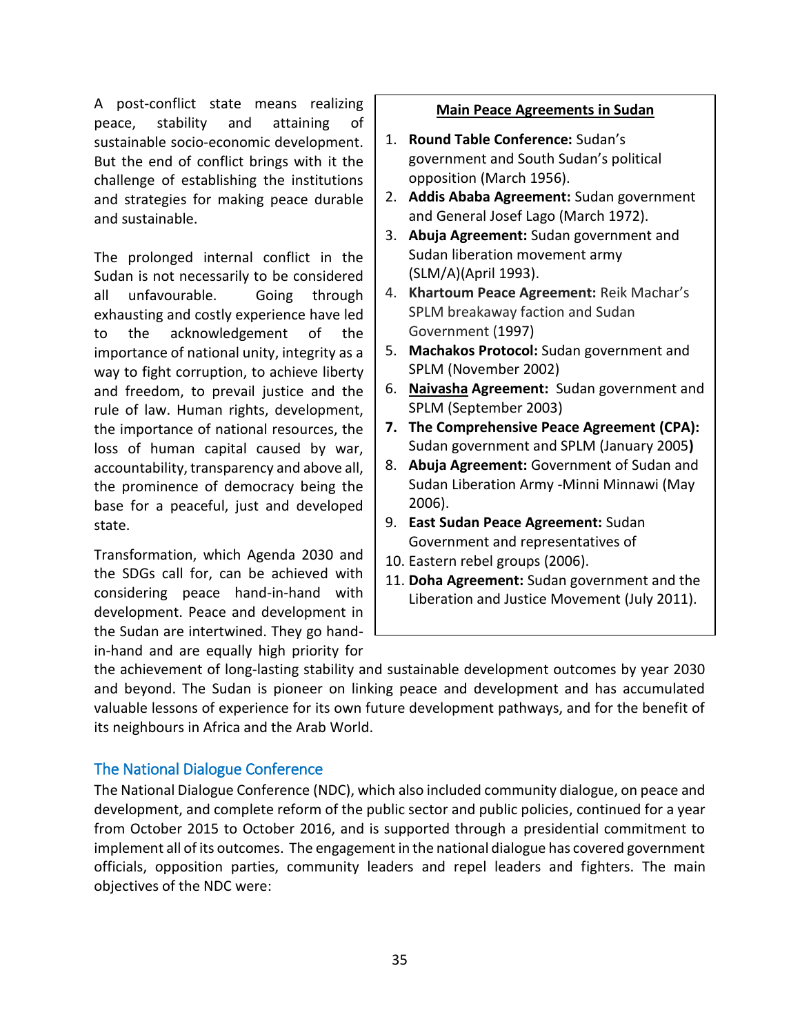A post-conflict state means realizing peace, stability and attaining of sustainable socio-economic development. But the end of conflict brings with it the challenge of establishing the institutions and strategies for making peace durable and sustainable.

The prolonged internal conflict in the Sudan is not necessarily to be considered all unfavourable. Going through exhausting and costly experience have led to the acknowledgement of the importance of national unity, integrity as a way to fight corruption, to achieve liberty and freedom, to prevail justice and the rule of law. Human rights, development, the importance of national resources, the loss of human capital caused by war, accountability, transparency and above all, the prominence of democracy being the base for a peaceful, just and developed state.

Transformation, which Agenda 2030 and the SDGs call for, can be achieved with considering peace hand-in-hand with development. Peace and development in the Sudan are intertwined. They go hand-in-hand and are equally high priority for the achievement of long-lasting stability and sustainable development outcomes by year 2030 and beyond. The Sudan is pioneer on linking peace and development and has accumulated valuable lessons of experience for its own future development pathways, and for the benefit of its neighbours in Africa and the Arab World.

**Main Peace Agreements in Sudan**

1. **Round Table Conference:** Sudan's government and South Sudan's political opposition (March 1956).
2. **Addis Ababa Agreement:** Sudan government and General Josef Lago (March 1972).
3. **Abuja Agreement:** Sudan government and Sudan liberation movement army (SLM/A)(April 1993).
4. **Khartoum Peace Agreement:** Reik Machar's SPLM breakaway faction and Sudan Government (1997)
5. **Machakos Protocol:** Sudan government and SPLM (November 2002)
6. **Naivasha Agreement:** Sudan government and SPLM (September 2003)
7. **The Comprehensive Peace Agreement (CPA):** Sudan government and SPLM (January 2005**)**
8. **Abuja Agreement:** Government of Sudan and Sudan Liberation Army -Minni Minnawi (May 2006).
9. **East Sudan Peace Agreement:** Sudan Government and representatives of
10. Eastern rebel groups (2006).
11. **Doha Agreement:** Sudan government and the Liberation and Justice Movement (July 2011).

## The National Dialogue Conference

The National Dialogue Conference (NDC), which also included community dialogue, on peace and development, and complete reform of the public sector and public policies, continued for a year from October 2015 to October 2016, and is supported through a presidential commitment to implement all of its outcomes. The engagement in the national dialogue has covered government officials, opposition parties, community leaders and repel leaders and fighters. The main objectives of the NDC were: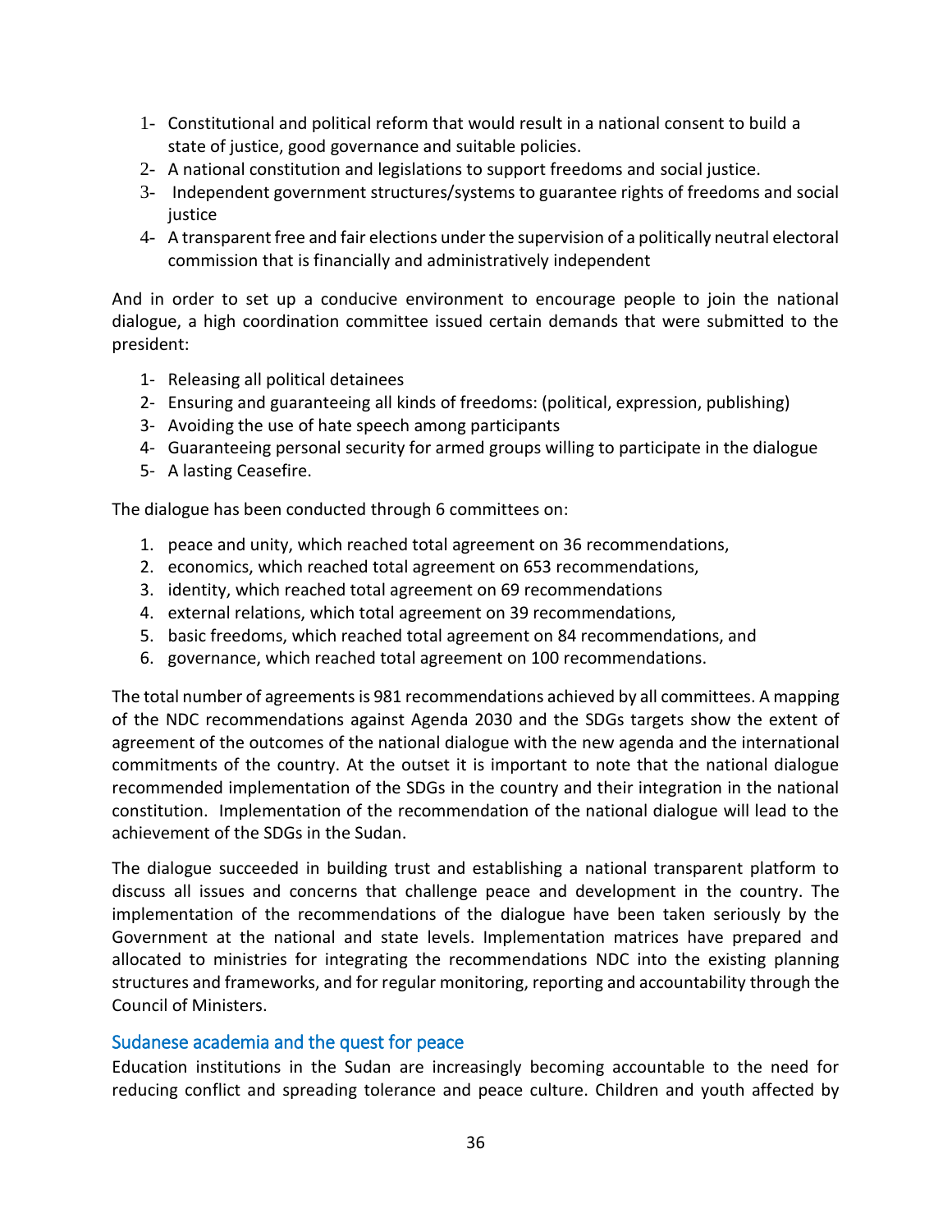1- Constitutional and political reform that would result in a national consent to build a state of justice, good governance and suitable policies.
2- A national constitution and legislations to support freedoms and social justice.
3- Independent government structures/systems to guarantee rights of freedoms and social justice
4- A transparent free and fair elections under the supervision of a politically neutral electoral commission that is financially and administratively independent

And in order to set up a conducive environment to encourage people to join the national dialogue, a high coordination committee issued certain demands that were submitted to the president:

1- Releasing all political detainees
2- Ensuring and guaranteeing all kinds of freedoms: (political, expression, publishing)
3- Avoiding the use of hate speech among participants
4- Guaranteeing personal security for armed groups willing to participate in the dialogue
5- A lasting Ceasefire.

The dialogue has been conducted through 6 committees on:

1. peace and unity, which reached total agreement on 36 recommendations,
2. economics, which reached total agreement on 653 recommendations,
3. identity, which reached total agreement on 69 recommendations
4. external relations, which total agreement on 39 recommendations,
5. basic freedoms, which reached total agreement on 84 recommendations, and
6. governance, which reached total agreement on 100 recommendations.

The total number of agreements is 981 recommendations achieved by all committees. A mapping of the NDC recommendations against Agenda 2030 and the SDGs targets show the extent of agreement of the outcomes of the national dialogue with the new agenda and the international commitments of the country. At the outset it is important to note that the national dialogue recommended implementation of the SDGs in the country and their integration in the national constitution. Implementation of the recommendation of the national dialogue will lead to the achievement of the SDGs in the Sudan.

The dialogue succeeded in building trust and establishing a national transparent platform to discuss all issues and concerns that challenge peace and development in the country. The implementation of the recommendations of the dialogue have been taken seriously by the Government at the national and state levels. Implementation matrices have prepared and allocated to ministries for integrating the recommendations NDC into the existing planning structures and frameworks, and for regular monitoring, reporting and accountability through the Council of Ministers.

## Sudanese academia and the quest for peace

Education institutions in the Sudan are increasingly becoming accountable to the need for reducing conflict and spreading tolerance and peace culture. Children and youth affected by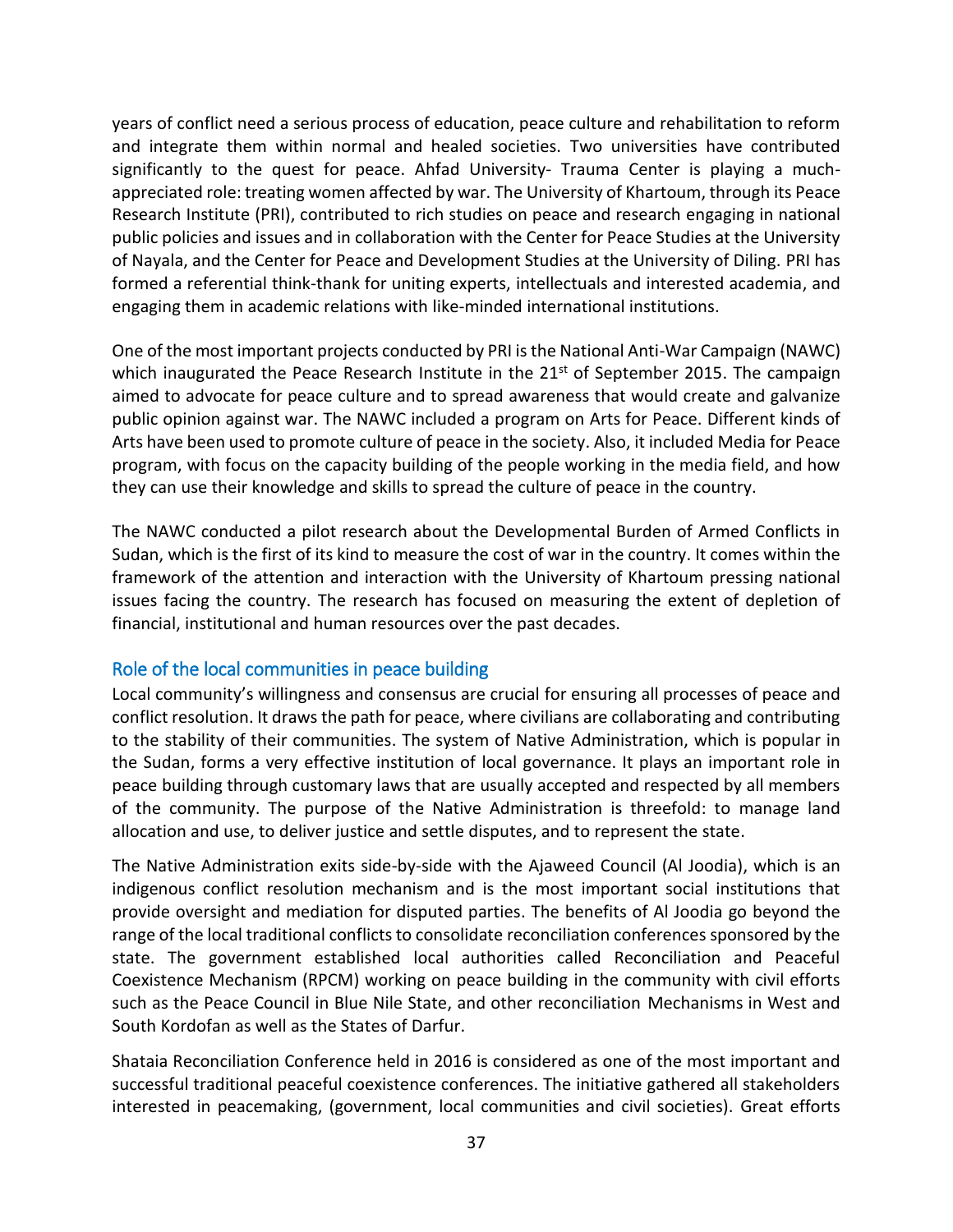years of conflict need a serious process of education, peace culture and rehabilitation to reform and integrate them within normal and healed societies. Two universities have contributed significantly to the quest for peace. Ahfad University- Trauma Center is playing a much-appreciated role: treating women affected by war. The University of Khartoum, through its Peace Research Institute (PRI), contributed to rich studies on peace and research engaging in national public policies and issues and in collaboration with the Center for Peace Studies at the University of Nayala, and the Center for Peace and Development Studies at the University of Diling. PRI has formed a referential think-thank for uniting experts, intellectuals and interested academia, and engaging them in academic relations with like-minded international institutions.

One of the most important projects conducted by PRI is the National Anti-War Campaign (NAWC) which inaugurated the Peace Research Institute in the 21st of September 2015. The campaign aimed to advocate for peace culture and to spread awareness that would create and galvanize public opinion against war. The NAWC included a program on Arts for Peace. Different kinds of Arts have been used to promote culture of peace in the society. Also, it included Media for Peace program, with focus on the capacity building of the people working in the media field, and how they can use their knowledge and skills to spread the culture of peace in the country.

The NAWC conducted a pilot research about the Developmental Burden of Armed Conflicts in Sudan, which is the first of its kind to measure the cost of war in the country. It comes within the framework of the attention and interaction with the University of Khartoum pressing national issues facing the country. The research has focused on measuring the extent of depletion of financial, institutional and human resources over the past decades.

### Role of the local communities in peace building

Local community's willingness and consensus are crucial for ensuring all processes of peace and conflict resolution. It draws the path for peace, where civilians are collaborating and contributing to the stability of their communities. The system of Native Administration, which is popular in the Sudan, forms a very effective institution of local governance. It plays an important role in peace building through customary laws that are usually accepted and respected by all members of the community. The purpose of the Native Administration is threefold: to manage land allocation and use, to deliver justice and settle disputes, and to represent the state.

The Native Administration exits side-by-side with the Ajaweed Council (Al Joodia), which is an indigenous conflict resolution mechanism and is the most important social institutions that provide oversight and mediation for disputed parties. The benefits of Al Joodia go beyond the range of the local traditional conflicts to consolidate reconciliation conferences sponsored by the state. The government established local authorities called Reconciliation and Peaceful Coexistence Mechanism (RPCM) working on peace building in the community with civil efforts such as the Peace Council in Blue Nile State, and other reconciliation Mechanisms in West and South Kordofan as well as the States of Darfur.

Shataia Reconciliation Conference held in 2016 is considered as one of the most important and successful traditional peaceful coexistence conferences. The initiative gathered all stakeholders interested in peacemaking, (government, local communities and civil societies). Great efforts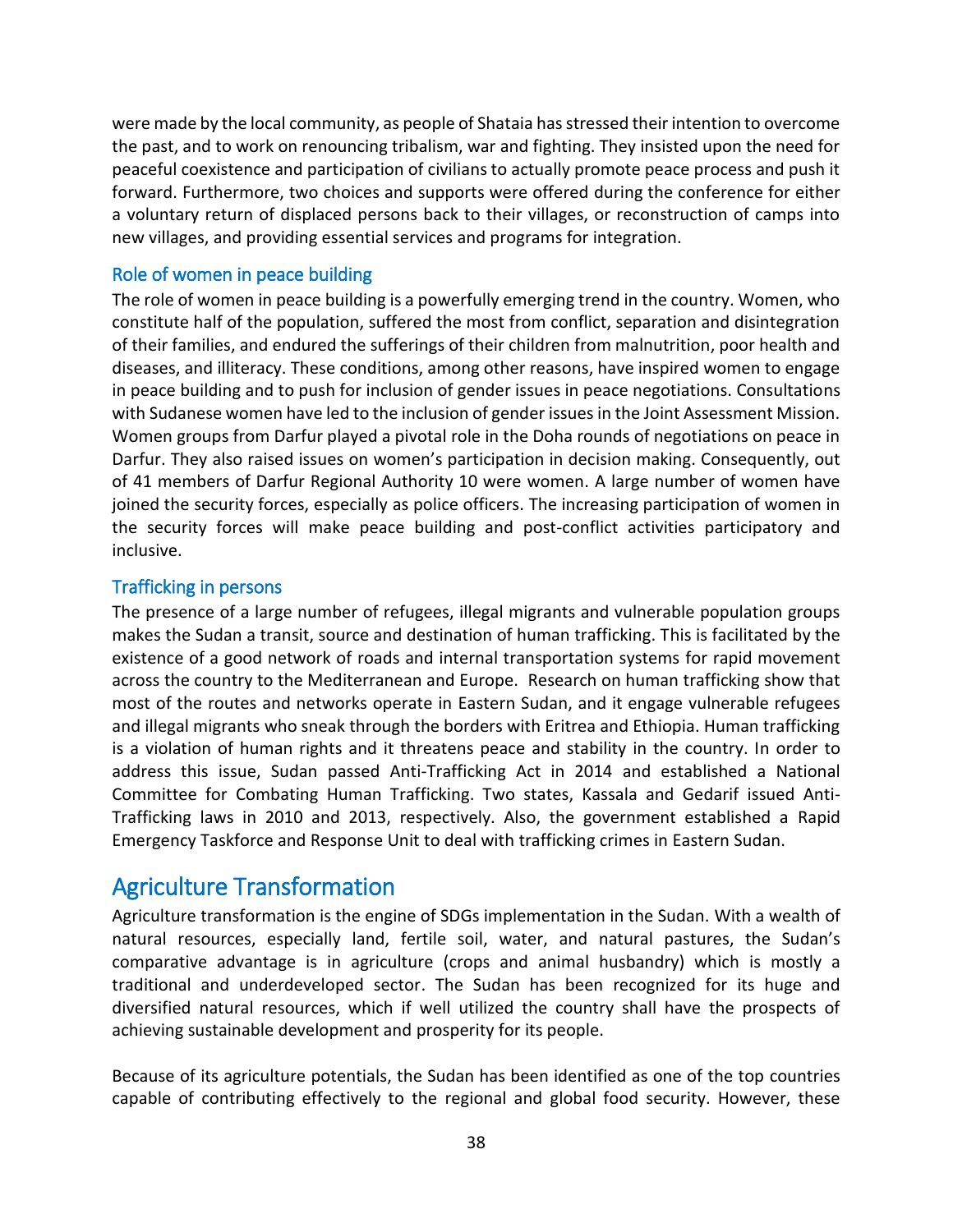were made by the local community, as people of Shataia has stressed their intention to overcome the past, and to work on renouncing tribalism, war and fighting. They insisted upon the need for peaceful coexistence and participation of civilians to actually promote peace process and push it forward. Furthermore, two choices and supports were offered during the conference for either a voluntary return of displaced persons back to their villages, or reconstruction of camps into new villages, and providing essential services and programs for integration.

### Role of women in peace building

The role of women in peace building is a powerfully emerging trend in the country. Women, who constitute half of the population, suffered the most from conflict, separation and disintegration of their families, and endured the sufferings of their children from malnutrition, poor health and diseases, and illiteracy. These conditions, among other reasons, have inspired women to engage in peace building and to push for inclusion of gender issues in peace negotiations. Consultations with Sudanese women have led to the inclusion of gender issues in the Joint Assessment Mission. Women groups from Darfur played a pivotal role in the Doha rounds of negotiations on peace in Darfur. They also raised issues on women's participation in decision making. Consequently, out of 41 members of Darfur Regional Authority 10 were women. A large number of women have joined the security forces, especially as police officers. The increasing participation of women in the security forces will make peace building and post-conflict activities participatory and inclusive.

### Trafficking in persons

The presence of a large number of refugees, illegal migrants and vulnerable population groups makes the Sudan a transit, source and destination of human trafficking. This is facilitated by the existence of a good network of roads and internal transportation systems for rapid movement across the country to the Mediterranean and Europe. Research on human trafficking show that most of the routes and networks operate in Eastern Sudan, and it engage vulnerable refugees and illegal migrants who sneak through the borders with Eritrea and Ethiopia. Human trafficking is a violation of human rights and it threatens peace and stability in the country. In order to address this issue, Sudan passed Anti-Trafficking Act in 2014 and established a National Committee for Combating Human Trafficking. Two states, Kassala and Gedarif issued Anti-Trafficking laws in 2010 and 2013, respectively. Also, the government established a Rapid Emergency Taskforce and Response Unit to deal with trafficking crimes in Eastern Sudan.

## Agriculture Transformation

Agriculture transformation is the engine of SDGs implementation in the Sudan. With a wealth of natural resources, especially land, fertile soil, water, and natural pastures, the Sudan's comparative advantage is in agriculture (crops and animal husbandry) which is mostly a traditional and underdeveloped sector. The Sudan has been recognized for its huge and diversified natural resources, which if well utilized the country shall have the prospects of achieving sustainable development and prosperity for its people.

Because of its agriculture potentials, the Sudan has been identified as one of the top countries capable of contributing effectively to the regional and global food security. However, these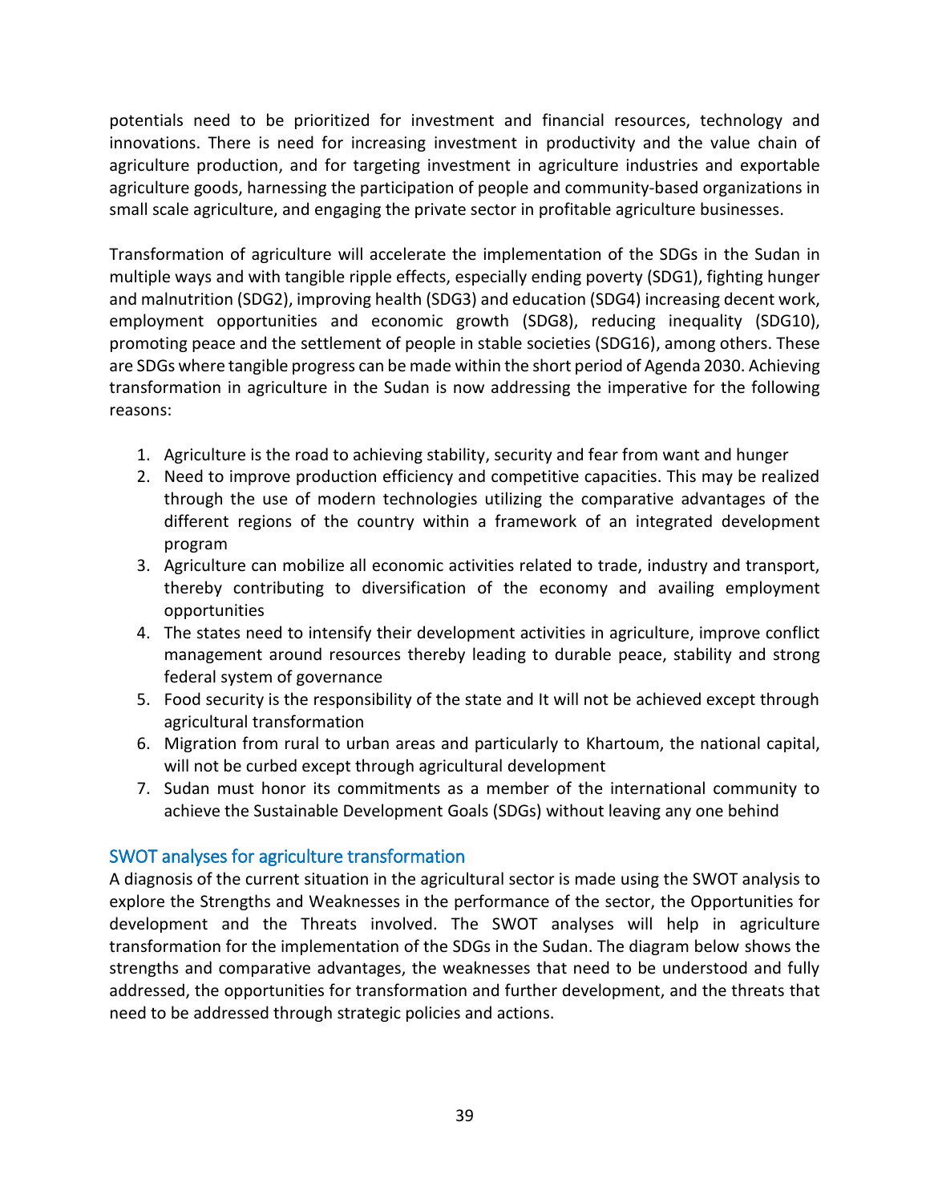potentials need to be prioritized for investment and financial resources, technology and innovations. There is need for increasing investment in productivity and the value chain of agriculture production, and for targeting investment in agriculture industries and exportable agriculture goods, harnessing the participation of people and community-based organizations in small scale agriculture, and engaging the private sector in profitable agriculture businesses.

Transformation of agriculture will accelerate the implementation of the SDGs in the Sudan in multiple ways and with tangible ripple effects, especially ending poverty (SDG1), fighting hunger and malnutrition (SDG2), improving health (SDG3) and education (SDG4) increasing decent work, employment opportunities and economic growth (SDG8), reducing inequality (SDG10), promoting peace and the settlement of people in stable societies (SDG16), among others. These are SDGs where tangible progress can be made within the short period of Agenda 2030. Achieving transformation in agriculture in the Sudan is now addressing the imperative for the following reasons:

1. Agriculture is the road to achieving stability, security and fear from want and hunger
2. Need to improve production efficiency and competitive capacities. This may be realized through the use of modern technologies utilizing the comparative advantages of the different regions of the country within a framework of an integrated development program
3. Agriculture can mobilize all economic activities related to trade, industry and transport, thereby contributing to diversification of the economy and availing employment opportunities
4. The states need to intensify their development activities in agriculture, improve conflict management around resources thereby leading to durable peace, stability and strong federal system of governance
5. Food security is the responsibility of the state and It will not be achieved except through agricultural transformation
6. Migration from rural to urban areas and particularly to Khartoum, the national capital, will not be curbed except through agricultural development
7. Sudan must honor its commitments as a member of the international community to achieve the Sustainable Development Goals (SDGs) without leaving any one behind

## SWOT analyses for agriculture transformation

A diagnosis of the current situation in the agricultural sector is made using the SWOT analysis to explore the Strengths and Weaknesses in the performance of the sector, the Opportunities for development and the Threats involved. The SWOT analyses will help in agriculture transformation for the implementation of the SDGs in the Sudan. The diagram below shows the strengths and comparative advantages, the weaknesses that need to be understood and fully addressed, the opportunities for transformation and further development, and the threats that need to be addressed through strategic policies and actions.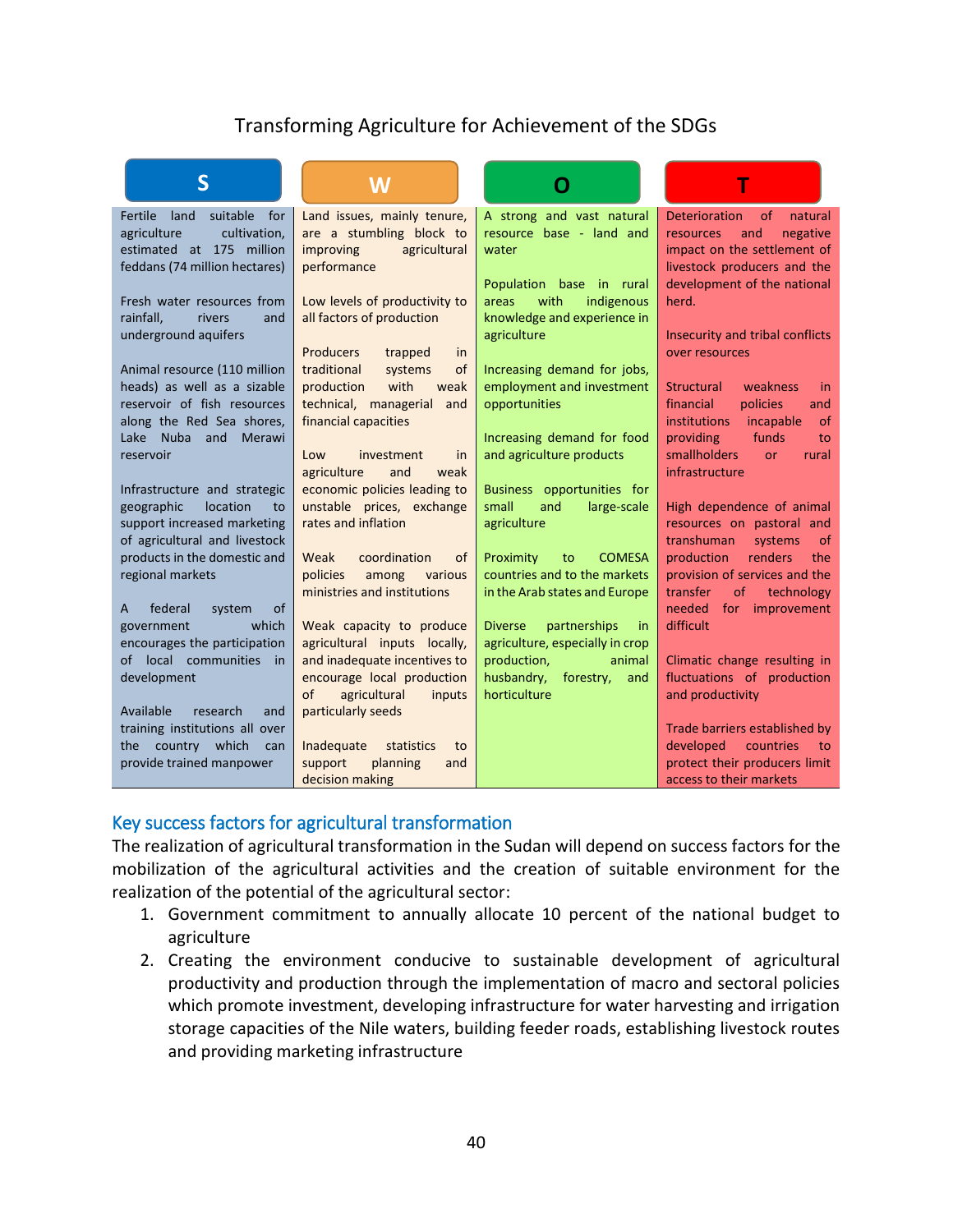Transforming Agriculture for Achievement of the SDGs

| S | W | O | T |
|---|---|---|---|
| Fertile land suitable for agriculture cultivation, estimated at 175 million feddans (74 million hectares) | Land issues, mainly tenure, are a stumbling block to improving agricultural performance | A strong and vast natural resource base - land and water | Deterioration of natural resources and negative impact on the settlement of livestock producers and the development of the national herd. |
| Fresh water resources from rainfall, rivers and underground aquifers | Low levels of productivity to all factors of production | Population base in rural areas with indigenous knowledge and experience in agriculture | Insecurity and tribal conflicts over resources |
| Animal resource (110 million heads) as well as a sizable reservoir of fish resources along the Red Sea shores, Lake Nuba and Merawi reservoir | Producers trapped in traditional systems of production with weak technical, managerial and financial capacities | Increasing demand for jobs, employment and investment opportunities | Structural weakness in financial policies and institutions incapable of providing funds to smallholders or rural infrastructure |
| Infrastructure and strategic geographic location to support increased marketing of agricultural and livestock products in the domestic and regional markets | Low investment in agriculture and weak economic policies leading to unstable prices, exchange rates and inflation | Increasing demand for food and agriculture products | High dependence of animal resources on pastoral and transhuman systems of production renders the provision of services and the transfer of technology needed for improvement difficult |
| A federal system of government which encourages the participation of local communities in development | Weak coordination of policies among various ministries and institutions | Business opportunities for small and large-scale agriculture | Climatic change resulting in fluctuations of production and productivity |
| Available research and training institutions all over the country which can provide trained manpower | Weak capacity to produce agricultural inputs locally, and inadequate incentives to encourage local production of agricultural inputs particularly seeds | Proximity to COMESA countries and to the markets in the Arab states and Europe | Trade barriers established by developed countries to protect their producers limit access to their markets |
| | Inadequate statistics to support planning and decision making | Diverse partnerships in agriculture, especially in crop production, animal husbandry, forestry, and horticulture | |

## Key success factors for agricultural transformation

The realization of agricultural transformation in the Sudan will depend on success factors for the mobilization of the agricultural activities and the creation of suitable environment for the realization of the potential of the agricultural sector:

1. Government commitment to annually allocate 10 percent of the national budget to agriculture
2. Creating the environment conducive to sustainable development of agricultural productivity and production through the implementation of macro and sectoral policies which promote investment, developing infrastructure for water harvesting and irrigation storage capacities of the Nile waters, building feeder roads, establishing livestock routes and providing marketing infrastructure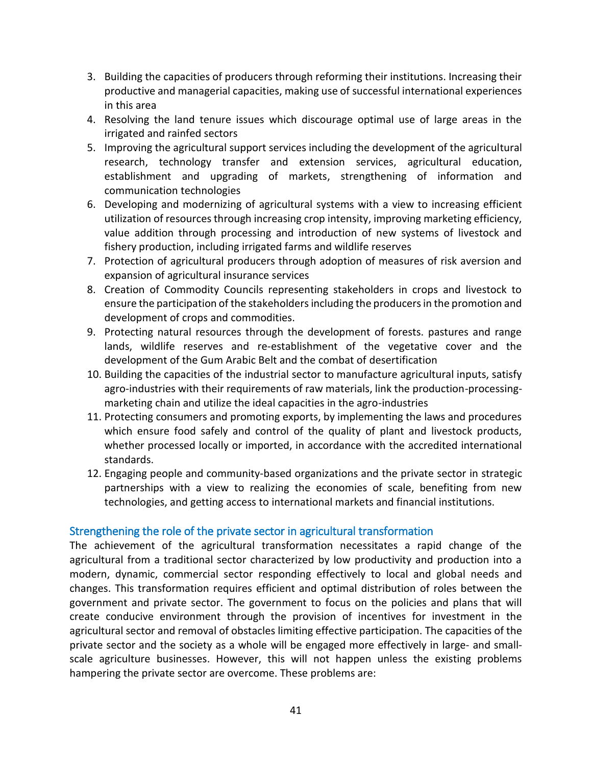3. Building the capacities of producers through reforming their institutions. Increasing their productive and managerial capacities, making use of successful international experiences in this area
4. Resolving the land tenure issues which discourage optimal use of large areas in the irrigated and rainfed sectors
5. Improving the agricultural support services including the development of the agricultural research, technology transfer and extension services, agricultural education, establishment and upgrading of markets, strengthening of information and communication technologies
6. Developing and modernizing of agricultural systems with a view to increasing efficient utilization of resources through increasing crop intensity, improving marketing efficiency, value addition through processing and introduction of new systems of livestock and fishery production, including irrigated farms and wildlife reserves
7. Protection of agricultural producers through adoption of measures of risk aversion and expansion of agricultural insurance services
8. Creation of Commodity Councils representing stakeholders in crops and livestock to ensure the participation of the stakeholders including the producers in the promotion and development of crops and commodities.
9. Protecting natural resources through the development of forests. pastures and range lands, wildlife reserves and re-establishment of the vegetative cover and the development of the Gum Arabic Belt and the combat of desertification
10. Building the capacities of the industrial sector to manufacture agricultural inputs, satisfy agro-industries with their requirements of raw materials, link the production-processing-marketing chain and utilize the ideal capacities in the agro-industries
11. Protecting consumers and promoting exports, by implementing the laws and procedures which ensure food safely and control of the quality of plant and livestock products, whether processed locally or imported, in accordance with the accredited international standards.
12. Engaging people and community-based organizations and the private sector in strategic partnerships with a view to realizing the economies of scale, benefiting from new technologies, and getting access to international markets and financial institutions.

## Strengthening the role of the private sector in agricultural transformation

The achievement of the agricultural transformation necessitates a rapid change of the agricultural from a traditional sector characterized by low productivity and production into a modern, dynamic, commercial sector responding effectively to local and global needs and changes. This transformation requires efficient and optimal distribution of roles between the government and private sector. The government to focus on the policies and plans that will create conducive environment through the provision of incentives for investment in the agricultural sector and removal of obstacles limiting effective participation. The capacities of the private sector and the society as a whole will be engaged more effectively in large- and small-scale agriculture businesses. However, this will not happen unless the existing problems hampering the private sector are overcome. These problems are: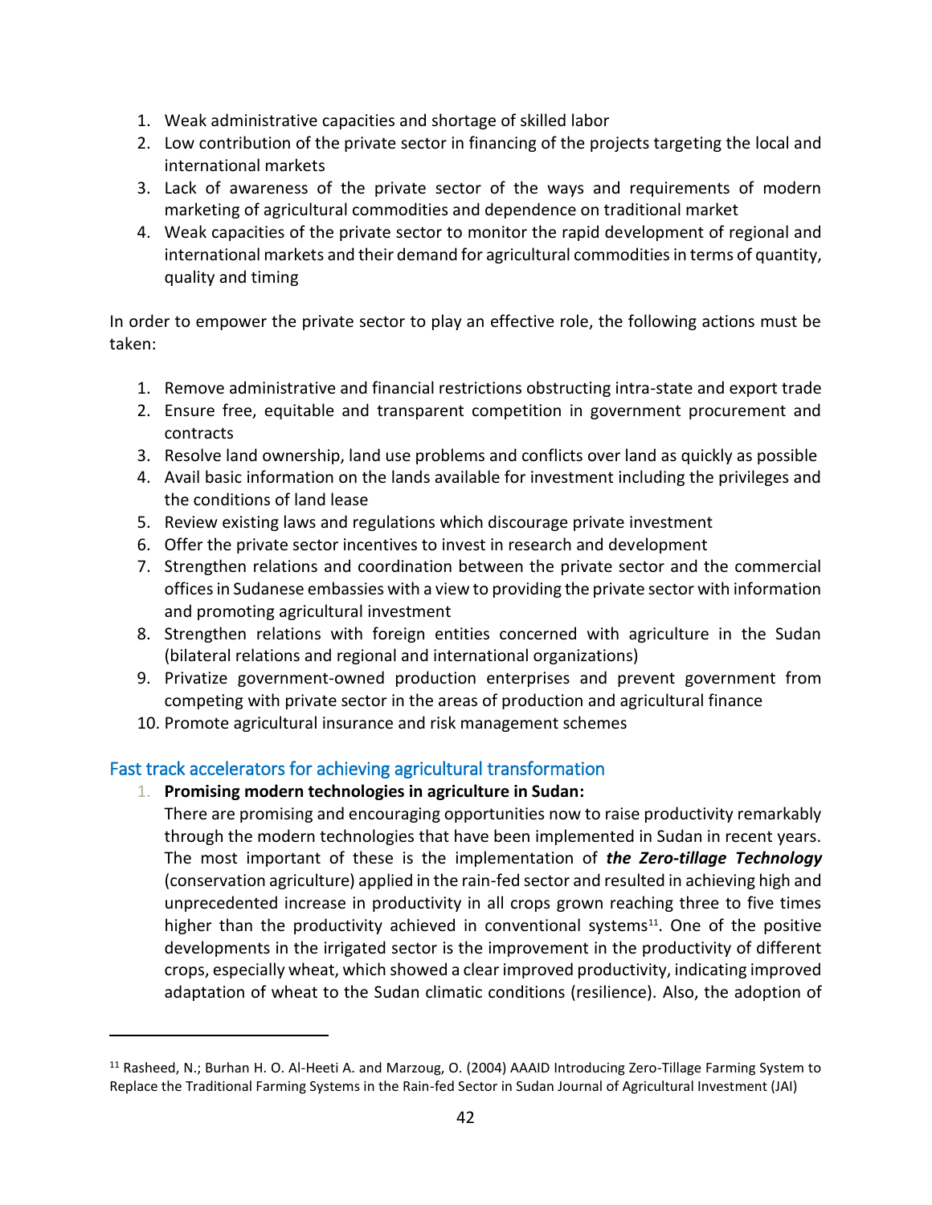1. Weak administrative capacities and shortage of skilled labor
2. Low contribution of the private sector in financing of the projects targeting the local and international markets
3. Lack of awareness of the private sector of the ways and requirements of modern marketing of agricultural commodities and dependence on traditional market
4. Weak capacities of the private sector to monitor the rapid development of regional and international markets and their demand for agricultural commodities in terms of quantity, quality and timing

In order to empower the private sector to play an effective role, the following actions must be taken:

1. Remove administrative and financial restrictions obstructing intra-state and export trade
2. Ensure free, equitable and transparent competition in government procurement and contracts
3. Resolve land ownership, land use problems and conflicts over land as quickly as possible
4. Avail basic information on the lands available for investment including the privileges and the conditions of land lease
5. Review existing laws and regulations which discourage private investment
6. Offer the private sector incentives to invest in research and development
7. Strengthen relations and coordination between the private sector and the commercial offices in Sudanese embassies with a view to providing the private sector with information and promoting agricultural investment
8. Strengthen relations with foreign entities concerned with agriculture in the Sudan (bilateral relations and regional and international organizations)
9. Privatize government-owned production enterprises and prevent government from competing with private sector in the areas of production and agricultural finance
10. Promote agricultural insurance and risk management schemes

## Fast track accelerators for achieving agricultural transformation

1. **Promising modern technologies in agriculture in Sudan:**
   There are promising and encouraging opportunities now to raise productivity remarkably through the modern technologies that have been implemented in Sudan in recent years. The most important of these is the implementation of ***the Zero-tillage Technology*** (conservation agriculture) applied in the rain-fed sector and resulted in achieving high and unprecedented increase in productivity in all crops grown reaching three to five times higher than the productivity achieved in conventional systems[11]. One of the positive developments in the irrigated sector is the improvement in the productivity of different crops, especially wheat, which showed a clear improved productivity, indicating improved adaptation of wheat to the Sudan climatic conditions (resilience). Also, the adoption of

---

[11] Rasheed, N.; Burhan H. O. Al-Heeti A. and Marzoug, O. (2004) AAAID Introducing Zero-Tillage Farming System to Replace the Traditional Farming Systems in the Rain-fed Sector in Sudan Journal of Agricultural Investment (JAI)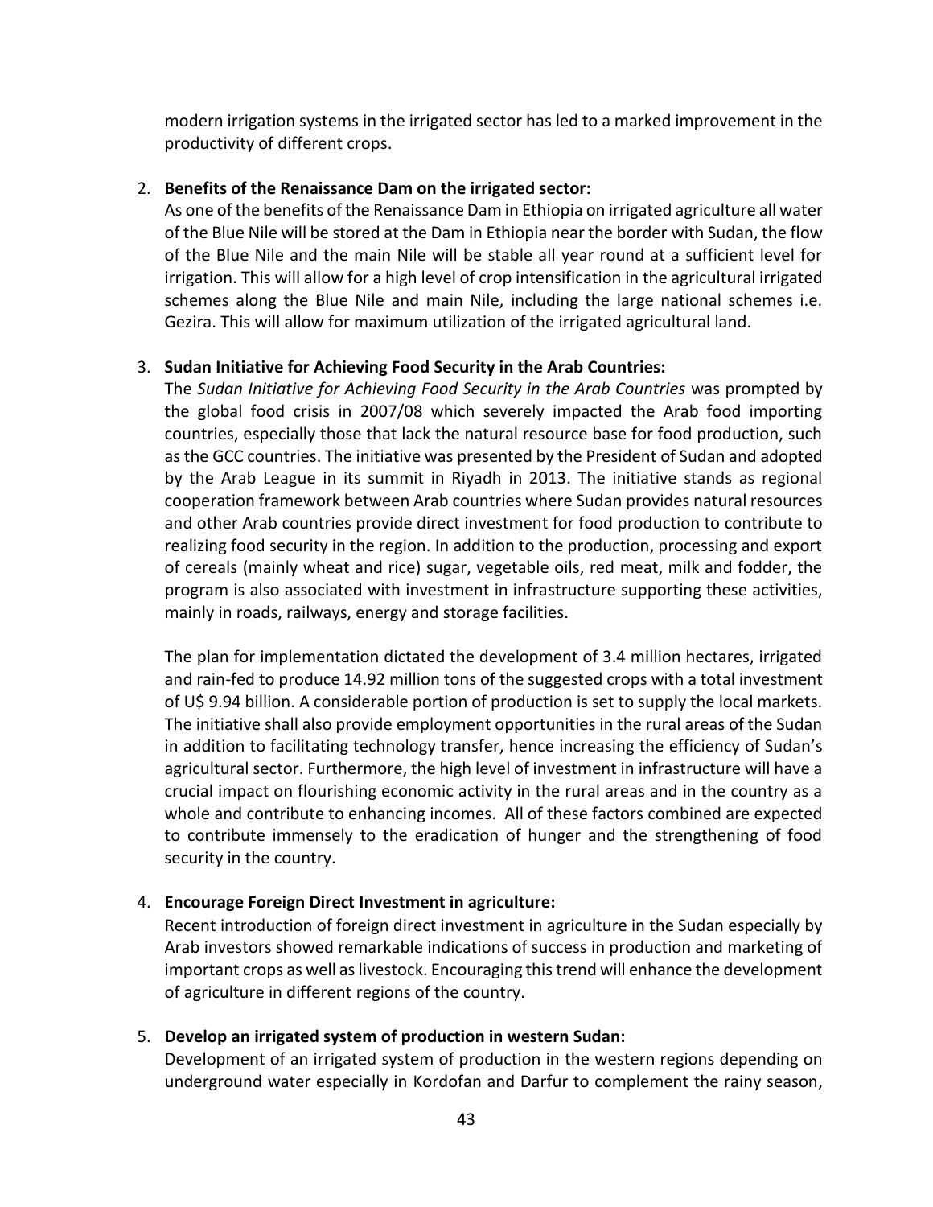modern irrigation systems in the irrigated sector has led to a marked improvement in the productivity of different crops.

2. **Benefits of the Renaissance Dam on the irrigated sector:**
   As one of the benefits of the Renaissance Dam in Ethiopia on irrigated agriculture all water of the Blue Nile will be stored at the Dam in Ethiopia near the border with Sudan, the flow of the Blue Nile and the main Nile will be stable all year round at a sufficient level for irrigation. This will allow for a high level of crop intensification in the agricultural irrigated schemes along the Blue Nile and main Nile, including the large national schemes i.e. Gezira. This will allow for maximum utilization of the irrigated agricultural land.

3. **Sudan Initiative for Achieving Food Security in the Arab Countries:**
   The *Sudan Initiative for Achieving Food Security in the Arab Countries* was prompted by the global food crisis in 2007/08 which severely impacted the Arab food importing countries, especially those that lack the natural resource base for food production, such as the GCC countries. The initiative was presented by the President of Sudan and adopted by the Arab League in its summit in Riyadh in 2013. The initiative stands as regional cooperation framework between Arab countries where Sudan provides natural resources and other Arab countries provide direct investment for food production to contribute to realizing food security in the region. In addition to the production, processing and export of cereals (mainly wheat and rice) sugar, vegetable oils, red meat, milk and fodder, the program is also associated with investment in infrastructure supporting these activities, mainly in roads, railways, energy and storage facilities.

   The plan for implementation dictated the development of 3.4 million hectares, irrigated and rain-fed to produce 14.92 million tons of the suggested crops with a total investment of U$ 9.94 billion. A considerable portion of production is set to supply the local markets. The initiative shall also provide employment opportunities in the rural areas of the Sudan in addition to facilitating technology transfer, hence increasing the efficiency of Sudan's agricultural sector. Furthermore, the high level of investment in infrastructure will have a crucial impact on flourishing economic activity in the rural areas and in the country as a whole and contribute to enhancing incomes. All of these factors combined are expected to contribute immensely to the eradication of hunger and the strengthening of food security in the country.

4. **Encourage Foreign Direct Investment in agriculture:**
   Recent introduction of foreign direct investment in agriculture in the Sudan especially by Arab investors showed remarkable indications of success in production and marketing of important crops as well as livestock. Encouraging this trend will enhance the development of agriculture in different regions of the country.

5. **Develop an irrigated system of production in western Sudan:**
   Development of an irrigated system of production in the western regions depending on underground water especially in Kordofan and Darfur to complement the rainy season,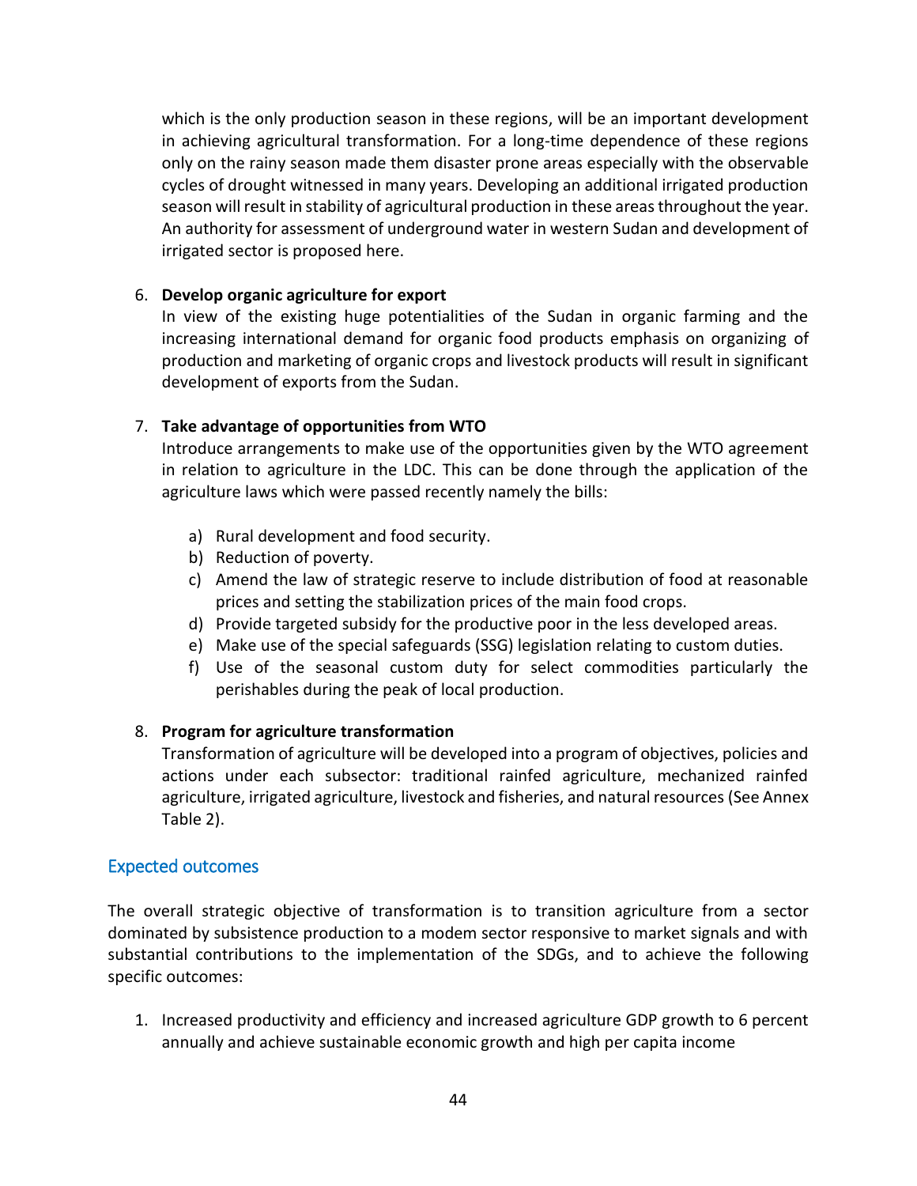which is the only production season in these regions, will be an important development in achieving agricultural transformation. For a long-time dependence of these regions only on the rainy season made them disaster prone areas especially with the observable cycles of drought witnessed in many years. Developing an additional irrigated production season will result in stability of agricultural production in these areas throughout the year. An authority for assessment of underground water in western Sudan and development of irrigated sector is proposed here.

6. **Develop organic agriculture for export**
   In view of the existing huge potentialities of the Sudan in organic farming and the increasing international demand for organic food products emphasis on organizing of production and marketing of organic crops and livestock products will result in significant development of exports from the Sudan.

7. **Take advantage of opportunities from WTO**
   Introduce arrangements to make use of the opportunities given by the WTO agreement in relation to agriculture in the LDC. This can be done through the application of the agriculture laws which were passed recently namely the bills:

   a) Rural development and food security.
   b) Reduction of poverty.
   c) Amend the law of strategic reserve to include distribution of food at reasonable prices and setting the stabilization prices of the main food crops.
   d) Provide targeted subsidy for the productive poor in the less developed areas.
   e) Make use of the special safeguards (SSG) legislation relating to custom duties.
   f) Use of the seasonal custom duty for select commodities particularly the perishables during the peak of local production.

8. **Program for agriculture transformation**
   Transformation of agriculture will be developed into a program of objectives, policies and actions under each subsector: traditional rainfed agriculture, mechanized rainfed agriculture, irrigated agriculture, livestock and fisheries, and natural resources (See Annex Table 2).

## Expected outcomes

The overall strategic objective of transformation is to transition agriculture from a sector dominated by subsistence production to a modem sector responsive to market signals and with substantial contributions to the implementation of the SDGs, and to achieve the following specific outcomes:

1. Increased productivity and efficiency and increased agriculture GDP growth to 6 percent annually and achieve sustainable economic growth and high per capita income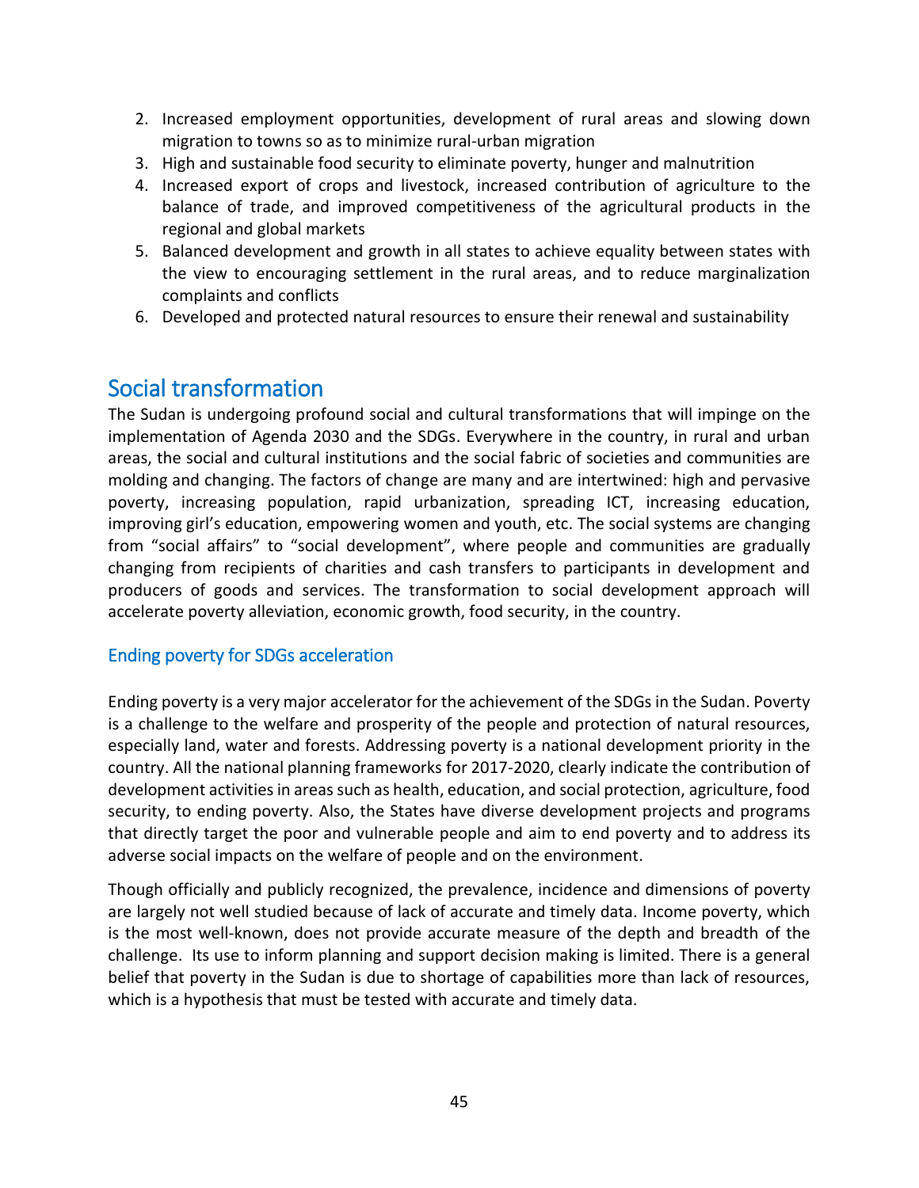2. Increased employment opportunities, development of rural areas and slowing down migration to towns so as to minimize rural-urban migration
3. High and sustainable food security to eliminate poverty, hunger and malnutrition
4. Increased export of crops and livestock, increased contribution of agriculture to the balance of trade, and improved competitiveness of the agricultural products in the regional and global markets
5. Balanced development and growth in all states to achieve equality between states with the view to encouraging settlement in the rural areas, and to reduce marginalization complaints and conflicts
6. Developed and protected natural resources to ensure their renewal and sustainability

## Social transformation

The Sudan is undergoing profound social and cultural transformations that will impinge on the implementation of Agenda 2030 and the SDGs. Everywhere in the country, in rural and urban areas, the social and cultural institutions and the social fabric of societies and communities are molding and changing. The factors of change are many and are intertwined: high and pervasive poverty, increasing population, rapid urbanization, spreading ICT, increasing education, improving girl's education, empowering women and youth, etc. The social systems are changing from "social affairs" to "social development", where people and communities are gradually changing from recipients of charities and cash transfers to participants in development and producers of goods and services. The transformation to social development approach will accelerate poverty alleviation, economic growth, food security, in the country.

### Ending poverty for SDGs acceleration

Ending poverty is a very major accelerator for the achievement of the SDGs in the Sudan. Poverty is a challenge to the welfare and prosperity of the people and protection of natural resources, especially land, water and forests. Addressing poverty is a national development priority in the country. All the national planning frameworks for 2017-2020, clearly indicate the contribution of development activities in areas such as health, education, and social protection, agriculture, food security, to ending poverty. Also, the States have diverse development projects and programs that directly target the poor and vulnerable people and aim to end poverty and to address its adverse social impacts on the welfare of people and on the environment.

Though officially and publicly recognized, the prevalence, incidence and dimensions of poverty are largely not well studied because of lack of accurate and timely data. Income poverty, which is the most well-known, does not provide accurate measure of the depth and breadth of the challenge. Its use to inform planning and support decision making is limited. There is a general belief that poverty in the Sudan is due to shortage of capabilities more than lack of resources, which is a hypothesis that must be tested with accurate and timely data.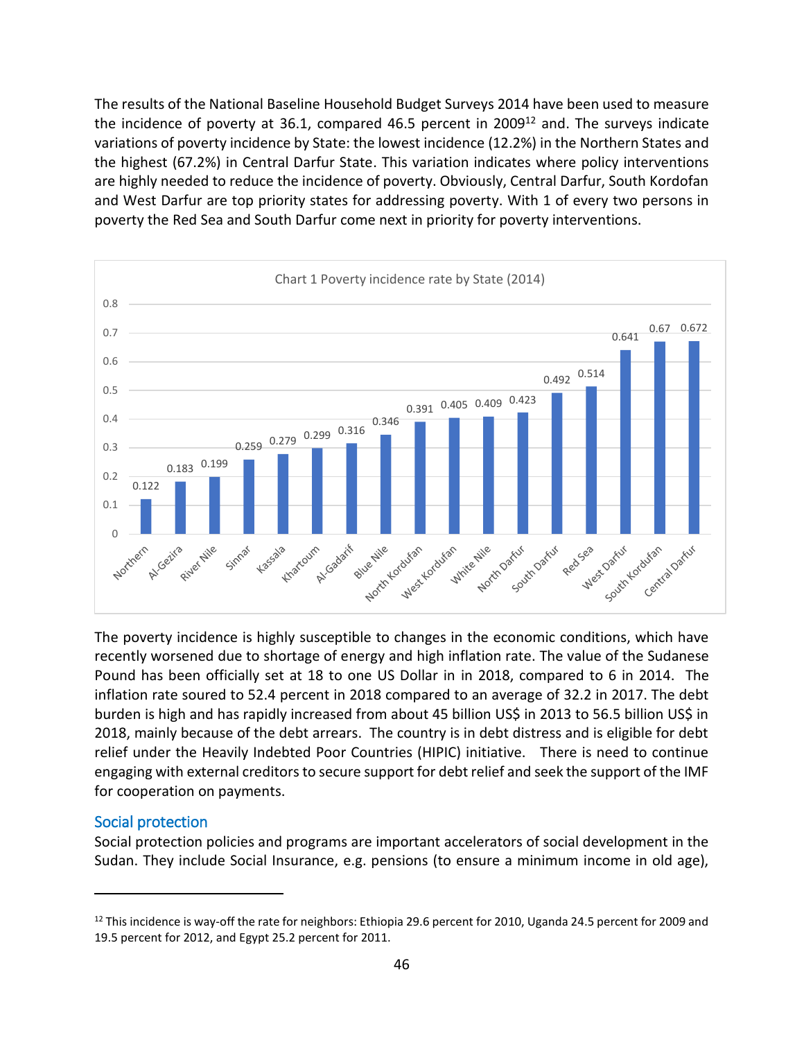The results of the National Baseline Household Budget Surveys 2014 have been used to measure the incidence of poverty at 36.1, compared 46.5 percent in 2009[12] and. The surveys indicate variations of poverty incidence by State: the lowest incidence (12.2%) in the Northern States and the highest (67.2%) in Central Darfur State. This variation indicates where policy interventions are highly needed to reduce the incidence of poverty. Obviously, Central Darfur, South Kordofan and West Darfur are top priority states for addressing poverty. With 1 of every two persons in poverty the Red Sea and South Darfur come next in priority for poverty interventions.

Chart 1 Poverty incidence rate by State (2014)

| State | Poverty incidence rate |
|---|---|
| Northern | 0.122 |
| Al-Gezira | 0.183 |
| River Nile | 0.199 |
| Sinnar | 0.259 |
| Kassala | 0.279 |
| Khartoum | 0.299 |
| Al-Gadarif | 0.316 |
| Blue Nile | 0.346 |
| North Kordufan | 0.391 |
| West Kordufan | 0.405 |
| White Nile | 0.409 |
| North Darfur | 0.423 |
| South Darfur | 0.492 |
| Red Sea | 0.514 |
| West Darfur | 0.641 |
| South Kordufan | 0.67 |
| Central Darfur | 0.672 |

The poverty incidence is highly susceptible to changes in the economic conditions, which have recently worsened due to shortage of energy and high inflation rate. The value of the Sudanese Pound has been officially set at 18 to one US Dollar in in 2018, compared to 6 in 2014. The inflation rate soured to 52.4 percent in 2018 compared to an average of 32.2 in 2017. The debt burden is high and has rapidly increased from about 45 billion US$ in 2013 to 56.5 billion US$ in 2018, mainly because of the debt arrears. The country is in debt distress and is eligible for debt relief under the Heavily Indebted Poor Countries (HIPIC) initiative. There is need to continue engaging with external creditors to secure support for debt relief and seek the support of the IMF for cooperation on payments.

## Social protection

Social protection policies and programs are important accelerators of social development in the Sudan. They include Social Insurance, e.g. pensions (to ensure a minimum income in old age),

---

[12] This incidence is way-off the rate for neighbors: Ethiopia 29.6 percent for 2010, Uganda 24.5 percent for 2009 and 19.5 percent for 2012, and Egypt 25.2 percent for 2011.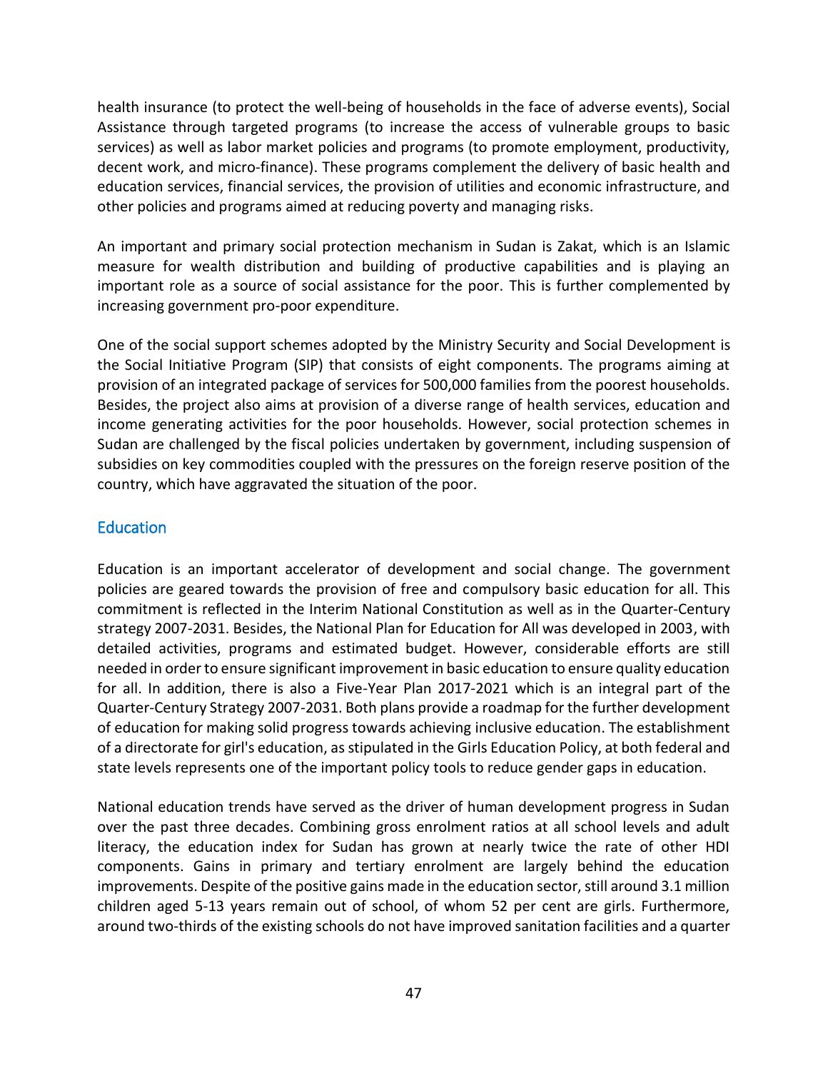health insurance (to protect the well-being of households in the face of adverse events), Social Assistance through targeted programs (to increase the access of vulnerable groups to basic services) as well as labor market policies and programs (to promote employment, productivity, decent work, and micro-finance). These programs complement the delivery of basic health and education services, financial services, the provision of utilities and economic infrastructure, and other policies and programs aimed at reducing poverty and managing risks.

An important and primary social protection mechanism in Sudan is Zakat, which is an Islamic measure for wealth distribution and building of productive capabilities and is playing an important role as a source of social assistance for the poor. This is further complemented by increasing government pro-poor expenditure.

One of the social support schemes adopted by the Ministry Security and Social Development is the Social Initiative Program (SIP) that consists of eight components. The programs aiming at provision of an integrated package of services for 500,000 families from the poorest households. Besides, the project also aims at provision of a diverse range of health services, education and income generating activities for the poor households. However, social protection schemes in Sudan are challenged by the fiscal policies undertaken by government, including suspension of subsidies on key commodities coupled with the pressures on the foreign reserve position of the country, which have aggravated the situation of the poor.

## Education

Education is an important accelerator of development and social change. The government policies are geared towards the provision of free and compulsory basic education for all. This commitment is reflected in the Interim National Constitution as well as in the Quarter-Century strategy 2007-2031. Besides, the National Plan for Education for All was developed in 2003, with detailed activities, programs and estimated budget. However, considerable efforts are still needed in order to ensure significant improvement in basic education to ensure quality education for all. In addition, there is also a Five-Year Plan 2017-2021 which is an integral part of the Quarter-Century Strategy 2007-2031. Both plans provide a roadmap for the further development of education for making solid progress towards achieving inclusive education. The establishment of a directorate for girl's education, as stipulated in the Girls Education Policy, at both federal and state levels represents one of the important policy tools to reduce gender gaps in education.

National education trends have served as the driver of human development progress in Sudan over the past three decades. Combining gross enrolment ratios at all school levels and adult literacy, the education index for Sudan has grown at nearly twice the rate of other HDI components. Gains in primary and tertiary enrolment are largely behind the education improvements. Despite of the positive gains made in the education sector, still around 3.1 million children aged 5-13 years remain out of school, of whom 52 per cent are girls. Furthermore, around two-thirds of the existing schools do not have improved sanitation facilities and a quarter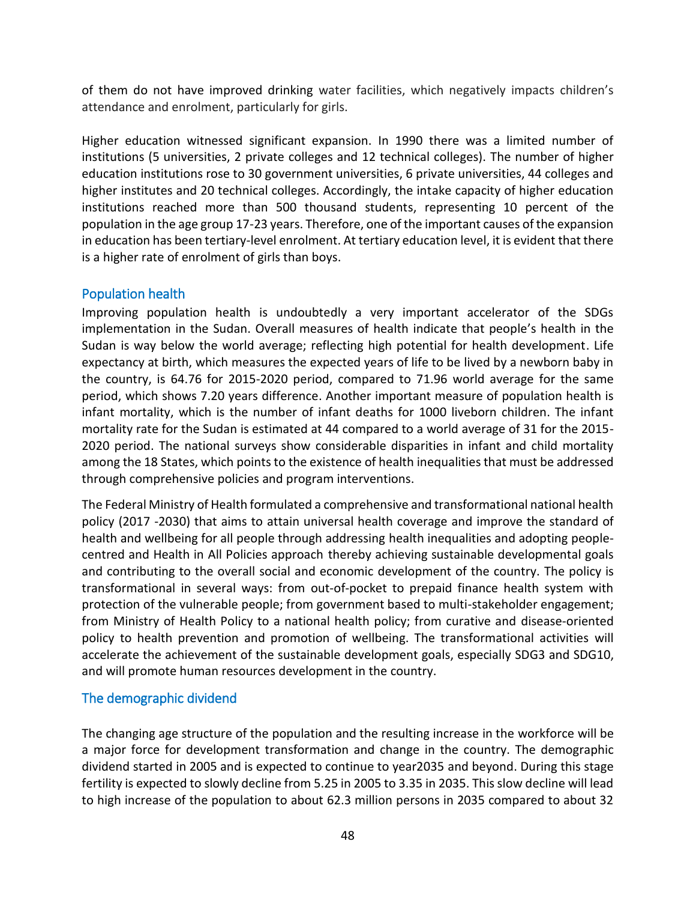of them do not have improved drinking water facilities, which negatively impacts children's attendance and enrolment, particularly for girls.

Higher education witnessed significant expansion. In 1990 there was a limited number of institutions (5 universities, 2 private colleges and 12 technical colleges). The number of higher education institutions rose to 30 government universities, 6 private universities, 44 colleges and higher institutes and 20 technical colleges. Accordingly, the intake capacity of higher education institutions reached more than 500 thousand students, representing 10 percent of the population in the age group 17-23 years. Therefore, one of the important causes of the expansion in education has been tertiary-level enrolment. At tertiary education level, it is evident that there is a higher rate of enrolment of girls than boys.

## Population health

Improving population health is undoubtedly a very important accelerator of the SDGs implementation in the Sudan. Overall measures of health indicate that people's health in the Sudan is way below the world average; reflecting high potential for health development. Life expectancy at birth, which measures the expected years of life to be lived by a newborn baby in the country, is 64.76 for 2015-2020 period, compared to 71.96 world average for the same period, which shows 7.20 years difference. Another important measure of population health is infant mortality, which is the number of infant deaths for 1000 liveborn children. The infant mortality rate for the Sudan is estimated at 44 compared to a world average of 31 for the 2015-2020 period. The national surveys show considerable disparities in infant and child mortality among the 18 States, which points to the existence of health inequalities that must be addressed through comprehensive policies and program interventions.

The Federal Ministry of Health formulated a comprehensive and transformational national health policy (2017 -2030) that aims to attain universal health coverage and improve the standard of health and wellbeing for all people through addressing health inequalities and adopting people-centred and Health in All Policies approach thereby achieving sustainable developmental goals and contributing to the overall social and economic development of the country. The policy is transformational in several ways: from out-of-pocket to prepaid finance health system with protection of the vulnerable people; from government based to multi-stakeholder engagement; from Ministry of Health Policy to a national health policy; from curative and disease-oriented policy to health prevention and promotion of wellbeing. The transformational activities will accelerate the achievement of the sustainable development goals, especially SDG3 and SDG10, and will promote human resources development in the country.

## The demographic dividend

The changing age structure of the population and the resulting increase in the workforce will be a major force for development transformation and change in the country. The demographic dividend started in 2005 and is expected to continue to year2035 and beyond. During this stage fertility is expected to slowly decline from 5.25 in 2005 to 3.35 in 2035. This slow decline will lead to high increase of the population to about 62.3 million persons in 2035 compared to about 32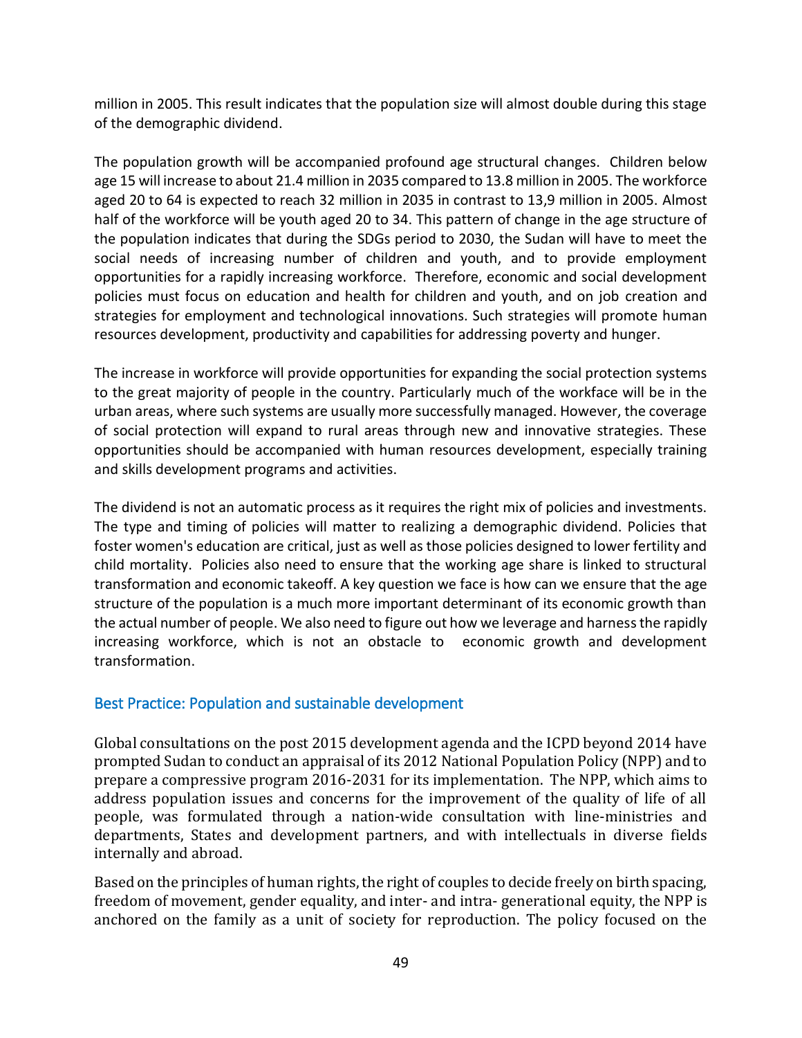million in 2005. This result indicates that the population size will almost double during this stage of the demographic dividend.

The population growth will be accompanied profound age structural changes. Children below age 15 will increase to about 21.4 million in 2035 compared to 13.8 million in 2005. The workforce aged 20 to 64 is expected to reach 32 million in 2035 in contrast to 13,9 million in 2005. Almost half of the workforce will be youth aged 20 to 34. This pattern of change in the age structure of the population indicates that during the SDGs period to 2030, the Sudan will have to meet the social needs of increasing number of children and youth, and to provide employment opportunities for a rapidly increasing workforce. Therefore, economic and social development policies must focus on education and health for children and youth, and on job creation and strategies for employment and technological innovations. Such strategies will promote human resources development, productivity and capabilities for addressing poverty and hunger.

The increase in workforce will provide opportunities for expanding the social protection systems to the great majority of people in the country. Particularly much of the workface will be in the urban areas, where such systems are usually more successfully managed. However, the coverage of social protection will expand to rural areas through new and innovative strategies. These opportunities should be accompanied with human resources development, especially training and skills development programs and activities.

The dividend is not an automatic process as it requires the right mix of policies and investments. The type and timing of policies will matter to realizing a demographic dividend. Policies that foster women's education are critical, just as well as those policies designed to lower fertility and child mortality. Policies also need to ensure that the working age share is linked to structural transformation and economic takeoff. A key question we face is how can we ensure that the age structure of the population is a much more important determinant of its economic growth than the actual number of people. We also need to figure out how we leverage and harness the rapidly increasing workforce, which is not an obstacle to economic growth and development transformation.

### Best Practice: Population and sustainable development

Global consultations on the post 2015 development agenda and the ICPD beyond 2014 have prompted Sudan to conduct an appraisal of its 2012 National Population Policy (NPP) and to prepare a compressive program 2016-2031 for its implementation. The NPP, which aims to address population issues and concerns for the improvement of the quality of life of all people, was formulated through a nation-wide consultation with line-ministries and departments, States and development partners, and with intellectuals in diverse fields internally and abroad.

Based on the principles of human rights, the right of couples to decide freely on birth spacing, freedom of movement, gender equality, and inter- and intra- generational equity, the NPP is anchored on the family as a unit of society for reproduction. The policy focused on the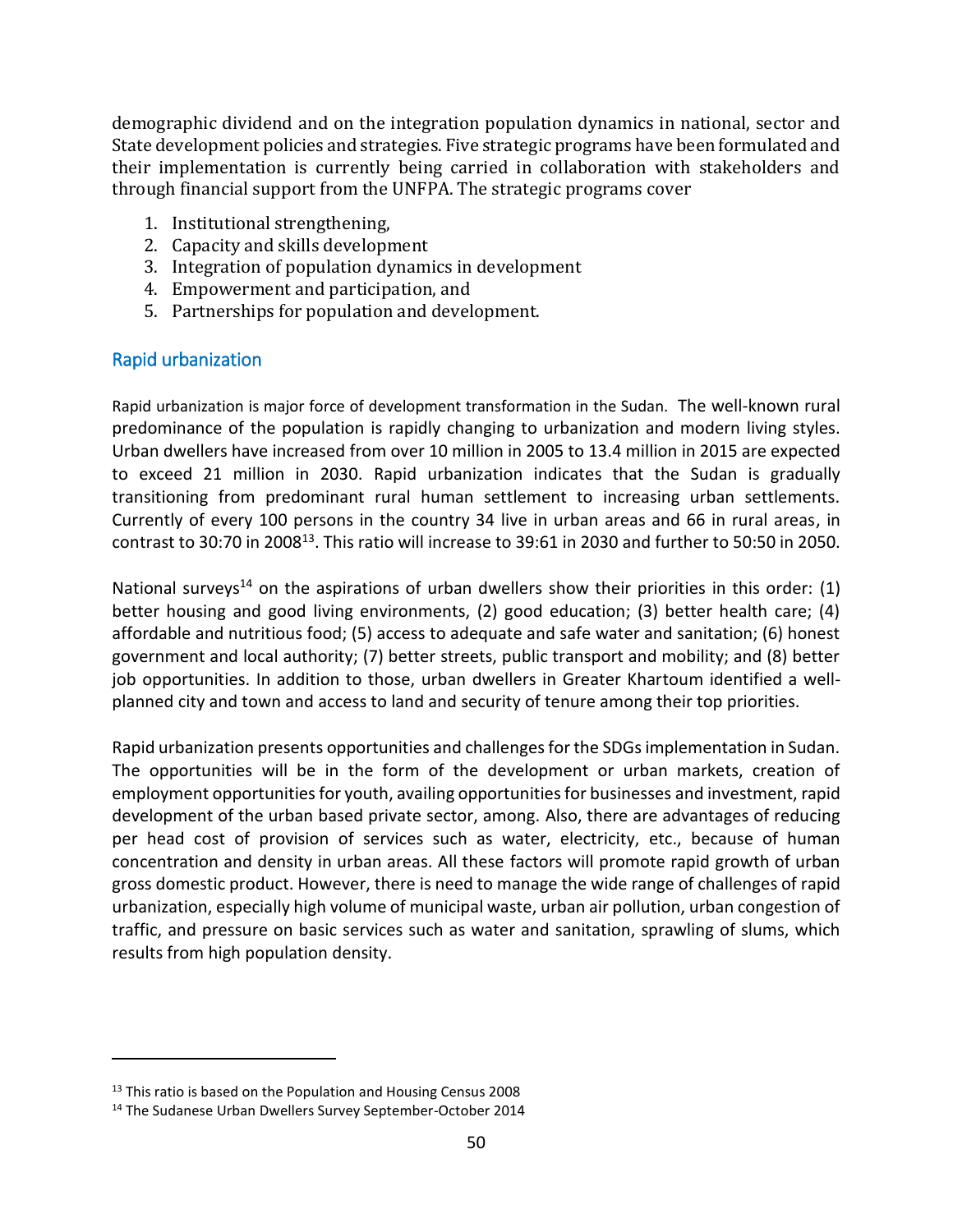demographic dividend and on the integration population dynamics in national, sector and State development policies and strategies. Five strategic programs have been formulated and their implementation is currently being carried in collaboration with stakeholders and through financial support from the UNFPA. The strategic programs cover

1. Institutional strengthening,
2. Capacity and skills development
3. Integration of population dynamics in development
4. Empowerment and participation, and
5. Partnerships for population and development.

## Rapid urbanization

Rapid urbanization is major force of development transformation in the Sudan. The well-known rural predominance of the population is rapidly changing to urbanization and modern living styles. Urban dwellers have increased from over 10 million in 2005 to 13.4 million in 2015 are expected to exceed 21 million in 2030. Rapid urbanization indicates that the Sudan is gradually transitioning from predominant rural human settlement to increasing urban settlements. Currently of every 100 persons in the country 34 live in urban areas and 66 in rural areas, in contrast to 30:70 in 2008[13]. This ratio will increase to 39:61 in 2030 and further to 50:50 in 2050.

National surveys[14] on the aspirations of urban dwellers show their priorities in this order: (1) better housing and good living environments, (2) good education; (3) better health care; (4) affordable and nutritious food; (5) access to adequate and safe water and sanitation; (6) honest government and local authority; (7) better streets, public transport and mobility; and (8) better job opportunities. In addition to those, urban dwellers in Greater Khartoum identified a well-planned city and town and access to land and security of tenure among their top priorities.

Rapid urbanization presents opportunities and challenges for the SDGs implementation in Sudan. The opportunities will be in the form of the development or urban markets, creation of employment opportunities for youth, availing opportunities for businesses and investment, rapid development of the urban based private sector, among. Also, there are advantages of reducing per head cost of provision of services such as water, electricity, etc., because of human concentration and density in urban areas. All these factors will promote rapid growth of urban gross domestic product. However, there is need to manage the wide range of challenges of rapid urbanization, especially high volume of municipal waste, urban air pollution, urban congestion of traffic, and pressure on basic services such as water and sanitation, sprawling of slums, which results from high population density.

---

[13] This ratio is based on the Population and Housing Census 2008

[14] The Sudanese Urban Dwellers Survey September-October 2014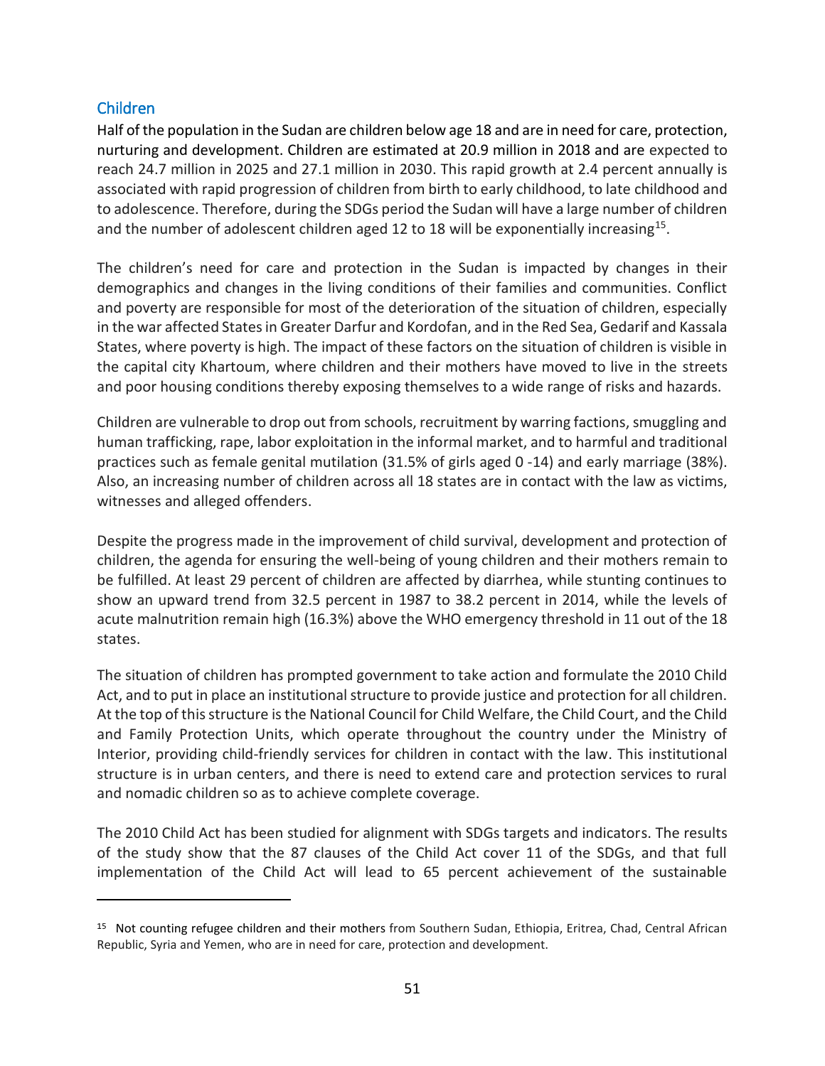## Children

Half of the population in the Sudan are children below age 18 and are in need for care, protection, nurturing and development. Children are estimated at 20.9 million in 2018 and are expected to reach 24.7 million in 2025 and 27.1 million in 2030. This rapid growth at 2.4 percent annually is associated with rapid progression of children from birth to early childhood, to late childhood and to adolescence. Therefore, during the SDGs period the Sudan will have a large number of children and the number of adolescent children aged 12 to 18 will be exponentially increasing[15].

The children's need for care and protection in the Sudan is impacted by changes in their demographics and changes in the living conditions of their families and communities. Conflict and poverty are responsible for most of the deterioration of the situation of children, especially in the war affected States in Greater Darfur and Kordofan, and in the Red Sea, Gedarif and Kassala States, where poverty is high. The impact of these factors on the situation of children is visible in the capital city Khartoum, where children and their mothers have moved to live in the streets and poor housing conditions thereby exposing themselves to a wide range of risks and hazards.

Children are vulnerable to drop out from schools, recruitment by warring factions, smuggling and human trafficking, rape, labor exploitation in the informal market, and to harmful and traditional practices such as female genital mutilation (31.5% of girls aged 0 -14) and early marriage (38%). Also, an increasing number of children across all 18 states are in contact with the law as victims, witnesses and alleged offenders.

Despite the progress made in the improvement of child survival, development and protection of children, the agenda for ensuring the well-being of young children and their mothers remain to be fulfilled. At least 29 percent of children are affected by diarrhea, while stunting continues to show an upward trend from 32.5 percent in 1987 to 38.2 percent in 2014, while the levels of acute malnutrition remain high (16.3%) above the WHO emergency threshold in 11 out of the 18 states.

The situation of children has prompted government to take action and formulate the 2010 Child Act, and to put in place an institutional structure to provide justice and protection for all children. At the top of this structure is the National Council for Child Welfare, the Child Court, and the Child and Family Protection Units, which operate throughout the country under the Ministry of Interior, providing child-friendly services for children in contact with the law. This institutional structure is in urban centers, and there is need to extend care and protection services to rural and nomadic children so as to achieve complete coverage.

The 2010 Child Act has been studied for alignment with SDGs targets and indicators. The results of the study show that the 87 clauses of the Child Act cover 11 of the SDGs, and that full implementation of the Child Act will lead to 65 percent achievement of the sustainable

[15] Not counting refugee children and their mothers from Southern Sudan, Ethiopia, Eritrea, Chad, Central African Republic, Syria and Yemen, who are in need for care, protection and development.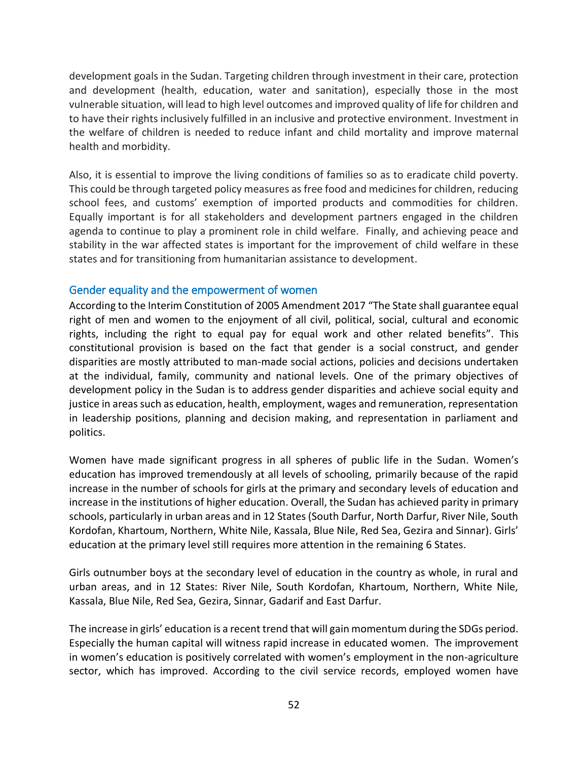development goals in the Sudan. Targeting children through investment in their care, protection and development (health, education, water and sanitation), especially those in the most vulnerable situation, will lead to high level outcomes and improved quality of life for children and to have their rights inclusively fulfilled in an inclusive and protective environment. Investment in the welfare of children is needed to reduce infant and child mortality and improve maternal health and morbidity.

Also, it is essential to improve the living conditions of families so as to eradicate child poverty. This could be through targeted policy measures as free food and medicines for children, reducing school fees, and customs' exemption of imported products and commodities for children. Equally important is for all stakeholders and development partners engaged in the children agenda to continue to play a prominent role in child welfare. Finally, and achieving peace and stability in the war affected states is important for the improvement of child welfare in these states and for transitioning from humanitarian assistance to development.

### Gender equality and the empowerment of women

According to the Interim Constitution of 2005 Amendment 2017 "The State shall guarantee equal right of men and women to the enjoyment of all civil, political, social, cultural and economic rights, including the right to equal pay for equal work and other related benefits". This constitutional provision is based on the fact that gender is a social construct, and gender disparities are mostly attributed to man-made social actions, policies and decisions undertaken at the individual, family, community and national levels. One of the primary objectives of development policy in the Sudan is to address gender disparities and achieve social equity and justice in areas such as education, health, employment, wages and remuneration, representation in leadership positions, planning and decision making, and representation in parliament and politics.

Women have made significant progress in all spheres of public life in the Sudan. Women's education has improved tremendously at all levels of schooling, primarily because of the rapid increase in the number of schools for girls at the primary and secondary levels of education and increase in the institutions of higher education. Overall, the Sudan has achieved parity in primary schools, particularly in urban areas and in 12 States (South Darfur, North Darfur, River Nile, South Kordofan, Khartoum, Northern, White Nile, Kassala, Blue Nile, Red Sea, Gezira and Sinnar). Girls' education at the primary level still requires more attention in the remaining 6 States.

Girls outnumber boys at the secondary level of education in the country as whole, in rural and urban areas, and in 12 States: River Nile, South Kordofan, Khartoum, Northern, White Nile, Kassala, Blue Nile, Red Sea, Gezira, Sinnar, Gadarif and East Darfur.

The increase in girls' education is a recent trend that will gain momentum during the SDGs period. Especially the human capital will witness rapid increase in educated women. The improvement in women's education is positively correlated with women's employment in the non-agriculture sector, which has improved. According to the civil service records, employed women have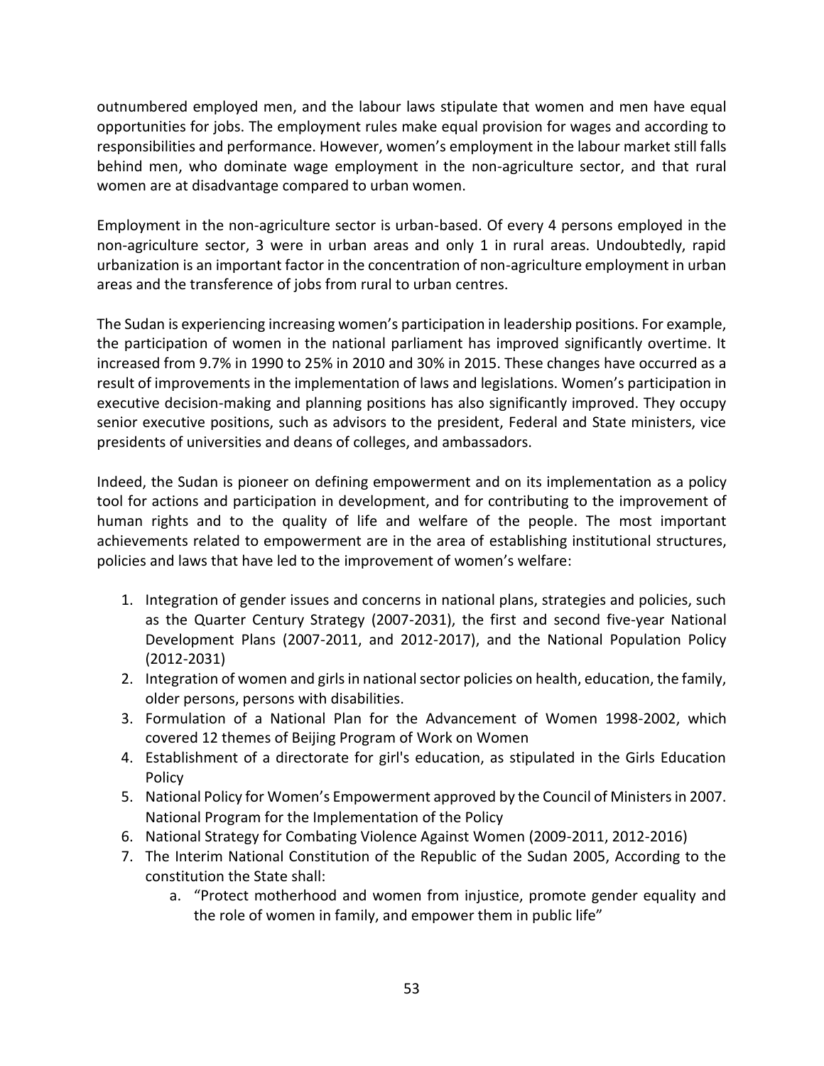outnumbered employed men, and the labour laws stipulate that women and men have equal opportunities for jobs. The employment rules make equal provision for wages and according to responsibilities and performance. However, women's employment in the labour market still falls behind men, who dominate wage employment in the non-agriculture sector, and that rural women are at disadvantage compared to urban women.

Employment in the non-agriculture sector is urban-based. Of every 4 persons employed in the non-agriculture sector, 3 were in urban areas and only 1 in rural areas. Undoubtedly, rapid urbanization is an important factor in the concentration of non-agriculture employment in urban areas and the transference of jobs from rural to urban centres.

The Sudan is experiencing increasing women's participation in leadership positions. For example, the participation of women in the national parliament has improved significantly overtime. It increased from 9.7% in 1990 to 25% in 2010 and 30% in 2015. These changes have occurred as a result of improvements in the implementation of laws and legislations. Women's participation in executive decision-making and planning positions has also significantly improved. They occupy senior executive positions, such as advisors to the president, Federal and State ministers, vice presidents of universities and deans of colleges, and ambassadors.

Indeed, the Sudan is pioneer on defining empowerment and on its implementation as a policy tool for actions and participation in development, and for contributing to the improvement of human rights and to the quality of life and welfare of the people. The most important achievements related to empowerment are in the area of establishing institutional structures, policies and laws that have led to the improvement of women's welfare:

1. Integration of gender issues and concerns in national plans, strategies and policies, such as the Quarter Century Strategy (2007-2031), the first and second five-year National Development Plans (2007-2011, and 2012-2017), and the National Population Policy (2012-2031)
2. Integration of women and girls in national sector policies on health, education, the family, older persons, persons with disabilities.
3. Formulation of a National Plan for the Advancement of Women 1998-2002, which covered 12 themes of Beijing Program of Work on Women
4. Establishment of a directorate for girl's education, as stipulated in the Girls Education Policy
5. National Policy for Women's Empowerment approved by the Council of Ministers in 2007. National Program for the Implementation of the Policy
6. National Strategy for Combating Violence Against Women (2009-2011, 2012-2016)
7. The Interim National Constitution of the Republic of the Sudan 2005, According to the constitution the State shall:
   a. "Protect motherhood and women from injustice, promote gender equality and the role of women in family, and empower them in public life"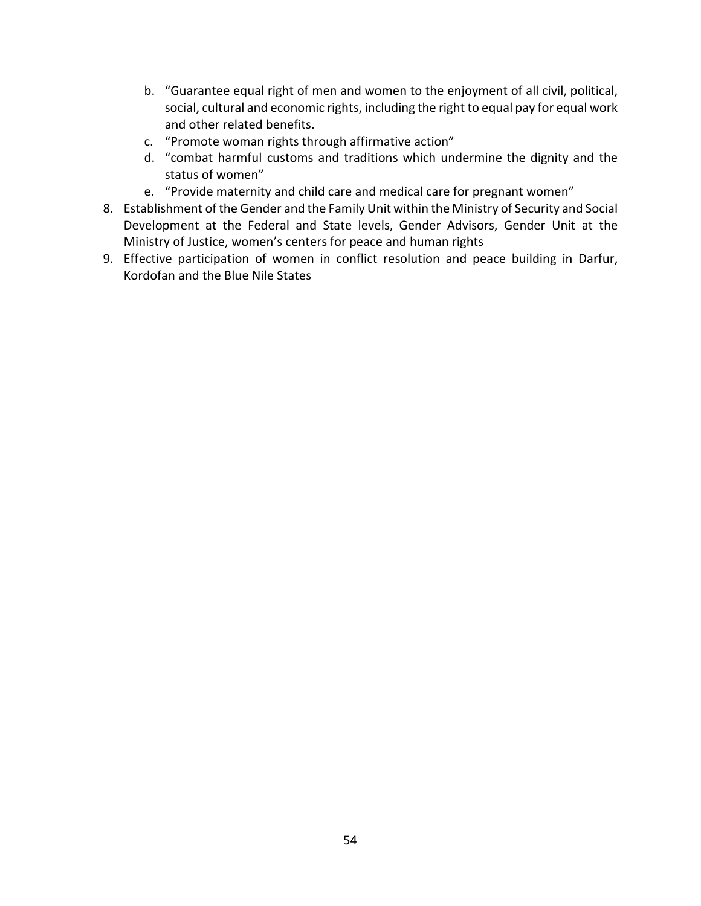b. "Guarantee equal right of men and women to the enjoyment of all civil, political, social, cultural and economic rights, including the right to equal pay for equal work and other related benefits.
   c. "Promote woman rights through affirmative action"
   d. "combat harmful customs and traditions which undermine the dignity and the status of women"
   e. "Provide maternity and child care and medical care for pregnant women"

8. Establishment of the Gender and the Family Unit within the Ministry of Security and Social Development at the Federal and State levels, Gender Advisors, Gender Unit at the Ministry of Justice, women's centers for peace and human rights
9. Effective participation of women in conflict resolution and peace building in Darfur, Kordofan and the Blue Nile States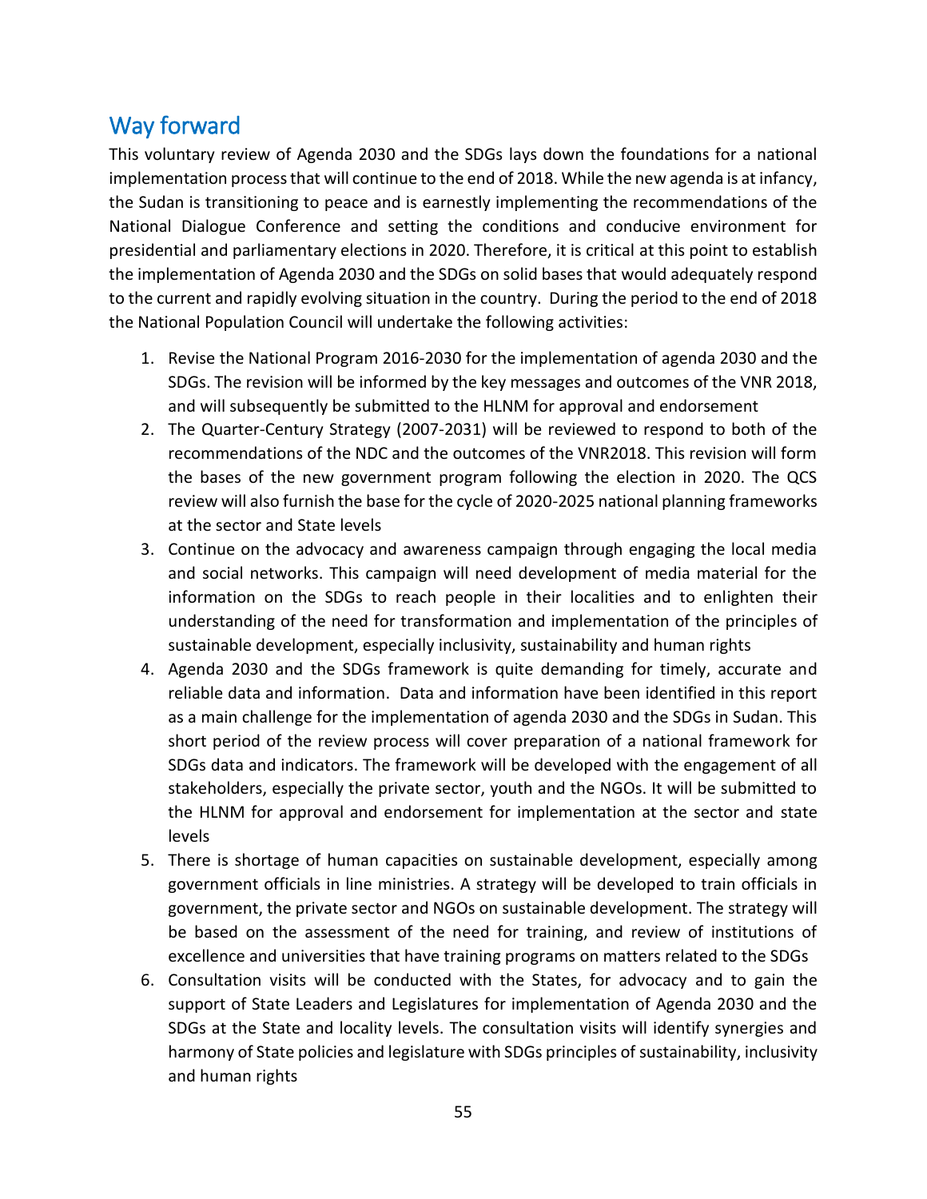## Way forward

This voluntary review of Agenda 2030 and the SDGs lays down the foundations for a national implementation process that will continue to the end of 2018. While the new agenda is at infancy, the Sudan is transitioning to peace and is earnestly implementing the recommendations of the National Dialogue Conference and setting the conditions and conducive environment for presidential and parliamentary elections in 2020. Therefore, it is critical at this point to establish the implementation of Agenda 2030 and the SDGs on solid bases that would adequately respond to the current and rapidly evolving situation in the country. During the period to the end of 2018 the National Population Council will undertake the following activities:

1. Revise the National Program 2016-2030 for the implementation of agenda 2030 and the SDGs. The revision will be informed by the key messages and outcomes of the VNR 2018, and will subsequently be submitted to the HLNM for approval and endorsement
2. The Quarter-Century Strategy (2007-2031) will be reviewed to respond to both of the recommendations of the NDC and the outcomes of the VNR2018. This revision will form the bases of the new government program following the election in 2020. The QCS review will also furnish the base for the cycle of 2020-2025 national planning frameworks at the sector and State levels
3. Continue on the advocacy and awareness campaign through engaging the local media and social networks. This campaign will need development of media material for the information on the SDGs to reach people in their localities and to enlighten their understanding of the need for transformation and implementation of the principles of sustainable development, especially inclusivity, sustainability and human rights
4. Agenda 2030 and the SDGs framework is quite demanding for timely, accurate and reliable data and information. Data and information have been identified in this report as a main challenge for the implementation of agenda 2030 and the SDGs in Sudan. This short period of the review process will cover preparation of a national framework for SDGs data and indicators. The framework will be developed with the engagement of all stakeholders, especially the private sector, youth and the NGOs. It will be submitted to the HLNM for approval and endorsement for implementation at the sector and state levels
5. There is shortage of human capacities on sustainable development, especially among government officials in line ministries. A strategy will be developed to train officials in government, the private sector and NGOs on sustainable development. The strategy will be based on the assessment of the need for training, and review of institutions of excellence and universities that have training programs on matters related to the SDGs
6. Consultation visits will be conducted with the States, for advocacy and to gain the support of State Leaders and Legislatures for implementation of Agenda 2030 and the SDGs at the State and locality levels. The consultation visits will identify synergies and harmony of State policies and legislature with SDGs principles of sustainability, inclusivity and human rights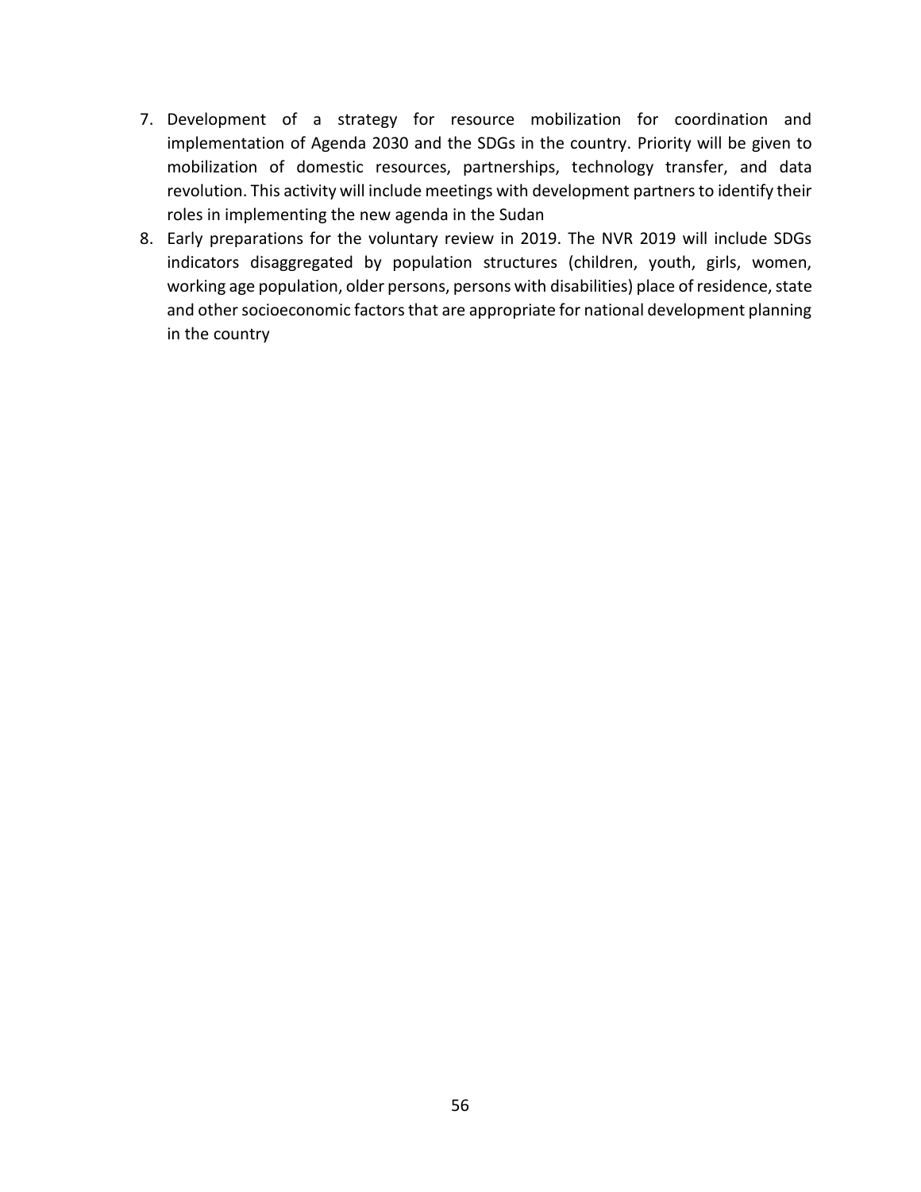7. Development of a strategy for resource mobilization for coordination and implementation of Agenda 2030 and the SDGs in the country. Priority will be given to mobilization of domestic resources, partnerships, technology transfer, and data revolution. This activity will include meetings with development partners to identify their roles in implementing the new agenda in the Sudan
8. Early preparations for the voluntary review in 2019. The NVR 2019 will include SDGs indicators disaggregated by population structures (children, youth, girls, women, working age population, older persons, persons with disabilities) place of residence, state and other socioeconomic factors that are appropriate for national development planning in the country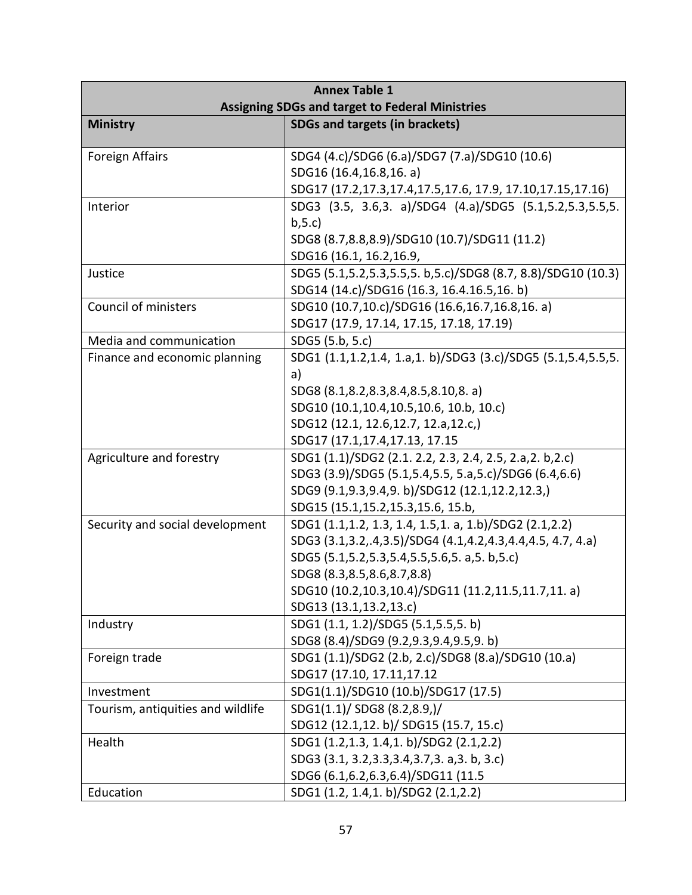| **Annex Table 1**<br>**Assigning SDGs and target to Federal Ministries** | |
|---|---|
| **Ministry** | **SDGs and targets (in brackets)** |
| Foreign Affairs | SDG4 (4.c)/SDG6 (6.a)/SDG7 (7.a)/SDG10 (10.6)<br>SDG16 (16.4,16.8,16. a)<br>SDG17 (17.2,17.3,17.4,17.5,17.6, 17.9, 17.10,17.15,17.16) |
| Interior | SDG3 (3.5, 3.6,3. a)/SDG4 (4.a)/SDG5 (5.1,5.2,5.3,5.5,5. b,5.c)<br>SDG8 (8.7,8.8,8.9)/SDG10 (10.7)/SDG11 (11.2)<br>SDG16 (16.1, 16.2,16.9, |
| Justice | SDG5 (5.1,5.2,5.3,5.5,5. b,5.c)/SDG8 (8.7, 8.8)/SDG10 (10.3)<br>SDG14 (14.c)/SDG16 (16.3, 16.4.16.5,16. b) |
| Council of ministers | SDG10 (10.7,10.c)/SDG16 (16.6,16.7,16.8,16. a)<br>SDG17 (17.9, 17.14, 17.15, 17.18, 17.19) |
| Media and communication | SDG5 (5.b, 5.c) |
| Finance and economic planning | SDG1 (1.1,1.2,1.4, 1.a,1. b)/SDG3 (3.c)/SDG5 (5.1,5.4,5.5,5. a)<br>SDG8 (8.1,8.2,8.3,8.4,8.5,8.10,8. a)<br>SDG10 (10.1,10.4,10.5,10.6, 10.b, 10.c)<br>SDG12 (12.1, 12.6,12.7, 12.a,12.c,)<br>SDG17 (17.1,17.4,17.13, 17.15 |
| Agriculture and forestry | SDG1 (1.1)/SDG2 (2.1. 2.2, 2.3, 2.4, 2.5, 2.a,2. b,2.c)<br>SDG3 (3.9)/SDG5 (5.1,5.4,5.5, 5.a,5.c)/SDG6 (6.4,6.6)<br>SDG9 (9.1,9.3,9.4,9. b)/SDG12 (12.1,12.2,12.3,)<br>SDG15 (15.1,15.2,15.3,15.6, 15.b, |
| Security and social development | SDG1 (1.1,1.2, 1.3, 1.4, 1.5,1. a, 1.b)/SDG2 (2.1,2.2)<br>SDG3 (3.1,3.2,.4,3.5)/SDG4 (4.1,4.2,4.3,4.4,4.5, 4.7, 4.a)<br>SDG5 (5.1,5.2,5.3,5.4,5.5,5.6,5. a,5. b,5.c)<br>SDG8 (8.3,8.5,8.6,8.7,8.8)<br>SDG10 (10.2,10.3,10.4)/SDG11 (11.2,11.5,11.7,11. a)<br>SDG13 (13.1,13.2,13.c) |
| Industry | SDG1 (1.1, 1.2)/SDG5 (5.1,5.5,5. b)<br>SDG8 (8.4)/SDG9 (9.2,9.3,9.4,9.5,9. b) |
| Foreign trade | SDG1 (1.1)/SDG2 (2.b, 2.c)/SDG8 (8.a)/SDG10 (10.a)<br>SDG17 (17.10, 17.11,17.12 |
| Investment | SDG1(1.1)/SDG10 (10.b)/SDG17 (17.5) |
| Tourism, antiquities and wildlife | SDG1(1.1)/ SDG8 (8.2,8.9,)/<br>SDG12 (12.1,12. b)/ SDG15 (15.7, 15.c) |
| Health | SDG1 (1.2,1.3, 1.4,1. b)/SDG2 (2.1,2.2)<br>SDG3 (3.1, 3.2,3.3,3.4,3.7,3. a,3. b, 3.c)<br>SDG6 (6.1,6.2,6.3,6.4)/SDG11 (11.5 |
| Education | SDG1 (1.2, 1.4,1. b)/SDG2 (2.1,2.2) |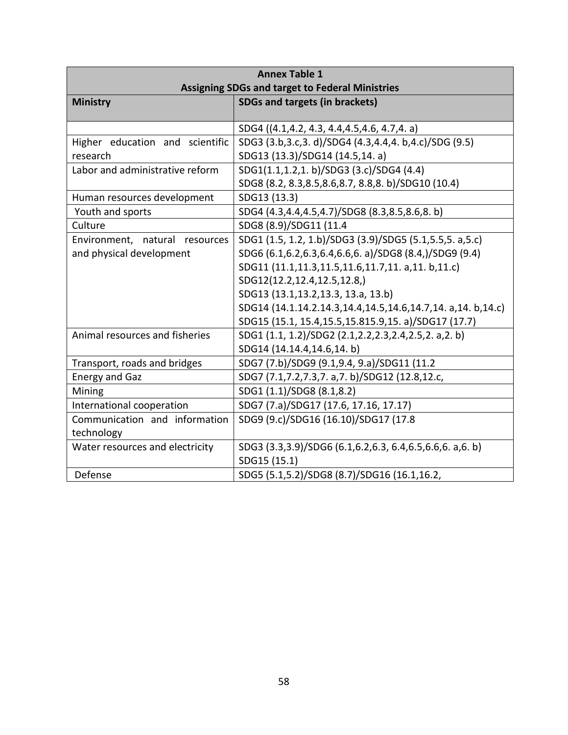| **Annex Table 1**<br>**Assigning SDGs and target to Federal Ministries** | |
|---|---|
| **Ministry** | **SDGs and targets (in brackets)** |
| | SDG4 ((4.1,4.2, 4.3, 4.4,4.5,4.6, 4.7,4. a) |
| Higher education and scientific research | SDG3 (3.b,3.c,3. d)/SDG4 (4.3,4.4,4. b,4.c)/SDG (9.5) SDG13 (13.3)/SDG14 (14.5,14. a) |
| Labor and administrative reform | SDG1(1.1,1.2,1. b)/SDG3 (3.c)/SDG4 (4.4) SDG8 (8.2, 8.3,8.5,8.6,8.7, 8.8,8. b)/SDG10 (10.4) |
| Human resources development | SDG13 (13.3) |
| Youth and sports | SDG4 (4.3,4.4,4.5,4.7)/SDG8 (8.3,8.5,8.6,8. b) |
| Culture | SDG8 (8.9)/SDG11 (11.4 |
| Environment, natural resources and physical development | SDG1 (1.5, 1.2, 1.b)/SDG3 (3.9)/SDG5 (5.1,5.5,5. a,5.c) SDG6 (6.1,6.2,6.3,6.4,6.6,6. a)/SDG8 (8.4,)/SDG9 (9.4) SDG11 (11.1,11.3,11.5,11.6,11.7,11. a,11. b,11.c) SDG12(12.2,12.4,12.5,12.8,) SDG13 (13.1,13.2,13.3, 13.a, 13.b) SDG14 (14.1.14.2.14.3,14.4,14.5,14.6,14.7,14. a,14. b,14.c) SDG15 (15.1, 15.4,15.5,15.815.9,15. a)/SDG17 (17.7) |
| Animal resources and fisheries | SDG1 (1.1, 1.2)/SDG2 (2.1,2.2,2.3,2.4,2.5,2. a,2. b) SDG14 (14.14.4,14.6,14. b) |
| Transport, roads and bridges | SDG7 (7.b)/SDG9 (9.1,9.4, 9.a)/SDG11 (11.2 |
| Energy and Gaz | SDG7 (7.1,7.2,7.3,7. a,7. b)/SDG12 (12.8,12.c, |
| Mining | SDG1 (1.1)/SDG8 (8.1,8.2) |
| International cooperation | SDG7 (7.a)/SDG17 (17.6, 17.16, 17.17) |
| Communication and information technology | SDG9 (9.c)/SDG16 (16.10)/SDG17 (17.8 |
| Water resources and electricity | SDG3 (3.3,3.9)/SDG6 (6.1,6.2,6.3, 6.4,6.5,6.6,6. a,6. b) SDG15 (15.1) |
| Defense | SDG5 (5.1,5.2)/SDG8 (8.7)/SDG16 (16.1,16.2, |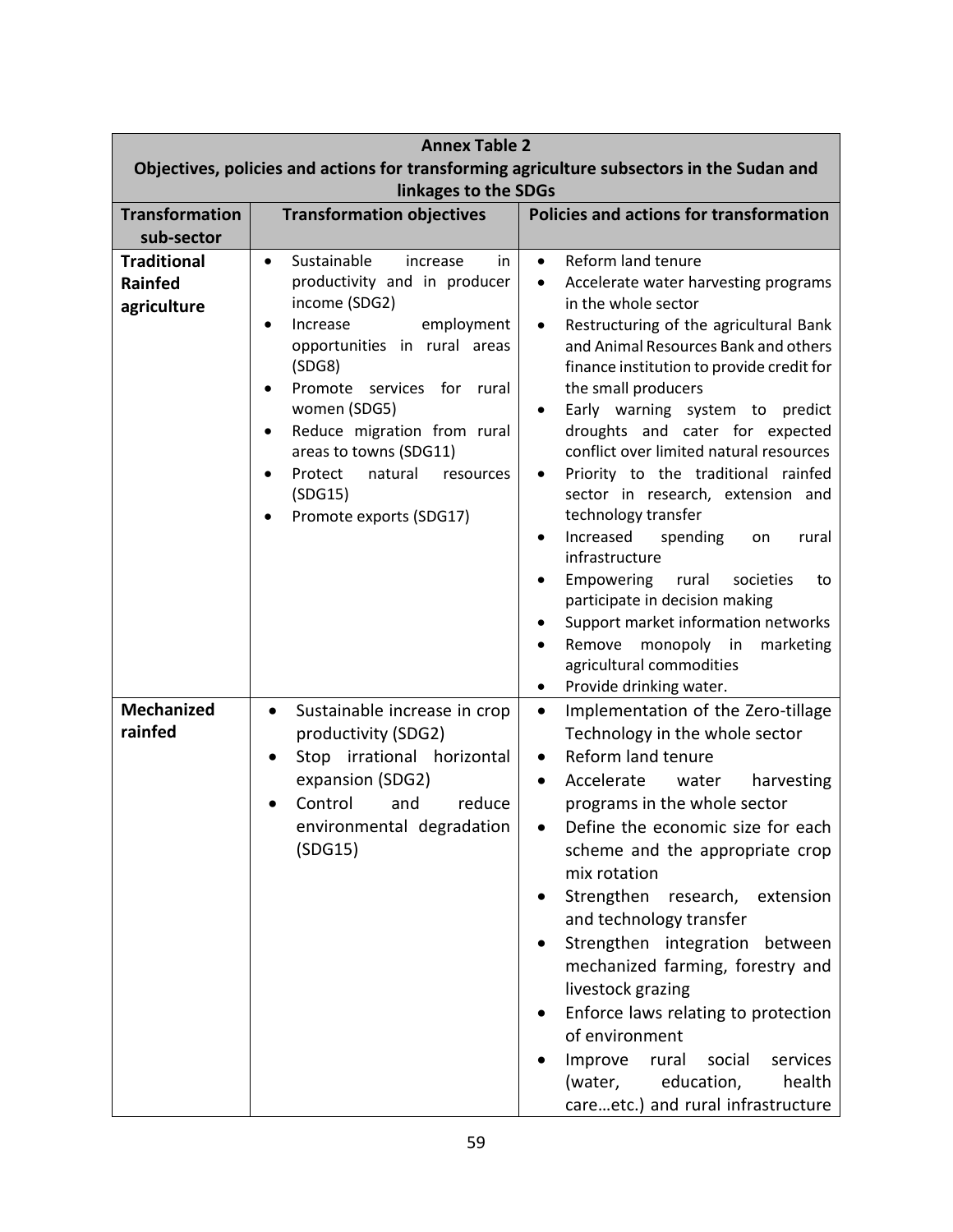**Annex Table 2**
**Objectives, policies and actions for transforming agriculture subsectors in the Sudan and linkages to the SDGs**

| Transformation sub-sector | Transformation objectives | Policies and actions for transformation |
|---|---|---|
| **Traditional Rainfed agriculture** | • Sustainable increase in productivity and in producer income (SDG2)<br>• Increase employment opportunities in rural areas (SDG8)<br>• Promote services for rural women (SDG5)<br>• Reduce migration from rural areas to towns (SDG11)<br>• Protect natural resources (SDG15)<br>• Promote exports (SDG17) | • Reform land tenure<br>• Accelerate water harvesting programs in the whole sector<br>• Restructuring of the agricultural Bank and Animal Resources Bank and others finance institution to provide credit for the small producers<br>• Early warning system to predict droughts and cater for expected conflict over limited natural resources<br>• Priority to the traditional rainfed sector in research, extension and technology transfer<br>• Increased spending on rural infrastructure<br>• Empowering rural societies to participate in decision making<br>• Support market information networks<br>• Remove monopoly in marketing agricultural commodities<br>• Provide drinking water. |
| **Mechanized rainfed** | • Sustainable increase in crop productivity (SDG2)<br>• Stop irrational horizontal expansion (SDG2)<br>• Control and reduce environmental degradation (SDG15) | • Implementation of the Zero-tillage Technology in the whole sector<br>• Reform land tenure<br>• Accelerate water harvesting programs in the whole sector<br>• Define the economic size for each scheme and the appropriate crop mix rotation<br>• Strengthen research, extension and technology transfer<br>• Strengthen integration between mechanized farming, forestry and livestock grazing<br>• Enforce laws relating to protection of environment<br>• Improve rural social services (water, education, health care…etc.) and rural infrastructure |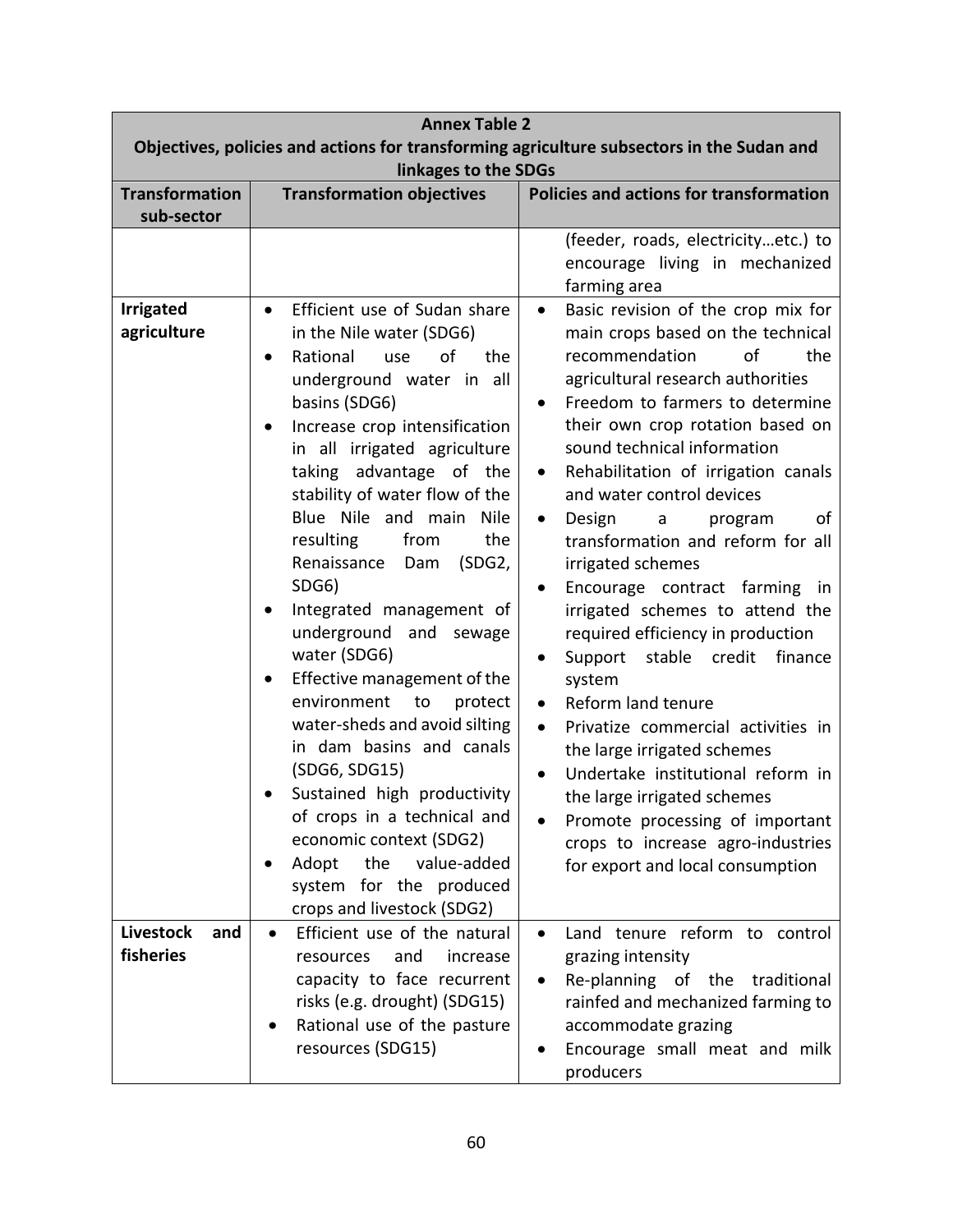| Annex Table 2<br>Objectives, policies and actions for transforming agriculture subsectors in the Sudan and linkages to the SDGs | | |
|---|---|---|
| **Transformation sub-sector** | **Transformation objectives** | **Policies and actions for transformation** |
| | | (feeder, roads, electricity…etc.) to encourage living in mechanized farming area |
| **Irrigated agriculture** | • Efficient use of Sudan share in the Nile water (SDG6)<br>• Rational use of the underground water in all basins (SDG6)<br>• Increase crop intensification in all irrigated agriculture taking advantage of the stability of water flow of the Blue Nile and main Nile resulting from the Renaissance Dam (SDG2, SDG6)<br>• Integrated management of underground and sewage water (SDG6)<br>• Effective management of the environment to protect water-sheds and avoid silting in dam basins and canals (SDG6, SDG15)<br>• Sustained high productivity of crops in a technical and economic context (SDG2)<br>• Adopt the value-added system for the produced crops and livestock (SDG2) | • Basic revision of the crop mix for main crops based on the technical recommendation of the agricultural research authorities<br>• Freedom to farmers to determine their own crop rotation based on sound technical information<br>• Rehabilitation of irrigation canals and water control devices<br>• Design a program of transformation and reform for all irrigated schemes<br>• Encourage contract farming in irrigated schemes to attend the required efficiency in production<br>• Support stable credit finance system<br>• Reform land tenure<br>• Privatize commercial activities in the large irrigated schemes<br>• Undertake institutional reform in the large irrigated schemes<br>• Promote processing of important crops to increase agro-industries for export and local consumption |
| **Livestock and fisheries** | • Efficient use of the natural resources and increase capacity to face recurrent risks (e.g. drought) (SDG15)<br>• Rational use of the pasture resources (SDG15) | • Land tenure reform to control grazing intensity<br>• Re-planning of the traditional rainfed and mechanized farming to accommodate grazing<br>• Encourage small meat and milk producers |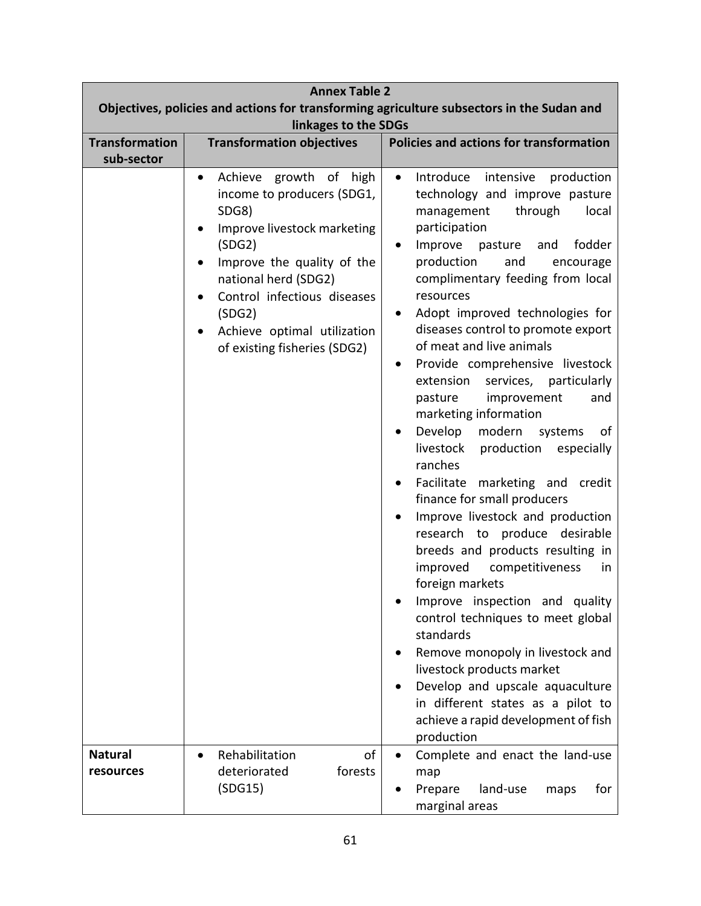| Annex Table 2<br>Objectives, policies and actions for transforming agriculture subsectors in the Sudan and linkages to the SDGs | | |
|---|---|---|
| **Transformation sub-sector** | **Transformation objectives** | **Policies and actions for transformation** |
| | • Achieve growth of high income to producers (SDG1, SDG8)<br>• Improve livestock marketing (SDG2)<br>• Improve the quality of the national herd (SDG2)<br>• Control infectious diseases (SDG2)<br>• Achieve optimal utilization of existing fisheries (SDG2) | • Introduce intensive production technology and improve pasture management through local participation<br>• Improve pasture and fodder production and encourage complimentary feeding from local resources<br>• Adopt improved technologies for diseases control to promote export of meat and live animals<br>• Provide comprehensive livestock extension services, particularly pasture improvement and marketing information<br>• Develop modern systems of livestock production especially ranches<br>• Facilitate marketing and credit finance for small producers<br>• Improve livestock and production research to produce desirable breeds and products resulting in improved competitiveness in foreign markets<br>• Improve inspection and quality control techniques to meet global standards<br>• Remove monopoly in livestock and livestock products market<br>• Develop and upscale aquaculture in different states as a pilot to achieve a rapid development of fish production |
| **Natural resources** | • Rehabilitation of deteriorated forests (SDG15) | • Complete and enact the land-use map<br>• Prepare land-use maps for marginal areas |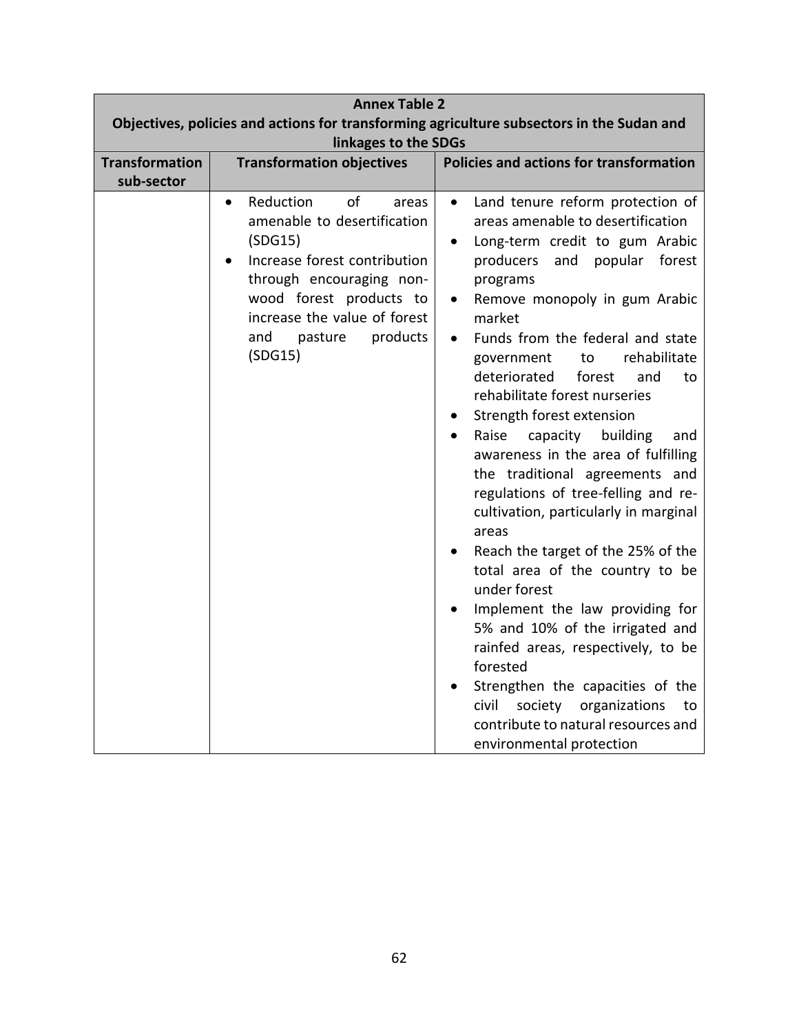| Annex Table 2<br>Objectives, policies and actions for transforming agriculture subsectors in the Sudan and linkages to the SDGs | | |
|---|---|---|
| **Transformation sub-sector** | **Transformation objectives** | **Policies and actions for transformation** |
| | • Reduction of areas amenable to desertification (SDG15)<br>• Increase forest contribution through encouraging non-wood forest products to increase the value of forest and pasture products (SDG15) | • Land tenure reform protection of areas amenable to desertification<br>• Long-term credit to gum Arabic producers and popular forest programs<br>• Remove monopoly in gum Arabic market<br>• Funds from the federal and state government to rehabilitate deteriorated forest and to rehabilitate forest nurseries<br>• Strength forest extension<br>• Raise capacity building and awareness in the area of fulfilling the traditional agreements and regulations of tree-felling and re-cultivation, particularly in marginal areas<br>• Reach the target of the 25% of the total area of the country to be under forest<br>• Implement the law providing for 5% and 10% of the irrigated and rainfed areas, respectively, to be forested<br>• Strengthen the capacities of the civil society organizations to contribute to natural resources and environmental protection |